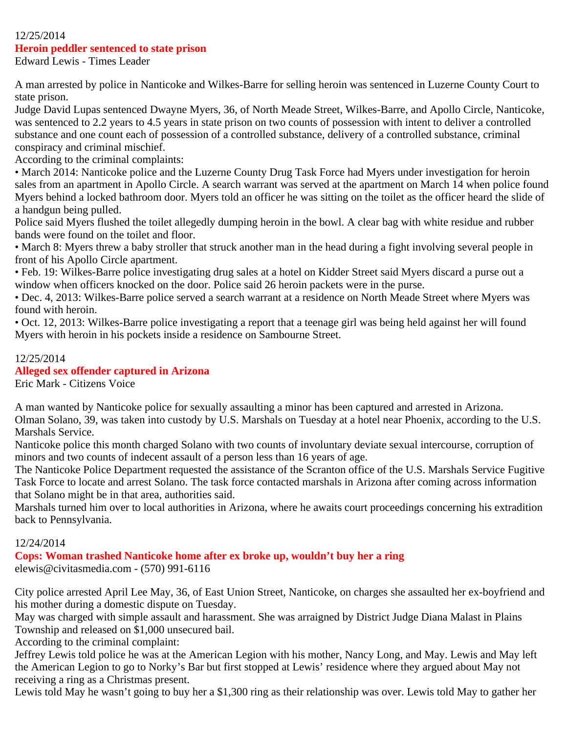12/25/2014

## Heroin peddler sentenced to state prison

Edward Lewis - Times Leader

A man arrested by police in Nanticoke and Wilkes-Barre for selling heroin was sentenced in Luzerne County Court to state prison.

Judge David Lupas sentenced Dwayne Myers, 36, of North Meade Street, Wilkes-Barre, and Apollo Circle, Nanticoke, was sentenced to 2.2 years to 4.5 years in state prison on two counts of possession with intent to deliver a controlled substance and one count each of possession of a controlled substance, delivery of a controlled substance, criminal conspiracy and criminal mischief.

According to the criminal complaints:

• March 2014: Nanticoke police and the Luzerne County Drug Task Force had Myers under investigation for heroin sales from an apartment in Apollo Circle. A search warrant was served at the apartment on March 14 when police found Myers behind a locked bathroom door. Myers told an officer he was sitting on the toilet as the officer heard the slide of a handgun being pulled.

Police said Myers flushed the toilet allegedly dumping heroin in the bowl. A clear bag with white residue and rubber bands were found on the toilet and floor.

• March 8: Myers threw a baby stroller that struck another man in the head during a fight involving several people in front of his Apollo Circle apartment.

• Feb. 19: Wilkes-Barre police investigating drug sales at a hotel on Kidder Street said Myers discard a purse out a window when officers knocked on the door. Police said 26 heroin packets were in the purse.

• Dec. 4, 2013: Wilkes-Barre police served a search warrant at a residence on North Meade Street where Myers was found with heroin.

• Oct. 12, 2013: Wilkes-Barre police investigating a report that a teenage girl was being held against her will found Myers with heroin in his pockets inside a residence on Sambourne Street.

12/25/2014

## Alleged sex offender captured in Arizona

Eric Mark - Citizens Voice

A man wanted by Nanticoke police for sexually assaulting a minor has been captured and arrested in Arizona.

Olman Solano, 39, was taken into custody by U.S. Marshals on Tuesday at a hotel near Phoenix, according to the U.S. Marshals Service.

Nanticoke police this month charged Solano with two counts of involuntary deviate sexual intercourse, corruption of minors and two counts of indecent assault of a person less than 16 years of age.

The Nanticoke Police Department requested the assistance of the Scranton office of the U.S. Marshals Service Fugitive Task Force to locate and arrest Solano. The task force contacted marshals in Arizona after coming across information that Solano might be in that area, authorities said.

Marshals turned him over to local authorities in Arizona, where he awaits court proceedings concerning his extradition back to Pennsylvania.

12/24/2014

## Cops: Woman trashed Nanticoke home after ex broke up, wouldn't buy her a ring

elewis@civitasmedia.com - (570) 991-6116

City police arrested April Lee May, 36, of East Union Street, Nanticoke, on charges she assaulted her ex-boyfriend and his mother during a domestic dispute on Tuesday.

May was charged with simple assault and harassment. She was arraigned by District Judge Diana Malast in Plains Township and released on $1,000 unsecured bail.

According to the criminal complaint:

Jeffrey Lewis told police he was at the American Legion with his mother, Nancy Long, and May. Lewis and May left the American Legion to go to Norky's Bar but first stopped at Lewis' residence where they argued about May not receiving a ring as a Christmas present.

Lewis told May he wasn't going to buy her a $1,300 ring as their relationship was over. Lewis told May to gather her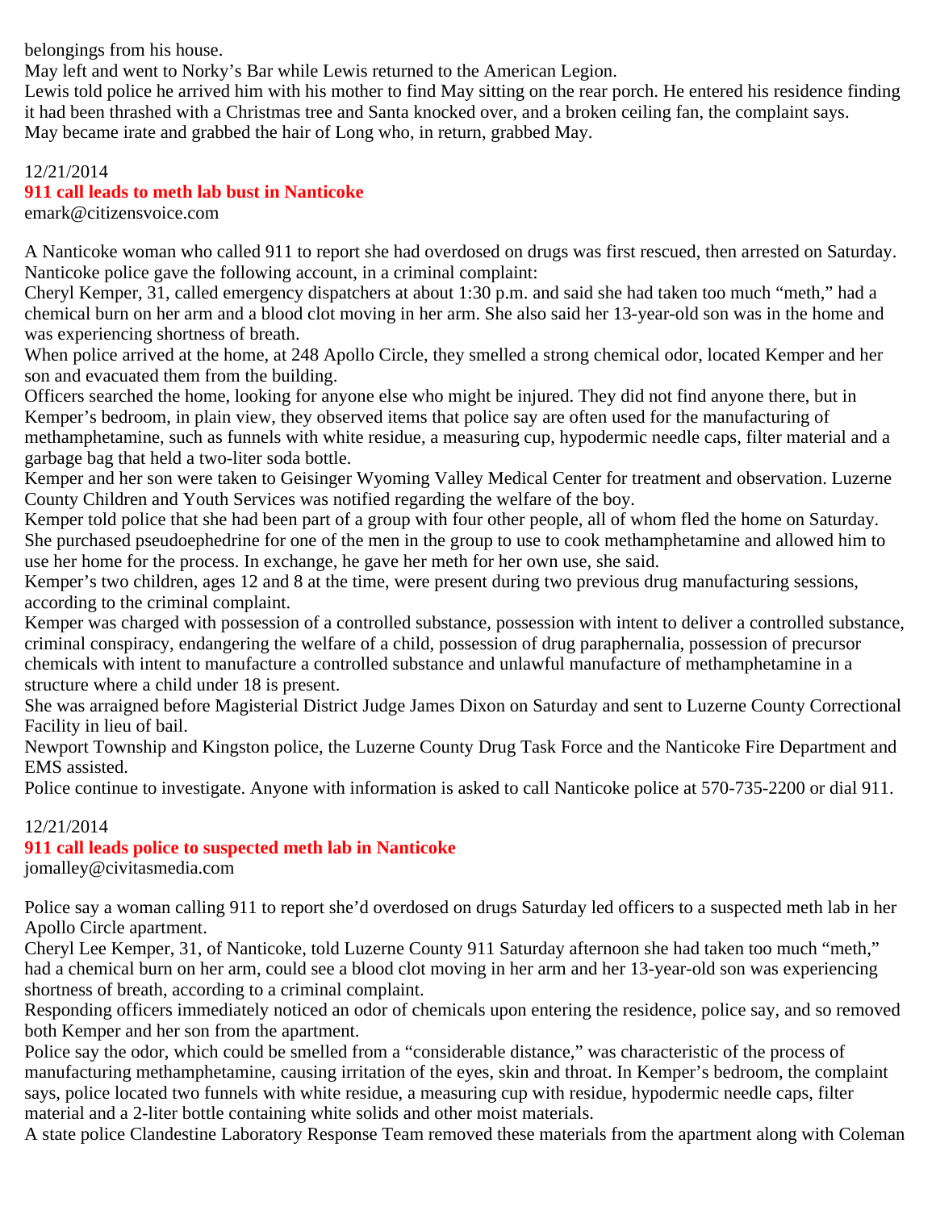belongings from his house.

May left and went to Norky's Bar while Lewis returned to the American Legion.

Lewis told police he arrived him with his mother to find May sitting on the rear porch. He entered his residence finding it had been thrashed with a Christmas tree and Santa knocked over, and a broken ceiling fan, the complaint says.

May became irate and grabbed the hair of Long who, in return, grabbed May.

12/21/2014

## 911 call leads to meth lab bust in Nanticoke

emark@citizensvoice.com

A Nanticoke woman who called 911 to report she had overdosed on drugs was first rescued, then arrested on Saturday.

Nanticoke police gave the following account, in a criminal complaint:

Cheryl Kemper, 31, called emergency dispatchers at about 1:30 p.m. and said she had taken too much "meth," had a chemical burn on her arm and a blood clot moving in her arm. She also said her 13-year-old son was in the home and was experiencing shortness of breath.

When police arrived at the home, at 248 Apollo Circle, they smelled a strong chemical odor, located Kemper and her son and evacuated them from the building.

Officers searched the home, looking for anyone else who might be injured. They did not find anyone there, but in Kemper's bedroom, in plain view, they observed items that police say are often used for the manufacturing of methamphetamine, such as funnels with white residue, a measuring cup, hypodermic needle caps, filter material and a garbage bag that held a two-liter soda bottle.

Kemper and her son were taken to Geisinger Wyoming Valley Medical Center for treatment and observation. Luzerne County Children and Youth Services was notified regarding the welfare of the boy.

Kemper told police that she had been part of a group with four other people, all of whom fled the home on Saturday. She purchased pseudoephedrine for one of the men in the group to use to cook methamphetamine and allowed him to use her home for the process. In exchange, he gave her meth for her own use, she said.

Kemper's two children, ages 12 and 8 at the time, were present during two previous drug manufacturing sessions, according to the criminal complaint.

Kemper was charged with possession of a controlled substance, possession with intent to deliver a controlled substance, criminal conspiracy, endangering the welfare of a child, possession of drug paraphernalia, possession of precursor chemicals with intent to manufacture a controlled substance and unlawful manufacture of methamphetamine in a structure where a child under 18 is present.

She was arraigned before Magisterial District Judge James Dixon on Saturday and sent to Luzerne County Correctional Facility in lieu of bail.

Newport Township and Kingston police, the Luzerne County Drug Task Force and the Nanticoke Fire Department and EMS assisted.

Police continue to investigate. Anyone with information is asked to call Nanticoke police at 570-735-2200 or dial 911.

12/21/2014

## 911 call leads police to suspected meth lab in Nanticoke

jomalley@civitasmedia.com

Police say a woman calling 911 to report she'd overdosed on drugs Saturday led officers to a suspected meth lab in her Apollo Circle apartment.

Cheryl Lee Kemper, 31, of Nanticoke, told Luzerne County 911 Saturday afternoon she had taken too much "meth," had a chemical burn on her arm, could see a blood clot moving in her arm and her 13-year-old son was experiencing shortness of breath, according to a criminal complaint.

Responding officers immediately noticed an odor of chemicals upon entering the residence, police say, and so removed both Kemper and her son from the apartment.

Police say the odor, which could be smelled from a "considerable distance," was characteristic of the process of manufacturing methamphetamine, causing irritation of the eyes, skin and throat. In Kemper's bedroom, the complaint says, police located two funnels with white residue, a measuring cup with residue, hypodermic needle caps, filter material and a 2-liter bottle containing white solids and other moist materials.

A state police Clandestine Laboratory Response Team removed these materials from the apartment along with Coleman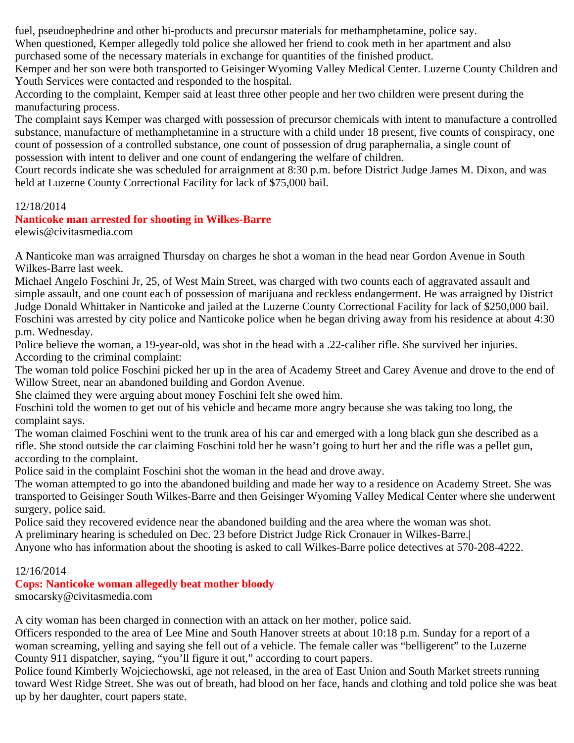fuel, pseudoephedrine and other bi-products and precursor materials for methamphetamine, police say.
When questioned, Kemper allegedly told police she allowed her friend to cook meth in her apartment and also purchased some of the necessary materials in exchange for quantities of the finished product.
Kemper and her son were both transported to Geisinger Wyoming Valley Medical Center. Luzerne County Children and Youth Services were contacted and responded to the hospital.
According to the complaint, Kemper said at least three other people and her two children were present during the manufacturing process.
The complaint says Kemper was charged with possession of precursor chemicals with intent to manufacture a controlled substance, manufacture of methamphetamine in a structure with a child under 18 present, five counts of conspiracy, one count of possession of a controlled substance, one count of possession of drug paraphernalia, a single count of possession with intent to deliver and one count of endangering the welfare of children.
Court records indicate she was scheduled for arraignment at 8:30 p.m. before District Judge James M. Dixon, and was held at Luzerne County Correctional Facility for lack of $75,000 bail.

12/18/2014

**Nanticoke man arrested for shooting in Wilkes-Barre**

elewis@civitasmedia.com

A Nanticoke man was arraigned Thursday on charges he shot a woman in the head near Gordon Avenue in South Wilkes-Barre last week.
Michael Angelo Foschini Jr, 25, of West Main Street, was charged with two counts each of aggravated assault and simple assault, and one count each of possession of marijuana and reckless endangerment. He was arraigned by District Judge Donald Whittaker in Nanticoke and jailed at the Luzerne County Correctional Facility for lack of $250,000 bail.
Foschini was arrested by city police and Nanticoke police when he began driving away from his residence at about 4:30 p.m. Wednesday.
Police believe the woman, a 19-year-old, was shot in the head with a .22-caliber rifle. She survived her injuries.
According to the criminal complaint:
The woman told police Foschini picked her up in the area of Academy Street and Carey Avenue and drove to the end of Willow Street, near an abandoned building and Gordon Avenue.
She claimed they were arguing about money Foschini felt she owed him.
Foschini told the women to get out of his vehicle and became more angry because she was taking too long, the complaint says.
The woman claimed Foschini went to the trunk area of his car and emerged with a long black gun she described as a rifle. She stood outside the car claiming Foschini told her he wasn't going to hurt her and the rifle was a pellet gun, according to the complaint.
Police said in the complaint Foschini shot the woman in the head and drove away.
The woman attempted to go into the abandoned building and made her way to a residence on Academy Street. She was transported to Geisinger South Wilkes-Barre and then Geisinger Wyoming Valley Medical Center where she underwent surgery, police said.
Police said they recovered evidence near the abandoned building and the area where the woman was shot.
A preliminary hearing is scheduled on Dec. 23 before District Judge Rick Cronauer in Wilkes-Barre.|
Anyone who has information about the shooting is asked to call Wilkes-Barre police detectives at 570-208-4222.

12/16/2014

**Cops: Nanticoke woman allegedly beat mother bloody**

smocarsky@civitasmedia.com

A city woman has been charged in connection with an attack on her mother, police said.
Officers responded to the area of Lee Mine and South Hanover streets at about 10:18 p.m. Sunday for a report of a woman screaming, yelling and saying she fell out of a vehicle. The female caller was "belligerent" to the Luzerne County 911 dispatcher, saying, "you'll figure it out," according to court papers.
Police found Kimberly Wojciechowski, age not released, in the area of East Union and South Market streets running toward West Ridge Street. She was out of breath, had blood on her face, hands and clothing and told police she was beat up by her daughter, court papers state.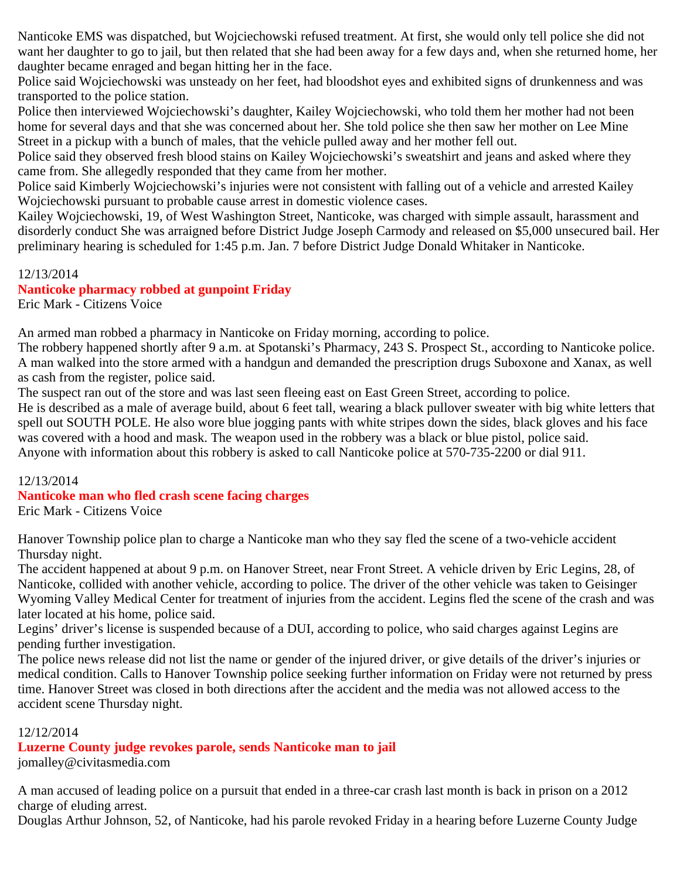Nanticoke EMS was dispatched, but Wojciechowski refused treatment. At first, she would only tell police she did not want her daughter to go to jail, but then related that she had been away for a few days and, when she returned home, her daughter became enraged and began hitting her in the face.

Police said Wojciechowski was unsteady on her feet, had bloodshot eyes and exhibited signs of drunkenness and was transported to the police station.

Police then interviewed Wojciechowski's daughter, Kailey Wojciechowski, who told them her mother had not been home for several days and that she was concerned about her. She told police she then saw her mother on Lee Mine Street in a pickup with a bunch of males, that the vehicle pulled away and her mother fell out.

Police said they observed fresh blood stains on Kailey Wojciechowski's sweatshirt and jeans and asked where they came from. She allegedly responded that they came from her mother.

Police said Kimberly Wojciechowski's injuries were not consistent with falling out of a vehicle and arrested Kailey Wojciechowski pursuant to probable cause arrest in domestic violence cases.

Kailey Wojciechowski, 19, of West Washington Street, Nanticoke, was charged with simple assault, harassment and disorderly conduct She was arraigned before District Judge Joseph Carmody and released on $5,000 unsecured bail. Her preliminary hearing is scheduled for 1:45 p.m. Jan. 7 before District Judge Donald Whitaker in Nanticoke.

12/13/2014

**Nanticoke pharmacy robbed at gunpoint Friday**

Eric Mark - Citizens Voice

An armed man robbed a pharmacy in Nanticoke on Friday morning, according to police.

The robbery happened shortly after 9 a.m. at Spotanski's Pharmacy, 243 S. Prospect St., according to Nanticoke police. A man walked into the store armed with a handgun and demanded the prescription drugs Suboxone and Xanax, as well as cash from the register, police said.

The suspect ran out of the store and was last seen fleeing east on East Green Street, according to police.

He is described as a male of average build, about 6 feet tall, wearing a black pullover sweater with big white letters that spell out SOUTH POLE. He also wore blue jogging pants with white stripes down the sides, black gloves and his face was covered with a hood and mask. The weapon used in the robbery was a black or blue pistol, police said.

Anyone with information about this robbery is asked to call Nanticoke police at 570-735-2200 or dial 911.

12/13/2014

**Nanticoke man who fled crash scene facing charges**

Eric Mark - Citizens Voice

Hanover Township police plan to charge a Nanticoke man who they say fled the scene of a two-vehicle accident Thursday night.

The accident happened at about 9 p.m. on Hanover Street, near Front Street. A vehicle driven by Eric Legins, 28, of Nanticoke, collided with another vehicle, according to police. The driver of the other vehicle was taken to Geisinger Wyoming Valley Medical Center for treatment of injuries from the accident. Legins fled the scene of the crash and was later located at his home, police said.

Legins' driver's license is suspended because of a DUI, according to police, who said charges against Legins are pending further investigation.

The police news release did not list the name or gender of the injured driver, or give details of the driver's injuries or medical condition. Calls to Hanover Township police seeking further information on Friday were not returned by press time. Hanover Street was closed in both directions after the accident and the media was not allowed access to the accident scene Thursday night.

12/12/2014

**Luzerne County judge revokes parole, sends Nanticoke man to jail**

jomalley@civitasmedia.com

A man accused of leading police on a pursuit that ended in a three-car crash last month is back in prison on a 2012 charge of eluding arrest.

Douglas Arthur Johnson, 52, of Nanticoke, had his parole revoked Friday in a hearing before Luzerne County Judge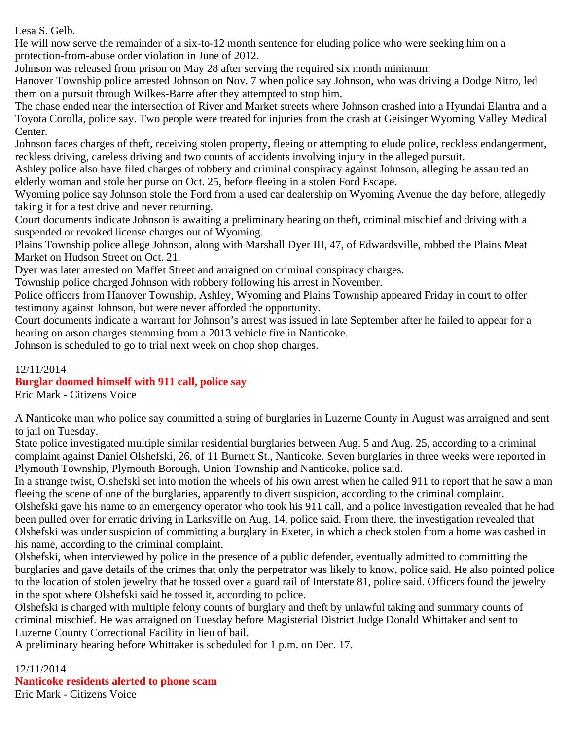Lesa S. Gelb.

He will now serve the remainder of a six-to-12 month sentence for eluding police who were seeking him on a protection-from-abuse order violation in June of 2012.

Johnson was released from prison on May 28 after serving the required six month minimum.

Hanover Township police arrested Johnson on Nov. 7 when police say Johnson, who was driving a Dodge Nitro, led them on a pursuit through Wilkes-Barre after they attempted to stop him.

The chase ended near the intersection of River and Market streets where Johnson crashed into a Hyundai Elantra and a Toyota Corolla, police say. Two people were treated for injuries from the crash at Geisinger Wyoming Valley Medical Center.

Johnson faces charges of theft, receiving stolen property, fleeing or attempting to elude police, reckless endangerment, reckless driving, careless driving and two counts of accidents involving injury in the alleged pursuit.

Ashley police also have filed charges of robbery and criminal conspiracy against Johnson, alleging he assaulted an elderly woman and stole her purse on Oct. 25, before fleeing in a stolen Ford Escape.

Wyoming police say Johnson stole the Ford from a used car dealership on Wyoming Avenue the day before, allegedly taking it for a test drive and never returning.

Court documents indicate Johnson is awaiting a preliminary hearing on theft, criminal mischief and driving with a suspended or revoked license charges out of Wyoming.

Plains Township police allege Johnson, along with Marshall Dyer III, 47, of Edwardsville, robbed the Plains Meat Market on Hudson Street on Oct. 21.

Dyer was later arrested on Maffet Street and arraigned on criminal conspiracy charges.

Township police charged Johnson with robbery following his arrest in November.

Police officers from Hanover Township, Ashley, Wyoming and Plains Township appeared Friday in court to offer testimony against Johnson, but were never afforded the opportunity.

Court documents indicate a warrant for Johnson's arrest was issued in late September after he failed to appear for a hearing on arson charges stemming from a 2013 vehicle fire in Nanticoke.

Johnson is scheduled to go to trial next week on chop shop charges.

12/11/2014

## Burglar doomed himself with 911 call, police say

Eric Mark - Citizens Voice

A Nanticoke man who police say committed a string of burglaries in Luzerne County in August was arraigned and sent to jail on Tuesday.

State police investigated multiple similar residential burglaries between Aug. 5 and Aug. 25, according to a criminal complaint against Daniel Olshefski, 26, of 11 Burnett St., Nanticoke. Seven burglaries in three weeks were reported in Plymouth Township, Plymouth Borough, Union Township and Nanticoke, police said.

In a strange twist, Olshefski set into motion the wheels of his own arrest when he called 911 to report that he saw a man fleeing the scene of one of the burglaries, apparently to divert suspicion, according to the criminal complaint.

Olshefski gave his name to an emergency operator who took his 911 call, and a police investigation revealed that he had been pulled over for erratic driving in Larksville on Aug. 14, police said. From there, the investigation revealed that Olshefski was under suspicion of committing a burglary in Exeter, in which a check stolen from a home was cashed in his name, according to the criminal complaint.

Olshefski, when interviewed by police in the presence of a public defender, eventually admitted to committing the burglaries and gave details of the crimes that only the perpetrator was likely to know, police said. He also pointed police to the location of stolen jewelry that he tossed over a guard rail of Interstate 81, police said. Officers found the jewelry in the spot where Olshefski said he tossed it, according to police.

Olshefski is charged with multiple felony counts of burglary and theft by unlawful taking and summary counts of criminal mischief. He was arraigned on Tuesday before Magisterial District Judge Donald Whittaker and sent to Luzerne County Correctional Facility in lieu of bail.

A preliminary hearing before Whittaker is scheduled for 1 p.m. on Dec. 17.

12/11/2014

## Nanticoke residents alerted to phone scam

Eric Mark - Citizens Voice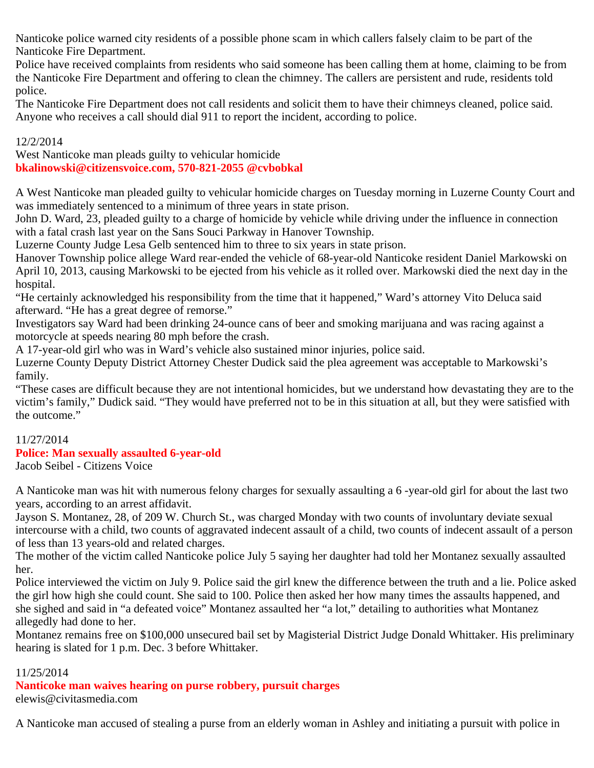Nanticoke police warned city residents of a possible phone scam in which callers falsely claim to be part of the Nanticoke Fire Department.

Police have received complaints from residents who said someone has been calling them at home, claiming to be from the Nanticoke Fire Department and offering to clean the chimney. The callers are persistent and rude, residents told police.

The Nanticoke Fire Department does not call residents and solicit them to have their chimneys cleaned, police said. Anyone who receives a call should dial 911 to report the incident, according to police.

12/2/2014

West Nanticoke man pleads guilty to vehicular homicide

**bkalinowski@citizensvoice.com, 570-821-2055 @cvbobkal**

A West Nanticoke man pleaded guilty to vehicular homicide charges on Tuesday morning in Luzerne County Court and was immediately sentenced to a minimum of three years in state prison.

John D. Ward, 23, pleaded guilty to a charge of homicide by vehicle while driving under the influence in connection with a fatal crash last year on the Sans Souci Parkway in Hanover Township.

Luzerne County Judge Lesa Gelb sentenced him to three to six years in state prison.

Hanover Township police allege Ward rear-ended the vehicle of 68-year-old Nanticoke resident Daniel Markowski on April 10, 2013, causing Markowski to be ejected from his vehicle as it rolled over. Markowski died the next day in the hospital.

"He certainly acknowledged his responsibility from the time that it happened," Ward's attorney Vito Deluca said afterward. "He has a great degree of remorse."

Investigators say Ward had been drinking 24-ounce cans of beer and smoking marijuana and was racing against a motorcycle at speeds nearing 80 mph before the crash.

A 17-year-old girl who was in Ward's vehicle also sustained minor injuries, police said.

Luzerne County Deputy District Attorney Chester Dudick said the plea agreement was acceptable to Markowski's family.

"These cases are difficult because they are not intentional homicides, but we understand how devastating they are to the victim's family," Dudick said. "They would have preferred not to be in this situation at all, but they were satisfied with the outcome."

11/27/2014

**Police: Man sexually assaulted 6-year-old**

Jacob Seibel - Citizens Voice

A Nanticoke man was hit with numerous felony charges for sexually assaulting a 6 -year-old girl for about the last two years, according to an arrest affidavit.

Jayson S. Montanez, 28, of 209 W. Church St., was charged Monday with two counts of involuntary deviate sexual intercourse with a child, two counts of aggravated indecent assault of a child, two counts of indecent assault of a person of less than 13 years-old and related charges.

The mother of the victim called Nanticoke police July 5 saying her daughter had told her Montanez sexually assaulted her.

Police interviewed the victim on July 9. Police said the girl knew the difference between the truth and a lie. Police asked the girl how high she could count. She said to 100. Police then asked her how many times the assaults happened, and she sighed and said in "a defeated voice" Montanez assaulted her "a lot," detailing to authorities what Montanez allegedly had done to her.

Montanez remains free on $100,000 unsecured bail set by Magisterial District Judge Donald Whittaker. His preliminary hearing is slated for 1 p.m. Dec. 3 before Whittaker.

11/25/2014

**Nanticoke man waives hearing on purse robbery, pursuit charges**

elewis@civitasmedia.com

A Nanticoke man accused of stealing a purse from an elderly woman in Ashley and initiating a pursuit with police in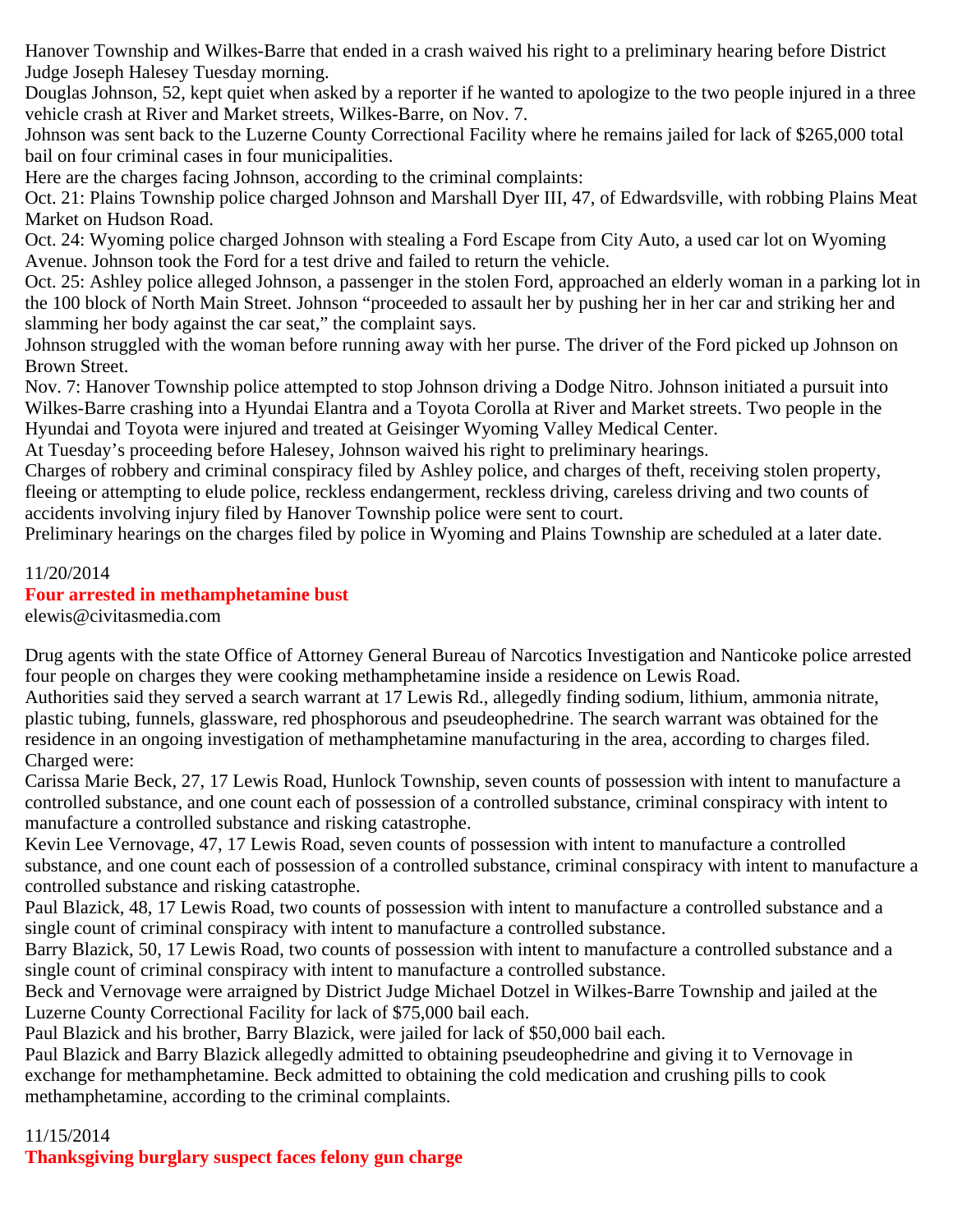Hanover Township and Wilkes-Barre that ended in a crash waived his right to a preliminary hearing before District Judge Joseph Halesey Tuesday morning.

Douglas Johnson, 52, kept quiet when asked by a reporter if he wanted to apologize to the two people injured in a three vehicle crash at River and Market streets, Wilkes-Barre, on Nov. 7.

Johnson was sent back to the Luzerne County Correctional Facility where he remains jailed for lack of $265,000 total bail on four criminal cases in four municipalities.

Here are the charges facing Johnson, according to the criminal complaints:

Oct. 21: Plains Township police charged Johnson and Marshall Dyer III, 47, of Edwardsville, with robbing Plains Meat Market on Hudson Road.

Oct. 24: Wyoming police charged Johnson with stealing a Ford Escape from City Auto, a used car lot on Wyoming Avenue. Johnson took the Ford for a test drive and failed to return the vehicle.

Oct. 25: Ashley police alleged Johnson, a passenger in the stolen Ford, approached an elderly woman in a parking lot in the 100 block of North Main Street. Johnson "proceeded to assault her by pushing her in her car and striking her and slamming her body against the car seat," the complaint says.

Johnson struggled with the woman before running away with her purse. The driver of the Ford picked up Johnson on Brown Street.

Nov. 7: Hanover Township police attempted to stop Johnson driving a Dodge Nitro. Johnson initiated a pursuit into Wilkes-Barre crashing into a Hyundai Elantra and a Toyota Corolla at River and Market streets. Two people in the Hyundai and Toyota were injured and treated at Geisinger Wyoming Valley Medical Center.

At Tuesday's proceeding before Halesey, Johnson waived his right to preliminary hearings.

Charges of robbery and criminal conspiracy filed by Ashley police, and charges of theft, receiving stolen property, fleeing or attempting to elude police, reckless endangerment, reckless driving, careless driving and two counts of accidents involving injury filed by Hanover Township police were sent to court.

Preliminary hearings on the charges filed by police in Wyoming and Plains Township are scheduled at a later date.

11/20/2014

## Four arrested in methamphetamine bust

elewis@civitasmedia.com

Drug agents with the state Office of Attorney General Bureau of Narcotics Investigation and Nanticoke police arrested four people on charges they were cooking methamphetamine inside a residence on Lewis Road.

Authorities said they served a search warrant at 17 Lewis Rd., allegedly finding sodium, lithium, ammonia nitrate, plastic tubing, funnels, glassware, red phosphorous and pseudeophedrine. The search warrant was obtained for the residence in an ongoing investigation of methamphetamine manufacturing in the area, according to charges filed.

Charged were:

Carissa Marie Beck, 27, 17 Lewis Road, Hunlock Township, seven counts of possession with intent to manufacture a controlled substance, and one count each of possession of a controlled substance, criminal conspiracy with intent to manufacture a controlled substance and risking catastrophe.

Kevin Lee Vernovage, 47, 17 Lewis Road, seven counts of possession with intent to manufacture a controlled substance, and one count each of possession of a controlled substance, criminal conspiracy with intent to manufacture a controlled substance and risking catastrophe.

Paul Blazick, 48, 17 Lewis Road, two counts of possession with intent to manufacture a controlled substance and a single count of criminal conspiracy with intent to manufacture a controlled substance.

Barry Blazick, 50, 17 Lewis Road, two counts of possession with intent to manufacture a controlled substance and a single count of criminal conspiracy with intent to manufacture a controlled substance.

Beck and Vernovage were arraigned by District Judge Michael Dotzel in Wilkes-Barre Township and jailed at the Luzerne County Correctional Facility for lack of $75,000 bail each.

Paul Blazick and his brother, Barry Blazick, were jailed for lack of $50,000 bail each.

Paul Blazick and Barry Blazick allegedly admitted to obtaining pseudeophedrine and giving it to Vernovage in exchange for methamphetamine. Beck admitted to obtaining the cold medication and crushing pills to cook methamphetamine, according to the criminal complaints.

11/15/2014

## Thanksgiving burglary suspect faces felony gun charge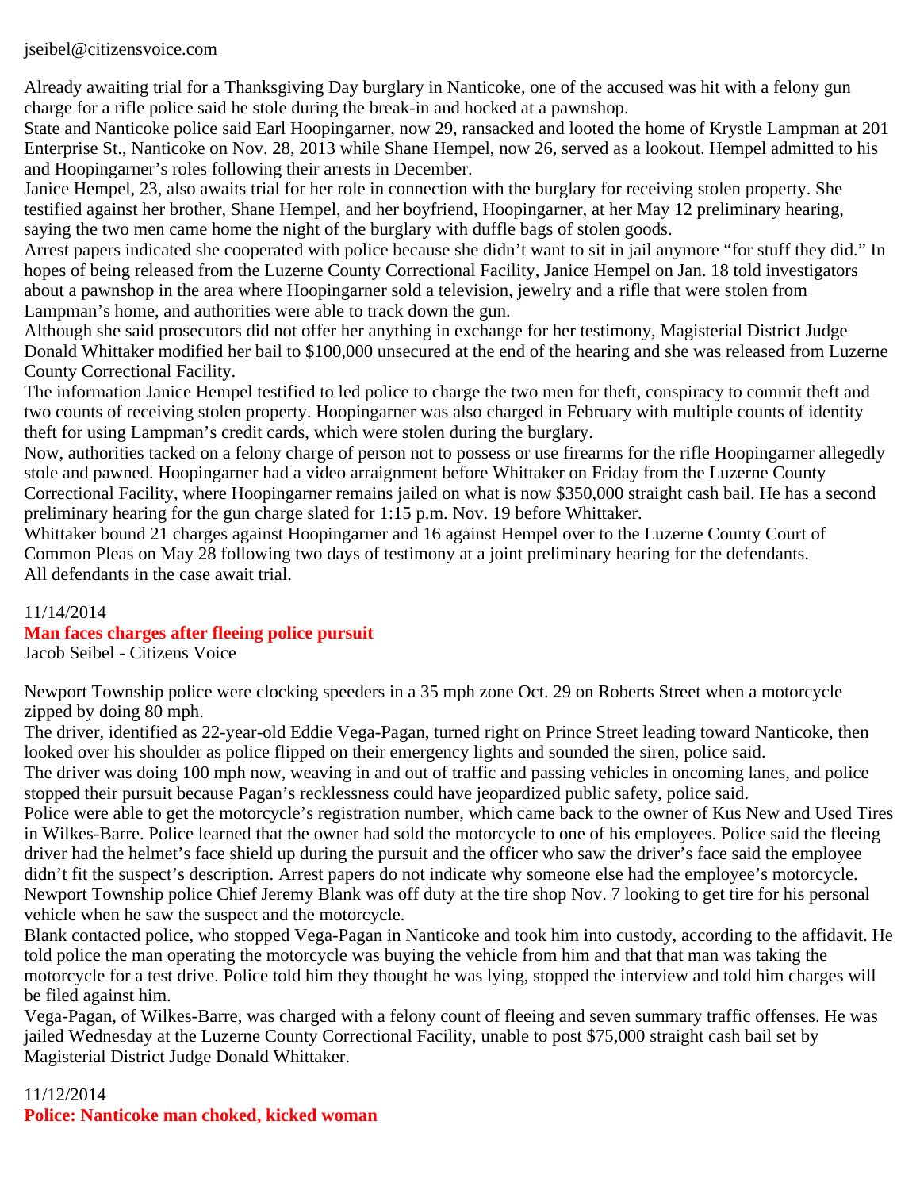jseibel@citizensvoice.com

Already awaiting trial for a Thanksgiving Day burglary in Nanticoke, one of the accused was hit with a felony gun charge for a rifle police said he stole during the break-in and hocked at a pawnshop.

State and Nanticoke police said Earl Hoopingarner, now 29, ransacked and looted the home of Krystle Lampman at 201 Enterprise St., Nanticoke on Nov. 28, 2013 while Shane Hempel, now 26, served as a lookout. Hempel admitted to his and Hoopingarner's roles following their arrests in December.

Janice Hempel, 23, also awaits trial for her role in connection with the burglary for receiving stolen property. She testified against her brother, Shane Hempel, and her boyfriend, Hoopingarner, at her May 12 preliminary hearing, saying the two men came home the night of the burglary with duffle bags of stolen goods.

Arrest papers indicated she cooperated with police because she didn't want to sit in jail anymore "for stuff they did." In hopes of being released from the Luzerne County Correctional Facility, Janice Hempel on Jan. 18 told investigators about a pawnshop in the area where Hoopingarner sold a television, jewelry and a rifle that were stolen from Lampman's home, and authorities were able to track down the gun.

Although she said prosecutors did not offer her anything in exchange for her testimony, Magisterial District Judge Donald Whittaker modified her bail to $100,000 unsecured at the end of the hearing and she was released from Luzerne County Correctional Facility.

The information Janice Hempel testified to led police to charge the two men for theft, conspiracy to commit theft and two counts of receiving stolen property. Hoopingarner was also charged in February with multiple counts of identity theft for using Lampman's credit cards, which were stolen during the burglary.

Now, authorities tacked on a felony charge of person not to possess or use firearms for the rifle Hoopingarner allegedly stole and pawned. Hoopingarner had a video arraignment before Whittaker on Friday from the Luzerne County Correctional Facility, where Hoopingarner remains jailed on what is now $350,000 straight cash bail. He has a second preliminary hearing for the gun charge slated for 1:15 p.m. Nov. 19 before Whittaker.

Whittaker bound 21 charges against Hoopingarner and 16 against Hempel over to the Luzerne County Court of Common Pleas on May 28 following two days of testimony at a joint preliminary hearing for the defendants.

All defendants in the case await trial.

11/14/2014

**Man faces charges after fleeing police pursuit**

Jacob Seibel - Citizens Voice

Newport Township police were clocking speeders in a 35 mph zone Oct. 29 on Roberts Street when a motorcycle zipped by doing 80 mph.

The driver, identified as 22-year-old Eddie Vega-Pagan, turned right on Prince Street leading toward Nanticoke, then looked over his shoulder as police flipped on their emergency lights and sounded the siren, police said.

The driver was doing 100 mph now, weaving in and out of traffic and passing vehicles in oncoming lanes, and police stopped their pursuit because Pagan's recklessness could have jeopardized public safety, police said.

Police were able to get the motorcycle's registration number, which came back to the owner of Kus New and Used Tires in Wilkes-Barre. Police learned that the owner had sold the motorcycle to one of his employees. Police said the fleeing driver had the helmet's face shield up during the pursuit and the officer who saw the driver's face said the employee didn't fit the suspect's description. Arrest papers do not indicate why someone else had the employee's motorcycle.

Newport Township police Chief Jeremy Blank was off duty at the tire shop Nov. 7 looking to get tire for his personal vehicle when he saw the suspect and the motorcycle.

Blank contacted police, who stopped Vega-Pagan in Nanticoke and took him into custody, according to the affidavit. He told police the man operating the motorcycle was buying the vehicle from him and that that man was taking the motorcycle for a test drive. Police told him they thought he was lying, stopped the interview and told him charges will be filed against him.

Vega-Pagan, of Wilkes-Barre, was charged with a felony count of fleeing and seven summary traffic offenses. He was jailed Wednesday at the Luzerne County Correctional Facility, unable to post $75,000 straight cash bail set by Magisterial District Judge Donald Whittaker.

11/12/2014

**Police: Nanticoke man choked, kicked woman**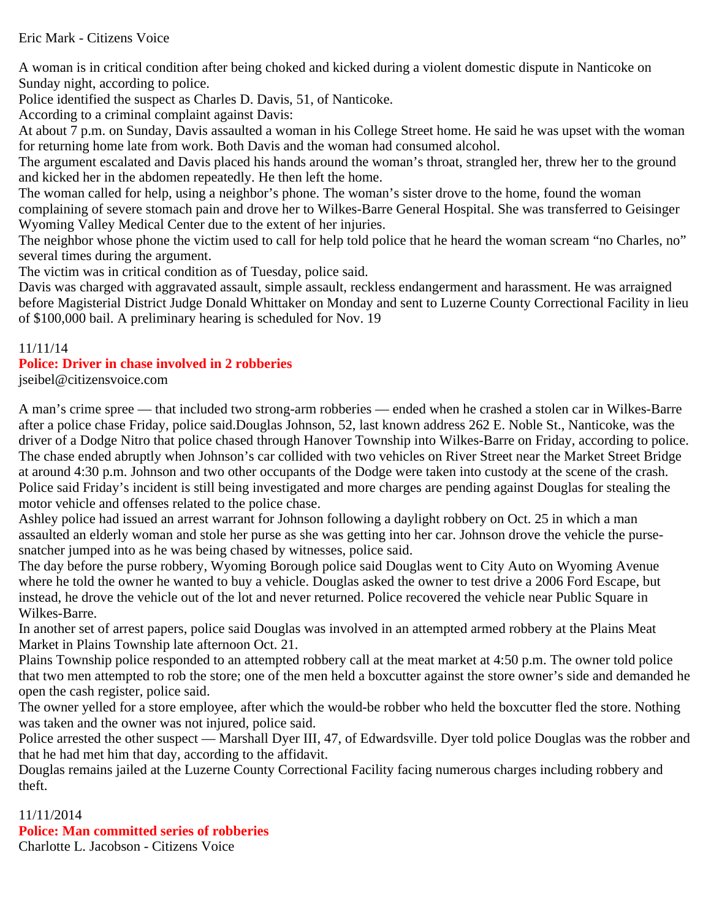Eric Mark - Citizens Voice

A woman is in critical condition after being choked and kicked during a violent domestic dispute in Nanticoke on Sunday night, according to police.

Police identified the suspect as Charles D. Davis, 51, of Nanticoke.

According to a criminal complaint against Davis:

At about 7 p.m. on Sunday, Davis assaulted a woman in his College Street home. He said he was upset with the woman for returning home late from work. Both Davis and the woman had consumed alcohol.

The argument escalated and Davis placed his hands around the woman's throat, strangled her, threw her to the ground and kicked her in the abdomen repeatedly. He then left the home.

The woman called for help, using a neighbor's phone. The woman's sister drove to the home, found the woman complaining of severe stomach pain and drove her to Wilkes-Barre General Hospital. She was transferred to Geisinger Wyoming Valley Medical Center due to the extent of her injuries.

The neighbor whose phone the victim used to call for help told police that he heard the woman scream "no Charles, no" several times during the argument.

The victim was in critical condition as of Tuesday, police said.

Davis was charged with aggravated assault, simple assault, reckless endangerment and harassment. He was arraigned before Magisterial District Judge Donald Whittaker on Monday and sent to Luzerne County Correctional Facility in lieu of $100,000 bail. A preliminary hearing is scheduled for Nov. 19

11/11/14

**Police: Driver in chase involved in 2 robberies**

jseibel@citizensvoice.com

A man's crime spree — that included two strong-arm robberies — ended when he crashed a stolen car in Wilkes-Barre after a police chase Friday, police said.Douglas Johnson, 52, last known address 262 E. Noble St., Nanticoke, was the driver of a Dodge Nitro that police chased through Hanover Township into Wilkes-Barre on Friday, according to police.

The chase ended abruptly when Johnson's car collided with two vehicles on River Street near the Market Street Bridge at around 4:30 p.m. Johnson and two other occupants of the Dodge were taken into custody at the scene of the crash.

Police said Friday's incident is still being investigated and more charges are pending against Douglas for stealing the motor vehicle and offenses related to the police chase.

Ashley police had issued an arrest warrant for Johnson following a daylight robbery on Oct. 25 in which a man assaulted an elderly woman and stole her purse as she was getting into her car. Johnson drove the vehicle the purse-snatcher jumped into as he was being chased by witnesses, police said.

The day before the purse robbery, Wyoming Borough police said Douglas went to City Auto on Wyoming Avenue where he told the owner he wanted to buy a vehicle. Douglas asked the owner to test drive a 2006 Ford Escape, but instead, he drove the vehicle out of the lot and never returned. Police recovered the vehicle near Public Square in Wilkes-Barre.

In another set of arrest papers, police said Douglas was involved in an attempted armed robbery at the Plains Meat Market in Plains Township late afternoon Oct. 21.

Plains Township police responded to an attempted robbery call at the meat market at 4:50 p.m. The owner told police that two men attempted to rob the store; one of the men held a boxcutter against the store owner's side and demanded he open the cash register, police said.

The owner yelled for a store employee, after which the would-be robber who held the boxcutter fled the store. Nothing was taken and the owner was not injured, police said.

Police arrested the other suspect — Marshall Dyer III, 47, of Edwardsville. Dyer told police Douglas was the robber and that he had met him that day, according to the affidavit.

Douglas remains jailed at the Luzerne County Correctional Facility facing numerous charges including robbery and theft.

11/11/2014

**Police: Man committed series of robberies**

Charlotte L. Jacobson - Citizens Voice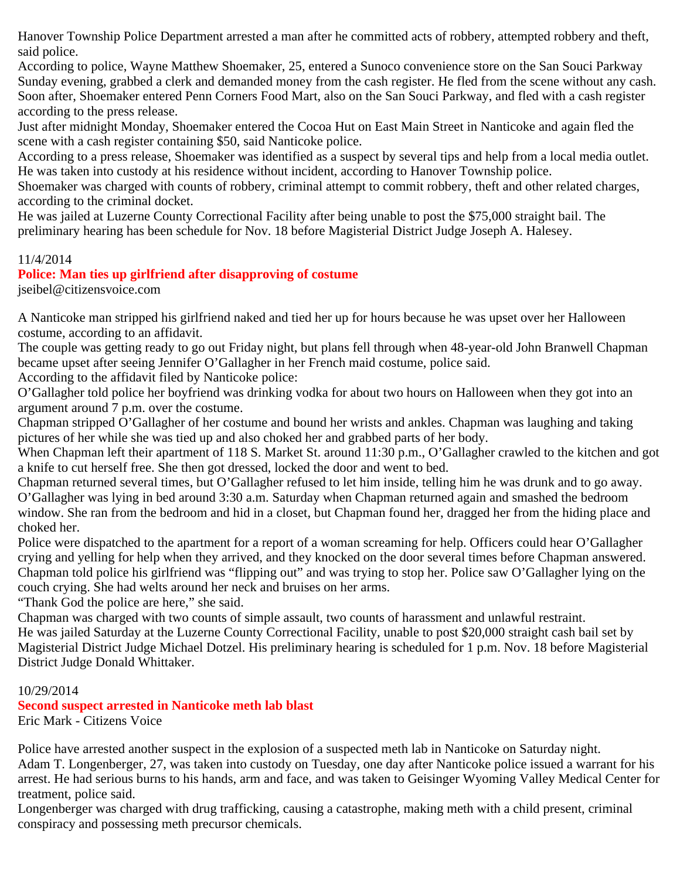Hanover Township Police Department arrested a man after he committed acts of robbery, attempted robbery and theft, said police.

According to police, Wayne Matthew Shoemaker, 25, entered a Sunoco convenience store on the San Souci Parkway Sunday evening, grabbed a clerk and demanded money from the cash register. He fled from the scene without any cash. Soon after, Shoemaker entered Penn Corners Food Mart, also on the San Souci Parkway, and fled with a cash register according to the press release.

Just after midnight Monday, Shoemaker entered the Cocoa Hut on East Main Street in Nanticoke and again fled the scene with a cash register containing $50, said Nanticoke police.

According to a press release, Shoemaker was identified as a suspect by several tips and help from a local media outlet. He was taken into custody at his residence without incident, according to Hanover Township police.

Shoemaker was charged with counts of robbery, criminal attempt to commit robbery, theft and other related charges, according to the criminal docket.

He was jailed at Luzerne County Correctional Facility after being unable to post the $75,000 straight bail. The preliminary hearing has been schedule for Nov. 18 before Magisterial District Judge Joseph A. Halesey.

11/4/2014

## Police: Man ties up girlfriend after disapproving of costume

jseibel@citizensvoice.com

A Nanticoke man stripped his girlfriend naked and tied her up for hours because he was upset over her Halloween costume, according to an affidavit.

The couple was getting ready to go out Friday night, but plans fell through when 48-year-old John Branwell Chapman became upset after seeing Jennifer O'Gallagher in her French maid costume, police said.

According to the affidavit filed by Nanticoke police:

O'Gallagher told police her boyfriend was drinking vodka for about two hours on Halloween when they got into an argument around 7 p.m. over the costume.

Chapman stripped O'Gallagher of her costume and bound her wrists and ankles. Chapman was laughing and taking pictures of her while she was tied up and also choked her and grabbed parts of her body.

When Chapman left their apartment of 118 S. Market St. around 11:30 p.m., O'Gallagher crawled to the kitchen and got a knife to cut herself free. She then got dressed, locked the door and went to bed.

Chapman returned several times, but O'Gallagher refused to let him inside, telling him he was drunk and to go away.

O'Gallagher was lying in bed around 3:30 a.m. Saturday when Chapman returned again and smashed the bedroom window. She ran from the bedroom and hid in a closet, but Chapman found her, dragged her from the hiding place and choked her.

Police were dispatched to the apartment for a report of a woman screaming for help. Officers could hear O'Gallagher crying and yelling for help when they arrived, and they knocked on the door several times before Chapman answered.

Chapman told police his girlfriend was "flipping out" and was trying to stop her. Police saw O'Gallagher lying on the couch crying. She had welts around her neck and bruises on her arms.

"Thank God the police are here," she said.

Chapman was charged with two counts of simple assault, two counts of harassment and unlawful restraint.

He was jailed Saturday at the Luzerne County Correctional Facility, unable to post $20,000 straight cash bail set by Magisterial District Judge Michael Dotzel. His preliminary hearing is scheduled for 1 p.m. Nov. 18 before Magisterial District Judge Donald Whittaker.

10/29/2014

## Second suspect arrested in Nanticoke meth lab blast

Eric Mark - Citizens Voice

Police have arrested another suspect in the explosion of a suspected meth lab in Nanticoke on Saturday night.

Adam T. Longenberger, 27, was taken into custody on Tuesday, one day after Nanticoke police issued a warrant for his arrest. He had serious burns to his hands, arm and face, and was taken to Geisinger Wyoming Valley Medical Center for treatment, police said.

Longenberger was charged with drug trafficking, causing a catastrophe, making meth with a child present, criminal conspiracy and possessing meth precursor chemicals.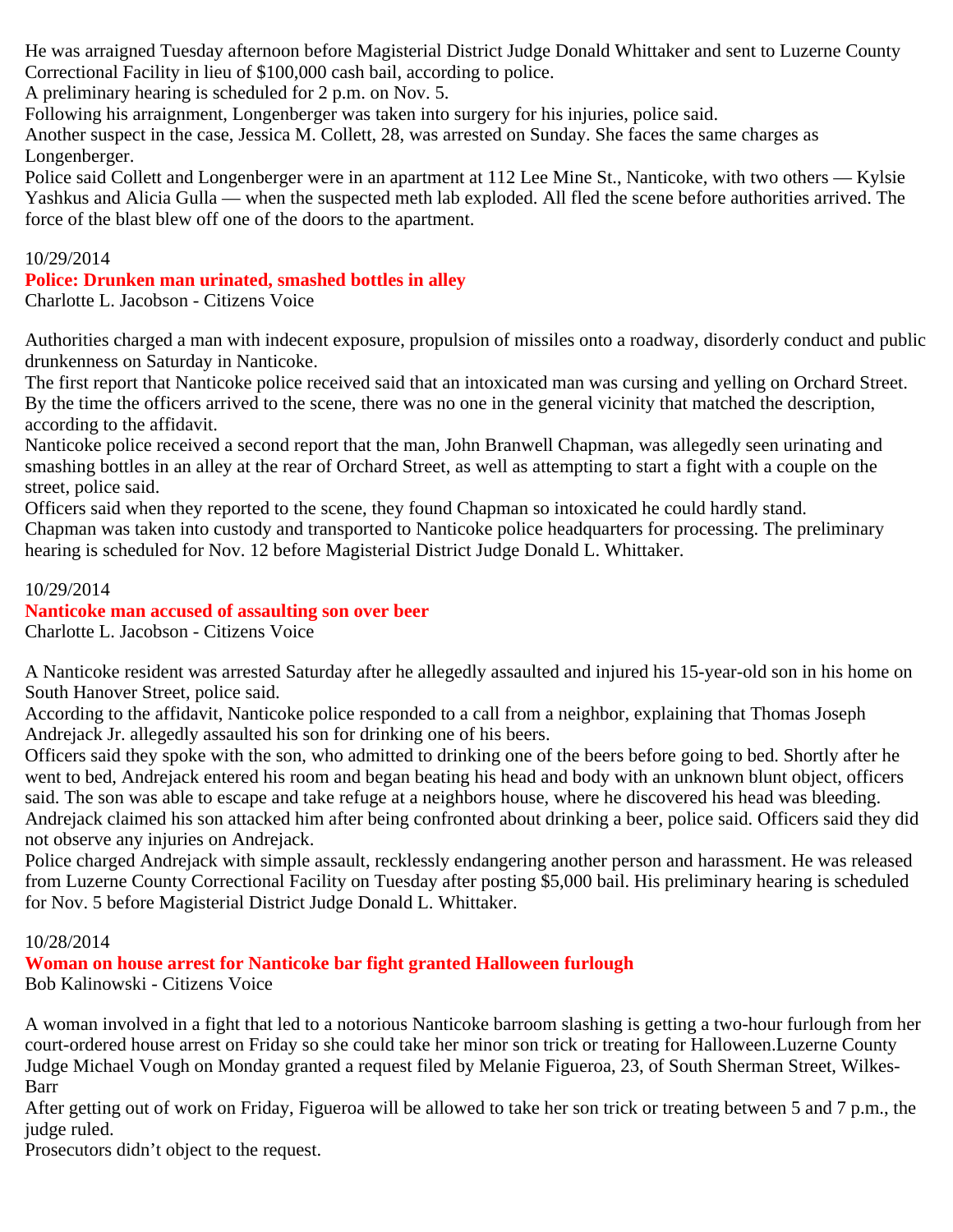He was arraigned Tuesday afternoon before Magisterial District Judge Donald Whittaker and sent to Luzerne County Correctional Facility in lieu of $100,000 cash bail, according to police.

A preliminary hearing is scheduled for 2 p.m. on Nov. 5.

Following his arraignment, Longenberger was taken into surgery for his injuries, police said.

Another suspect in the case, Jessica M. Collett, 28, was arrested on Sunday. She faces the same charges as Longenberger.

Police said Collett and Longenberger were in an apartment at 112 Lee Mine St., Nanticoke, with two others — Kylsie Yashkus and Alicia Gulla — when the suspected meth lab exploded. All fled the scene before authorities arrived. The force of the blast blew off one of the doors to the apartment.

10/29/2014

**Police: Drunken man urinated, smashed bottles in alley**

Charlotte L. Jacobson - Citizens Voice

Authorities charged a man with indecent exposure, propulsion of missiles onto a roadway, disorderly conduct and public drunkenness on Saturday in Nanticoke.

The first report that Nanticoke police received said that an intoxicated man was cursing and yelling on Orchard Street. By the time the officers arrived to the scene, there was no one in the general vicinity that matched the description, according to the affidavit.

Nanticoke police received a second report that the man, John Branwell Chapman, was allegedly seen urinating and smashing bottles in an alley at the rear of Orchard Street, as well as attempting to start a fight with a couple on the street, police said.

Officers said when they reported to the scene, they found Chapman so intoxicated he could hardly stand.

Chapman was taken into custody and transported to Nanticoke police headquarters for processing. The preliminary hearing is scheduled for Nov. 12 before Magisterial District Judge Donald L. Whittaker.

10/29/2014

**Nanticoke man accused of assaulting son over beer**

Charlotte L. Jacobson - Citizens Voice

A Nanticoke resident was arrested Saturday after he allegedly assaulted and injured his 15-year-old son in his home on South Hanover Street, police said.

According to the affidavit, Nanticoke police responded to a call from a neighbor, explaining that Thomas Joseph Andrejack Jr. allegedly assaulted his son for drinking one of his beers.

Officers said they spoke with the son, who admitted to drinking one of the beers before going to bed. Shortly after he went to bed, Andrejack entered his room and began beating his head and body with an unknown blunt object, officers said. The son was able to escape and take refuge at a neighbors house, where he discovered his head was bleeding.

Andrejack claimed his son attacked him after being confronted about drinking a beer, police said. Officers said they did not observe any injuries on Andrejack.

Police charged Andrejack with simple assault, recklessly endangering another person and harassment. He was released from Luzerne County Correctional Facility on Tuesday after posting $5,000 bail. His preliminary hearing is scheduled for Nov. 5 before Magisterial District Judge Donald L. Whittaker.

10/28/2014

**Woman on house arrest for Nanticoke bar fight granted Halloween furlough**

Bob Kalinowski - Citizens Voice

A woman involved in a fight that led to a notorious Nanticoke barroom slashing is getting a two-hour furlough from her court-ordered house arrest on Friday so she could take her minor son trick or treating for Halloween.Luzerne County Judge Michael Vough on Monday granted a request filed by Melanie Figueroa, 23, of South Sherman Street, Wilkes-Barr

After getting out of work on Friday, Figueroa will be allowed to take her son trick or treating between 5 and 7 p.m., the judge ruled.

Prosecutors didn't object to the request.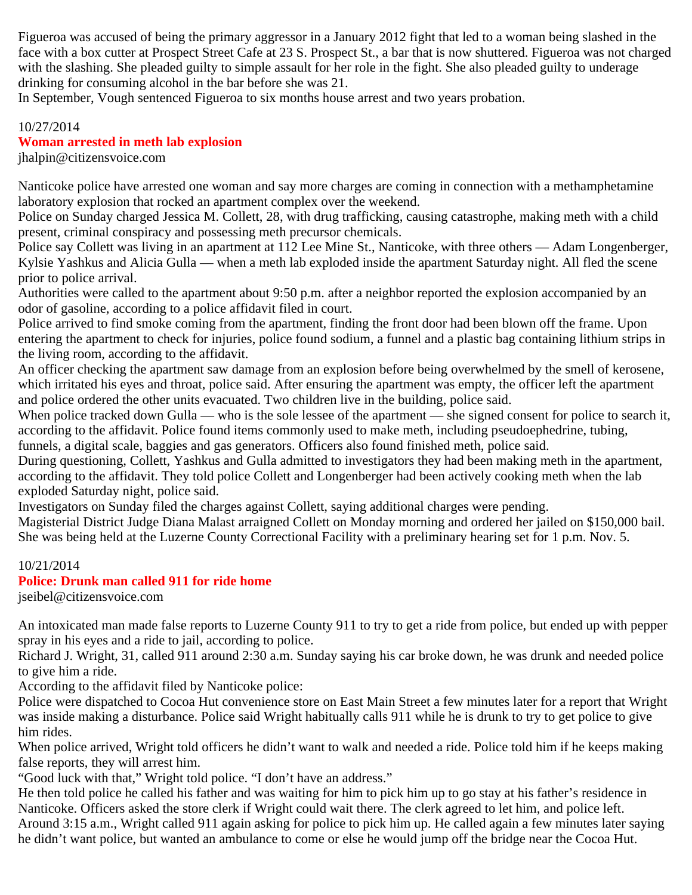Figueroa was accused of being the primary aggressor in a January 2012 fight that led to a woman being slashed in the face with a box cutter at Prospect Street Cafe at 23 S. Prospect St., a bar that is now shuttered. Figueroa was not charged with the slashing. She pleaded guilty to simple assault for her role in the fight. She also pleaded guilty to underage drinking for consuming alcohol in the bar before she was 21.

In September, Vough sentenced Figueroa to six months house arrest and two years probation.

10/27/2014

## Woman arrested in meth lab explosion

jhalpin@citizensvoice.com

Nanticoke police have arrested one woman and say more charges are coming in connection with a methamphetamine laboratory explosion that rocked an apartment complex over the weekend.

Police on Sunday charged Jessica M. Collett, 28, with drug trafficking, causing catastrophe, making meth with a child present, criminal conspiracy and possessing meth precursor chemicals.

Police say Collett was living in an apartment at 112 Lee Mine St., Nanticoke, with three others — Adam Longenberger, Kylsie Yashkus and Alicia Gulla — when a meth lab exploded inside the apartment Saturday night. All fled the scene prior to police arrival.

Authorities were called to the apartment about 9:50 p.m. after a neighbor reported the explosion accompanied by an odor of gasoline, according to a police affidavit filed in court.

Police arrived to find smoke coming from the apartment, finding the front door had been blown off the frame. Upon entering the apartment to check for injuries, police found sodium, a funnel and a plastic bag containing lithium strips in the living room, according to the affidavit.

An officer checking the apartment saw damage from an explosion before being overwhelmed by the smell of kerosene, which irritated his eyes and throat, police said. After ensuring the apartment was empty, the officer left the apartment and police ordered the other units evacuated. Two children live in the building, police said.

When police tracked down Gulla — who is the sole lessee of the apartment — she signed consent for police to search it, according to the affidavit. Police found items commonly used to make meth, including pseudoephedrine, tubing, funnels, a digital scale, baggies and gas generators. Officers also found finished meth, police said.

During questioning, Collett, Yashkus and Gulla admitted to investigators they had been making meth in the apartment, according to the affidavit. They told police Collett and Longenberger had been actively cooking meth when the lab exploded Saturday night, police said.

Investigators on Sunday filed the charges against Collett, saying additional charges were pending.

Magisterial District Judge Diana Malast arraigned Collett on Monday morning and ordered her jailed on $150,000 bail. She was being held at the Luzerne County Correctional Facility with a preliminary hearing set for 1 p.m. Nov. 5.

10/21/2014

## Police: Drunk man called 911 for ride home

jseibel@citizensvoice.com

An intoxicated man made false reports to Luzerne County 911 to try to get a ride from police, but ended up with pepper spray in his eyes and a ride to jail, according to police.

Richard J. Wright, 31, called 911 around 2:30 a.m. Sunday saying his car broke down, he was drunk and needed police to give him a ride.

According to the affidavit filed by Nanticoke police:

Police were dispatched to Cocoa Hut convenience store on East Main Street a few minutes later for a report that Wright was inside making a disturbance. Police said Wright habitually calls 911 while he is drunk to try to get police to give him rides.

When police arrived, Wright told officers he didn't want to walk and needed a ride. Police told him if he keeps making false reports, they will arrest him.

"Good luck with that," Wright told police. "I don't have an address."

He then told police he called his father and was waiting for him to pick him up to go stay at his father's residence in Nanticoke. Officers asked the store clerk if Wright could wait there. The clerk agreed to let him, and police left.

Around 3:15 a.m., Wright called 911 again asking for police to pick him up. He called again a few minutes later saying he didn't want police, but wanted an ambulance to come or else he would jump off the bridge near the Cocoa Hut.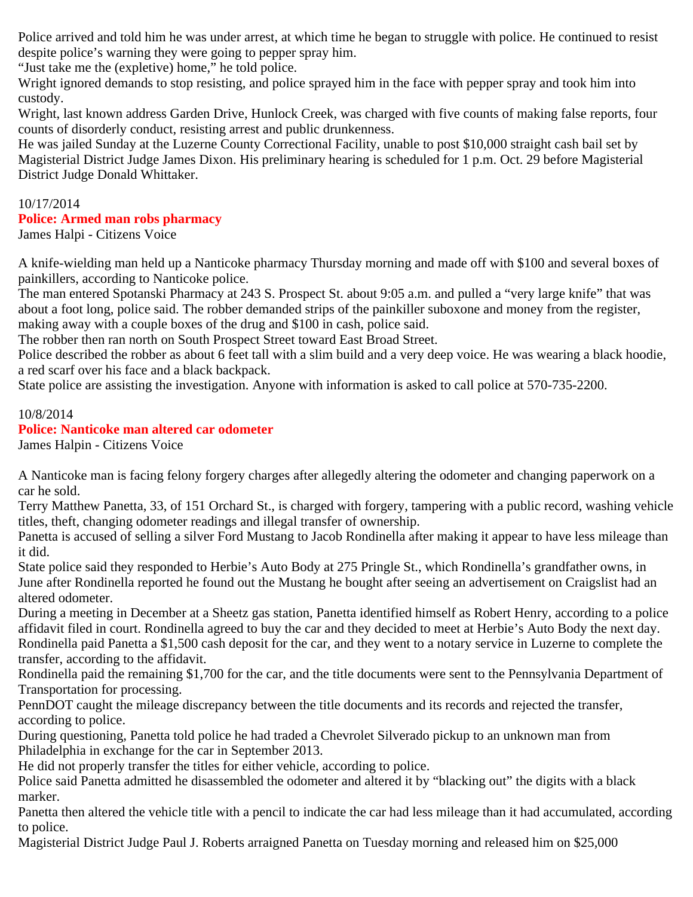Police arrived and told him he was under arrest, at which time he began to struggle with police. He continued to resist despite police's warning they were going to pepper spray him.

"Just take me the (expletive) home," he told police.

Wright ignored demands to stop resisting, and police sprayed him in the face with pepper spray and took him into custody.

Wright, last known address Garden Drive, Hunlock Creek, was charged with five counts of making false reports, four counts of disorderly conduct, resisting arrest and public drunkenness.

He was jailed Sunday at the Luzerne County Correctional Facility, unable to post $10,000 straight cash bail set by Magisterial District Judge James Dixon. His preliminary hearing is scheduled for 1 p.m. Oct. 29 before Magisterial District Judge Donald Whittaker.

10/17/2014

**Police: Armed man robs pharmacy**

James Halpi - Citizens Voice

A knife-wielding man held up a Nanticoke pharmacy Thursday morning and made off with $100 and several boxes of painkillers, according to Nanticoke police.

The man entered Spotanski Pharmacy at 243 S. Prospect St. about 9:05 a.m. and pulled a "very large knife" that was about a foot long, police said. The robber demanded strips of the painkiller suboxone and money from the register, making away with a couple boxes of the drug and $100 in cash, police said.

The robber then ran north on South Prospect Street toward East Broad Street.

Police described the robber as about 6 feet tall with a slim build and a very deep voice. He was wearing a black hoodie, a red scarf over his face and a black backpack.

State police are assisting the investigation. Anyone with information is asked to call police at 570-735-2200.

10/8/2014

**Police: Nanticoke man altered car odometer**

James Halpin - Citizens Voice

A Nanticoke man is facing felony forgery charges after allegedly altering the odometer and changing paperwork on a car he sold.

Terry Matthew Panetta, 33, of 151 Orchard St., is charged with forgery, tampering with a public record, washing vehicle titles, theft, changing odometer readings and illegal transfer of ownership.

Panetta is accused of selling a silver Ford Mustang to Jacob Rondinella after making it appear to have less mileage than it did.

State police said they responded to Herbie's Auto Body at 275 Pringle St., which Rondinella's grandfather owns, in June after Rondinella reported he found out the Mustang he bought after seeing an advertisement on Craigslist had an altered odometer.

During a meeting in December at a Sheetz gas station, Panetta identified himself as Robert Henry, according to a police affidavit filed in court. Rondinella agreed to buy the car and they decided to meet at Herbie's Auto Body the next day.

Rondinella paid Panetta a $1,500 cash deposit for the car, and they went to a notary service in Luzerne to complete the transfer, according to the affidavit.

Rondinella paid the remaining $1,700 for the car, and the title documents were sent to the Pennsylvania Department of Transportation for processing.

PennDOT caught the mileage discrepancy between the title documents and its records and rejected the transfer, according to police.

During questioning, Panetta told police he had traded a Chevrolet Silverado pickup to an unknown man from Philadelphia in exchange for the car in September 2013.

He did not properly transfer the titles for either vehicle, according to police.

Police said Panetta admitted he disassembled the odometer and altered it by "blacking out" the digits with a black marker.

Panetta then altered the vehicle title with a pencil to indicate the car had less mileage than it had accumulated, according to police.

Magisterial District Judge Paul J. Roberts arraigned Panetta on Tuesday morning and released him on $25,000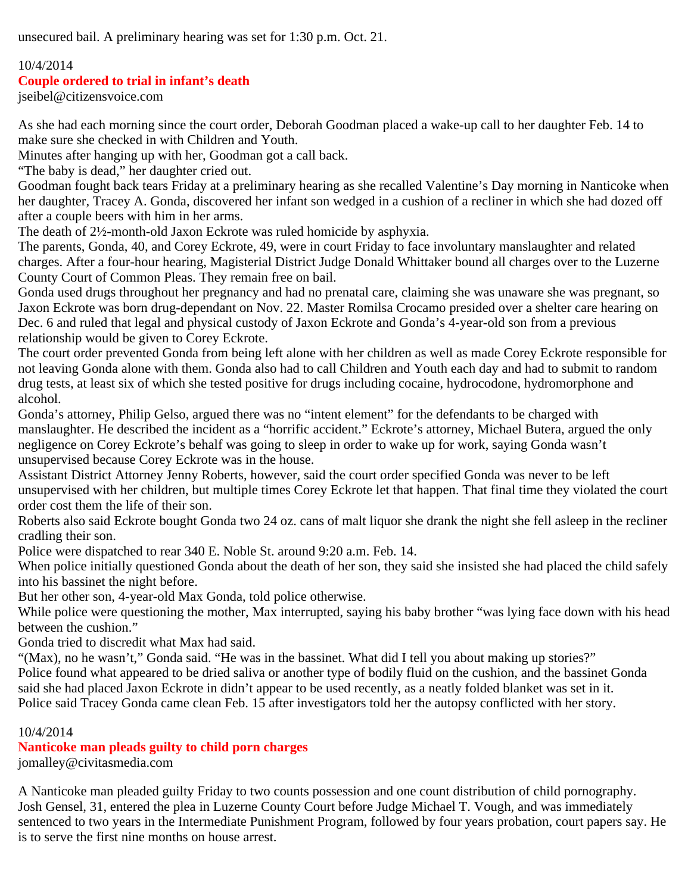unsecured bail. A preliminary hearing was set for 1:30 p.m. Oct. 21.

10/4/2014

## Couple ordered to trial in infant's death

jseibel@citizensvoice.com

As she had each morning since the court order, Deborah Goodman placed a wake-up call to her daughter Feb. 14 to make sure she checked in with Children and Youth.

Minutes after hanging up with her, Goodman got a call back.

"The baby is dead," her daughter cried out.

Goodman fought back tears Friday at a preliminary hearing as she recalled Valentine's Day morning in Nanticoke when her daughter, Tracey A. Gonda, discovered her infant son wedged in a cushion of a recliner in which she had dozed off after a couple beers with him in her arms.

The death of 2½-month-old Jaxon Eckrote was ruled homicide by asphyxia.

The parents, Gonda, 40, and Corey Eckrote, 49, were in court Friday to face involuntary manslaughter and related charges. After a four-hour hearing, Magisterial District Judge Donald Whittaker bound all charges over to the Luzerne County Court of Common Pleas. They remain free on bail.

Gonda used drugs throughout her pregnancy and had no prenatal care, claiming she was unaware she was pregnant, so Jaxon Eckrote was born drug-dependant on Nov. 22. Master Romilsa Crocamo presided over a shelter care hearing on Dec. 6 and ruled that legal and physical custody of Jaxon Eckrote and Gonda's 4-year-old son from a previous relationship would be given to Corey Eckrote.

The court order prevented Gonda from being left alone with her children as well as made Corey Eckrote responsible for not leaving Gonda alone with them. Gonda also had to call Children and Youth each day and had to submit to random drug tests, at least six of which she tested positive for drugs including cocaine, hydrocodone, hydromorphone and alcohol.

Gonda's attorney, Philip Gelso, argued there was no "intent element" for the defendants to be charged with manslaughter. He described the incident as a "horrific accident." Eckrote's attorney, Michael Butera, argued the only negligence on Corey Eckrote's behalf was going to sleep in order to wake up for work, saying Gonda wasn't unsupervised because Corey Eckrote was in the house.

Assistant District Attorney Jenny Roberts, however, said the court order specified Gonda was never to be left unsupervised with her children, but multiple times Corey Eckrote let that happen. That final time they violated the court order cost them the life of their son.

Roberts also said Eckrote bought Gonda two 24 oz. cans of malt liquor she drank the night she fell asleep in the recliner cradling their son.

Police were dispatched to rear 340 E. Noble St. around 9:20 a.m. Feb. 14.

When police initially questioned Gonda about the death of her son, they said she insisted she had placed the child safely into his bassinet the night before.

But her other son, 4-year-old Max Gonda, told police otherwise.

While police were questioning the mother, Max interrupted, saying his baby brother "was lying face down with his head between the cushion."

Gonda tried to discredit what Max had said.

"(Max), no he wasn't," Gonda said. "He was in the bassinet. What did I tell you about making up stories?"

Police found what appeared to be dried saliva or another type of bodily fluid on the cushion, and the bassinet Gonda said she had placed Jaxon Eckrote in didn't appear to be used recently, as a neatly folded blanket was set in it.

Police said Tracey Gonda came clean Feb. 15 after investigators told her the autopsy conflicted with her story.

10/4/2014

## Nanticoke man pleads guilty to child porn charges

jomalley@civitasmedia.com

A Nanticoke man pleaded guilty Friday to two counts possession and one count distribution of child pornography.

Josh Gensel, 31, entered the plea in Luzerne County Court before Judge Michael T. Vough, and was immediately sentenced to two years in the Intermediate Punishment Program, followed by four years probation, court papers say. He is to serve the first nine months on house arrest.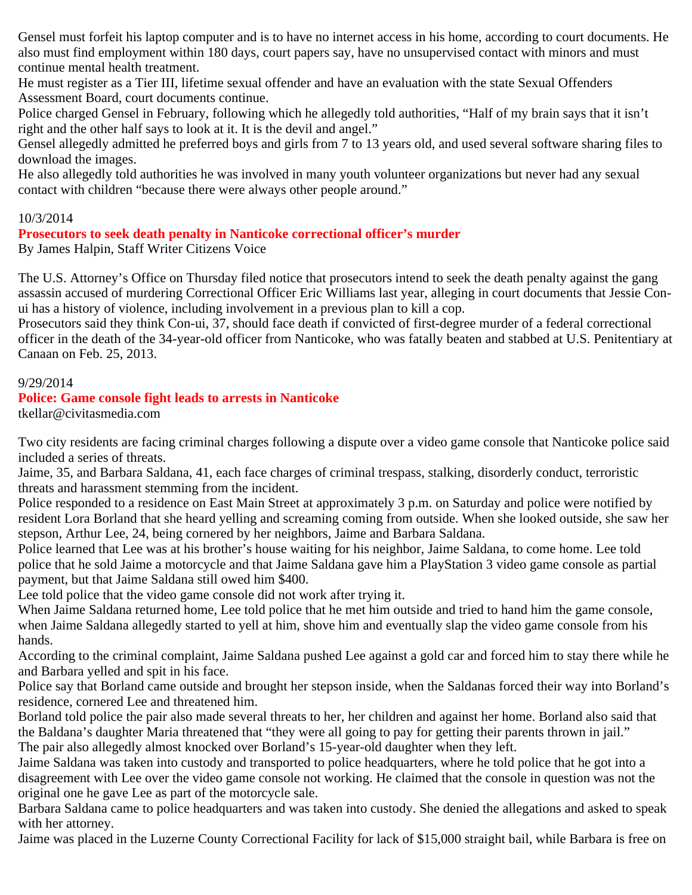Gensel must forfeit his laptop computer and is to have no internet access in his home, according to court documents. He also must find employment within 180 days, court papers say, have no unsupervised contact with minors and must continue mental health treatment.

He must register as a Tier III, lifetime sexual offender and have an evaluation with the state Sexual Offenders Assessment Board, court documents continue.

Police charged Gensel in February, following which he allegedly told authorities, "Half of my brain says that it isn't right and the other half says to look at it. It is the devil and angel."

Gensel allegedly admitted he preferred boys and girls from 7 to 13 years old, and used several software sharing files to download the images.

He also allegedly told authorities he was involved in many youth volunteer organizations but never had any sexual contact with children "because there were always other people around."

10/3/2014

**Prosecutors to seek death penalty in Nanticoke correctional officer's murder**

By James Halpin, Staff Writer Citizens Voice

The U.S. Attorney's Office on Thursday filed notice that prosecutors intend to seek the death penalty against the gang assassin accused of murdering Correctional Officer Eric Williams last year, alleging in court documents that Jessie Con-ui has a history of violence, including involvement in a previous plan to kill a cop.

Prosecutors said they think Con-ui, 37, should face death if convicted of first-degree murder of a federal correctional officer in the death of the 34-year-old officer from Nanticoke, who was fatally beaten and stabbed at U.S. Penitentiary at Canaan on Feb. 25, 2013.

9/29/2014

**Police: Game console fight leads to arrests in Nanticoke**

tkellar@civitasmedia.com

Two city residents are facing criminal charges following a dispute over a video game console that Nanticoke police said included a series of threats.

Jaime, 35, and Barbara Saldana, 41, each face charges of criminal trespass, stalking, disorderly conduct, terroristic threats and harassment stemming from the incident.

Police responded to a residence on East Main Street at approximately 3 p.m. on Saturday and police were notified by resident Lora Borland that she heard yelling and screaming coming from outside. When she looked outside, she saw her stepson, Arthur Lee, 24, being cornered by her neighbors, Jaime and Barbara Saldana.

Police learned that Lee was at his brother's house waiting for his neighbor, Jaime Saldana, to come home. Lee told police that he sold Jaime a motorcycle and that Jaime Saldana gave him a PlayStation 3 video game console as partial payment, but that Jaime Saldana still owed him $400.

Lee told police that the video game console did not work after trying it.

When Jaime Saldana returned home, Lee told police that he met him outside and tried to hand him the game console, when Jaime Saldana allegedly started to yell at him, shove him and eventually slap the video game console from his hands.

According to the criminal complaint, Jaime Saldana pushed Lee against a gold car and forced him to stay there while he and Barbara yelled and spit in his face.

Police say that Borland came outside and brought her stepson inside, when the Saldanas forced their way into Borland's residence, cornered Lee and threatened him.

Borland told police the pair also made several threats to her, her children and against her home. Borland also said that the Baldana's daughter Maria threatened that "they were all going to pay for getting their parents thrown in jail."

The pair also allegedly almost knocked over Borland's 15-year-old daughter when they left.

Jaime Saldana was taken into custody and transported to police headquarters, where he told police that he got into a disagreement with Lee over the video game console not working. He claimed that the console in question was not the original one he gave Lee as part of the motorcycle sale.

Barbara Saldana came to police headquarters and was taken into custody. She denied the allegations and asked to speak with her attorney.

Jaime was placed in the Luzerne County Correctional Facility for lack of $15,000 straight bail, while Barbara is free on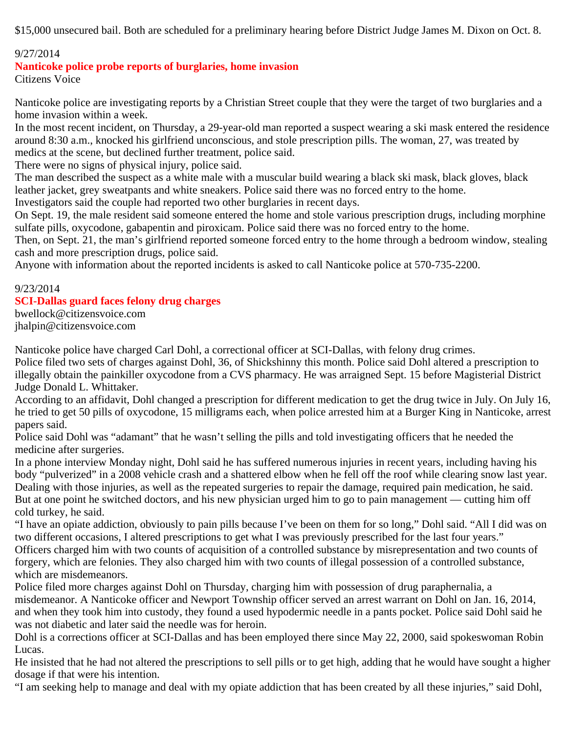$15,000 unsecured bail. Both are scheduled for a preliminary hearing before District Judge James M. Dixon on Oct. 8.

9/27/2014

## Nanticoke police probe reports of burglaries, home invasion

Citizens Voice

Nanticoke police are investigating reports by a Christian Street couple that they were the target of two burglaries and a home invasion within a week.

In the most recent incident, on Thursday, a 29-year-old man reported a suspect wearing a ski mask entered the residence around 8:30 a.m., knocked his girlfriend unconscious, and stole prescription pills. The woman, 27, was treated by medics at the scene, but declined further treatment, police said.

There were no signs of physical injury, police said.

The man described the suspect as a white male with a muscular build wearing a black ski mask, black gloves, black leather jacket, grey sweatpants and white sneakers. Police said there was no forced entry to the home.

Investigators said the couple had reported two other burglaries in recent days.

On Sept. 19, the male resident said someone entered the home and stole various prescription drugs, including morphine sulfate pills, oxycodone, gabapentin and piroxicam. Police said there was no forced entry to the home.

Then, on Sept. 21, the man's girlfriend reported someone forced entry to the home through a bedroom window, stealing cash and more prescription drugs, police said.

Anyone with information about the reported incidents is asked to call Nanticoke police at 570-735-2200.

9/23/2014

## SCI-Dallas guard faces felony drug charges

bwellock@citizensvoice.com

jhalpin@citizensvoice.com

Nanticoke police have charged Carl Dohl, a correctional officer at SCI-Dallas, with felony drug crimes.

Police filed two sets of charges against Dohl, 36, of Shickshinny this month. Police said Dohl altered a prescription to illegally obtain the painkiller oxycodone from a CVS pharmacy. He was arraigned Sept. 15 before Magisterial District Judge Donald L. Whittaker.

According to an affidavit, Dohl changed a prescription for different medication to get the drug twice in July. On July 16, he tried to get 50 pills of oxycodone, 15 milligrams each, when police arrested him at a Burger King in Nanticoke, arrest papers said.

Police said Dohl was "adamant" that he wasn't selling the pills and told investigating officers that he needed the medicine after surgeries.

In a phone interview Monday night, Dohl said he has suffered numerous injuries in recent years, including having his body "pulverized" in a 2008 vehicle crash and a shattered elbow when he fell off the roof while clearing snow last year. Dealing with those injuries, as well as the repeated surgeries to repair the damage, required pain medication, he said. But at one point he switched doctors, and his new physician urged him to go to pain management — cutting him off cold turkey, he said.

"I have an opiate addiction, obviously to pain pills because I've been on them for so long," Dohl said. "All I did was on two different occasions, I altered prescriptions to get what I was previously prescribed for the last four years."

Officers charged him with two counts of acquisition of a controlled substance by misrepresentation and two counts of forgery, which are felonies. They also charged him with two counts of illegal possession of a controlled substance, which are misdemeanors.

Police filed more charges against Dohl on Thursday, charging him with possession of drug paraphernalia, a misdemeanor. A Nanticoke officer and Newport Township officer served an arrest warrant on Dohl on Jan. 16, 2014, and when they took him into custody, they found a used hypodermic needle in a pants pocket. Police said Dohl said he was not diabetic and later said the needle was for heroin.

Dohl is a corrections officer at SCI-Dallas and has been employed there since May 22, 2000, said spokeswoman Robin Lucas.

He insisted that he had not altered the prescriptions to sell pills or to get high, adding that he would have sought a higher dosage if that were his intention.

"I am seeking help to manage and deal with my opiate addiction that has been created by all these injuries," said Dohl,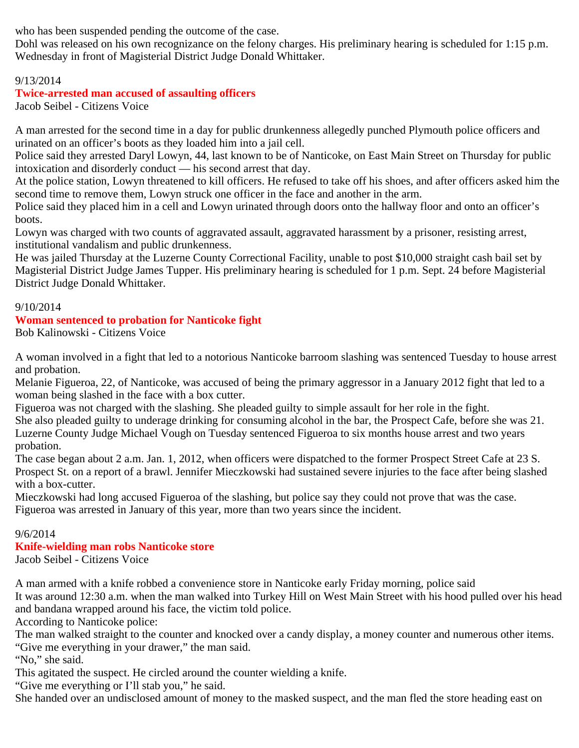who has been suspended pending the outcome of the case.
Dohl was released on his own recognizance on the felony charges. His preliminary hearing is scheduled for 1:15 p.m. Wednesday in front of Magisterial District Judge Donald Whittaker.

9/13/2014

## Twice-arrested man accused of assaulting officers

Jacob Seibel - Citizens Voice

A man arrested for the second time in a day for public drunkenness allegedly punched Plymouth police officers and urinated on an officer's boots as they loaded him into a jail cell.
Police said they arrested Daryl Lowyn, 44, last known to be of Nanticoke, on East Main Street on Thursday for public intoxication and disorderly conduct — his second arrest that day.
At the police station, Lowyn threatened to kill officers. He refused to take off his shoes, and after officers asked him the second time to remove them, Lowyn struck one officer in the face and another in the arm.
Police said they placed him in a cell and Lowyn urinated through doors onto the hallway floor and onto an officer's boots.
Lowyn was charged with two counts of aggravated assault, aggravated harassment by a prisoner, resisting arrest, institutional vandalism and public drunkenness.
He was jailed Thursday at the Luzerne County Correctional Facility, unable to post $10,000 straight cash bail set by Magisterial District Judge James Tupper. His preliminary hearing is scheduled for 1 p.m. Sept. 24 before Magisterial District Judge Donald Whittaker.

9/10/2014

## Woman sentenced to probation for Nanticoke fight

Bob Kalinowski - Citizens Voice

A woman involved in a fight that led to a notorious Nanticoke barroom slashing was sentenced Tuesday to house arrest and probation.
Melanie Figueroa, 22, of Nanticoke, was accused of being the primary aggressor in a January 2012 fight that led to a woman being slashed in the face with a box cutter.
Figueroa was not charged with the slashing. She pleaded guilty to simple assault for her role in the fight.
She also pleaded guilty to underage drinking for consuming alcohol in the bar, the Prospect Cafe, before she was 21.
Luzerne County Judge Michael Vough on Tuesday sentenced Figueroa to six months house arrest and two years probation.
The case began about 2 a.m. Jan. 1, 2012, when officers were dispatched to the former Prospect Street Cafe at 23 S. Prospect St. on a report of a brawl. Jennifer Mieczkowski had sustained severe injuries to the face after being slashed with a box-cutter.
Mieczkowski had long accused Figueroa of the slashing, but police say they could not prove that was the case.
Figueroa was arrested in January of this year, more than two years since the incident.

9/6/2014

## Knife-wielding man robs Nanticoke store

Jacob Seibel - Citizens Voice

A man armed with a knife robbed a convenience store in Nanticoke early Friday morning, police said
It was around 12:30 a.m. when the man walked into Turkey Hill on West Main Street with his hood pulled over his head and bandana wrapped around his face, the victim told police.
According to Nanticoke police:
The man walked straight to the counter and knocked over a candy display, a money counter and numerous other items.
"Give me everything in your drawer," the man said.
"No," she said.
This agitated the suspect. He circled around the counter wielding a knife.
"Give me everything or I'll stab you," he said.
She handed over an undisclosed amount of money to the masked suspect, and the man fled the store heading east on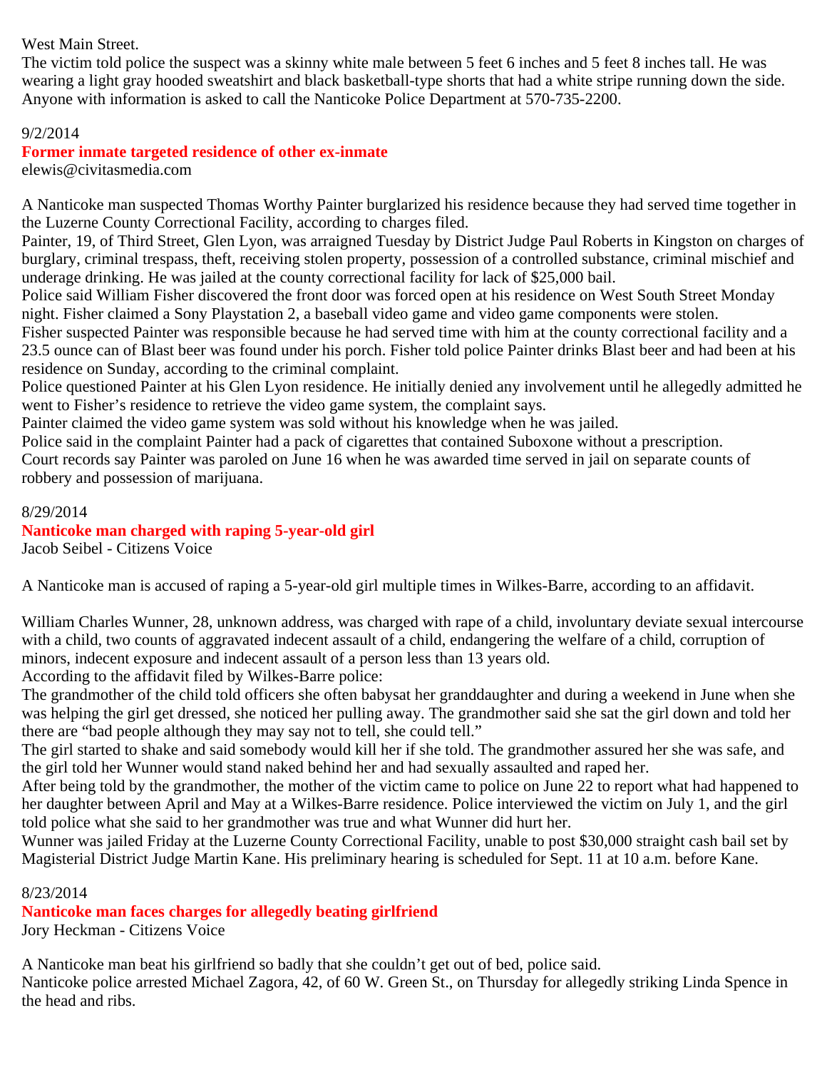West Main Street.
The victim told police the suspect was a skinny white male between 5 feet 6 inches and 5 feet 8 inches tall. He was wearing a light gray hooded sweatshirt and black basketball-type shorts that had a white stripe running down the side.
Anyone with information is asked to call the Nanticoke Police Department at 570-735-2200.

9/2/2014
**Former inmate targeted residence of other ex-inmate**
elewis@civitasmedia.com

A Nanticoke man suspected Thomas Worthy Painter burglarized his residence because they had served time together in the Luzerne County Correctional Facility, according to charges filed.
Painter, 19, of Third Street, Glen Lyon, was arraigned Tuesday by District Judge Paul Roberts in Kingston on charges of burglary, criminal trespass, theft, receiving stolen property, possession of a controlled substance, criminal mischief and underage drinking. He was jailed at the county correctional facility for lack of $25,000 bail.
Police said William Fisher discovered the front door was forced open at his residence on West South Street Monday night. Fisher claimed a Sony Playstation 2, a baseball video game and video game components were stolen.
Fisher suspected Painter was responsible because he had served time with him at the county correctional facility and a 23.5 ounce can of Blast beer was found under his porch. Fisher told police Painter drinks Blast beer and had been at his residence on Sunday, according to the criminal complaint.
Police questioned Painter at his Glen Lyon residence. He initially denied any involvement until he allegedly admitted he went to Fisher's residence to retrieve the video game system, the complaint says.
Painter claimed the video game system was sold without his knowledge when he was jailed.
Police said in the complaint Painter had a pack of cigarettes that contained Suboxone without a prescription.
Court records say Painter was paroled on June 16 when he was awarded time served in jail on separate counts of robbery and possession of marijuana.

8/29/2014
**Nanticoke man charged with raping 5-year-old girl**
Jacob Seibel - Citizens Voice

A Nanticoke man is accused of raping a 5-year-old girl multiple times in Wilkes-Barre, according to an affidavit.

William Charles Wunner, 28, unknown address, was charged with rape of a child, involuntary deviate sexual intercourse with a child, two counts of aggravated indecent assault of a child, endangering the welfare of a child, corruption of minors, indecent exposure and indecent assault of a person less than 13 years old.
According to the affidavit filed by Wilkes-Barre police:
The grandmother of the child told officers she often babysat her granddaughter and during a weekend in June when she was helping the girl get dressed, she noticed her pulling away. The grandmother said she sat the girl down and told her there are "bad people although they may say not to tell, she could tell."
The girl started to shake and said somebody would kill her if she told. The grandmother assured her she was safe, and the girl told her Wunner would stand naked behind her and had sexually assaulted and raped her.
After being told by the grandmother, the mother of the victim came to police on June 22 to report what had happened to her daughter between April and May at a Wilkes-Barre residence. Police interviewed the victim on July 1, and the girl told police what she said to her grandmother was true and what Wunner did hurt her.
Wunner was jailed Friday at the Luzerne County Correctional Facility, unable to post $30,000 straight cash bail set by Magisterial District Judge Martin Kane. His preliminary hearing is scheduled for Sept. 11 at 10 a.m. before Kane.

8/23/2014
**Nanticoke man faces charges for allegedly beating girlfriend**
Jory Heckman - Citizens Voice

A Nanticoke man beat his girlfriend so badly that she couldn't get out of bed, police said.
Nanticoke police arrested Michael Zagora, 42, of 60 W. Green St., on Thursday for allegedly striking Linda Spence in the head and ribs.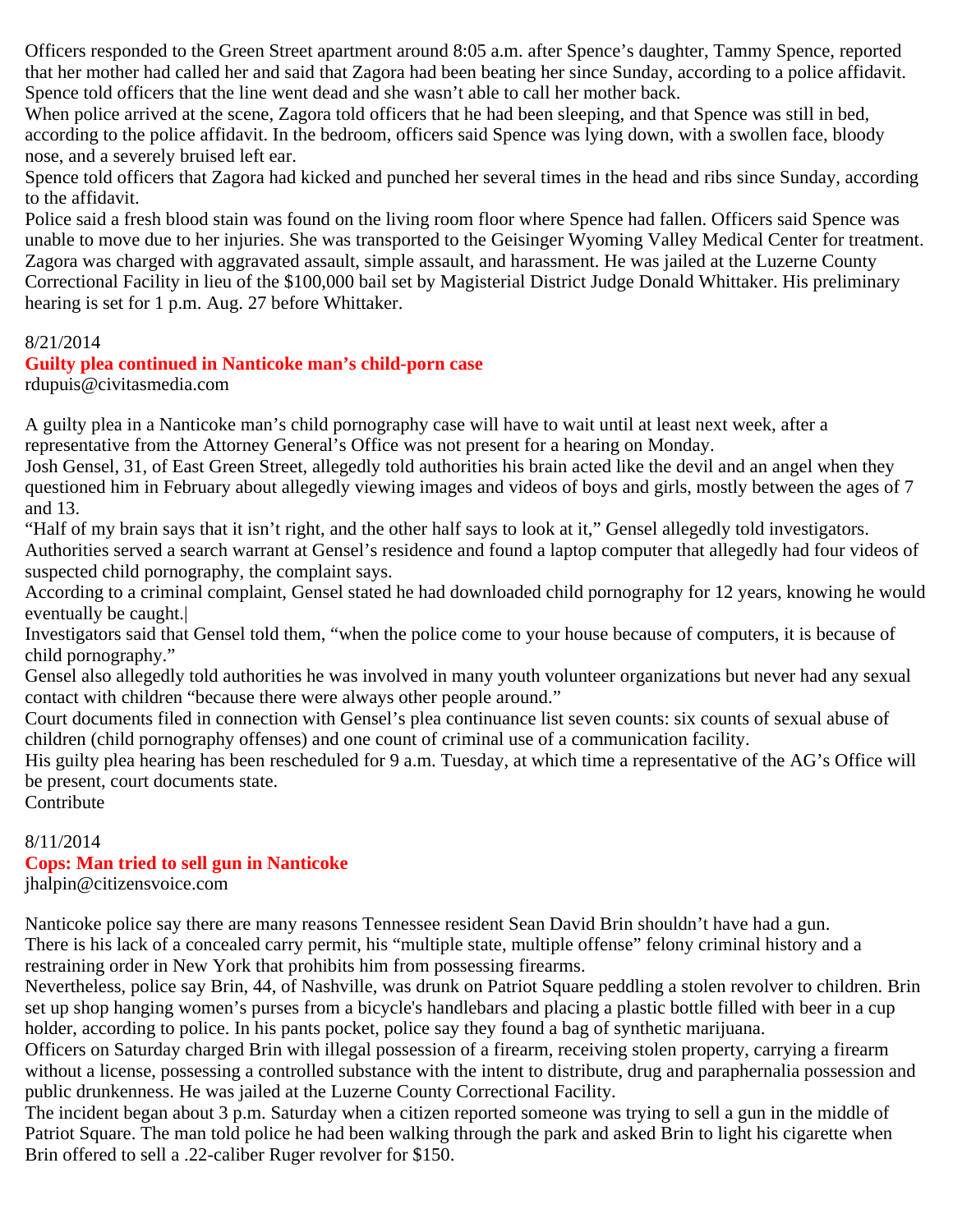Officers responded to the Green Street apartment around 8:05 a.m. after Spence's daughter, Tammy Spence, reported that her mother had called her and said that Zagora had been beating her since Sunday, according to a police affidavit. Spence told officers that the line went dead and she wasn't able to call her mother back.

When police arrived at the scene, Zagora told officers that he had been sleeping, and that Spence was still in bed, according to the police affidavit. In the bedroom, officers said Spence was lying down, with a swollen face, bloody nose, and a severely bruised left ear.

Spence told officers that Zagora had kicked and punched her several times in the head and ribs since Sunday, according to the affidavit.

Police said a fresh blood stain was found on the living room floor where Spence had fallen. Officers said Spence was unable to move due to her injuries. She was transported to the Geisinger Wyoming Valley Medical Center for treatment.

Zagora was charged with aggravated assault, simple assault, and harassment. He was jailed at the Luzerne County Correctional Facility in lieu of the $100,000 bail set by Magisterial District Judge Donald Whittaker. His preliminary hearing is set for 1 p.m. Aug. 27 before Whittaker.

8/21/2014

## Guilty plea continued in Nanticoke man's child-porn case

rdupuis@civitasmedia.com

A guilty plea in a Nanticoke man's child pornography case will have to wait until at least next week, after a representative from the Attorney General's Office was not present for a hearing on Monday.

Josh Gensel, 31, of East Green Street, allegedly told authorities his brain acted like the devil and an angel when they questioned him in February about allegedly viewing images and videos of boys and girls, mostly between the ages of 7 and 13.

"Half of my brain says that it isn't right, and the other half says to look at it," Gensel allegedly told investigators.

Authorities served a search warrant at Gensel's residence and found a laptop computer that allegedly had four videos of suspected child pornography, the complaint says.

According to a criminal complaint, Gensel stated he had downloaded child pornography for 12 years, knowing he would eventually be caught.|

Investigators said that Gensel told them, "when the police come to your house because of computers, it is because of child pornography."

Gensel also allegedly told authorities he was involved in many youth volunteer organizations but never had any sexual contact with children "because there were always other people around."

Court documents filed in connection with Gensel's plea continuance list seven counts: six counts of sexual abuse of children (child pornography offenses) and one count of criminal use of a communication facility.

His guilty plea hearing has been rescheduled for 9 a.m. Tuesday, at which time a representative of the AG's Office will be present, court documents state.

Contribute

8/11/2014

## Cops: Man tried to sell gun in Nanticoke

jhalpin@citizensvoice.com

Nanticoke police say there are many reasons Tennessee resident Sean David Brin shouldn't have had a gun.

There is his lack of a concealed carry permit, his "multiple state, multiple offense" felony criminal history and a restraining order in New York that prohibits him from possessing firearms.

Nevertheless, police say Brin, 44, of Nashville, was drunk on Patriot Square peddling a stolen revolver to children. Brin set up shop hanging women's purses from a bicycle's handlebars and placing a plastic bottle filled with beer in a cup holder, according to police. In his pants pocket, police say they found a bag of synthetic marijuana.

Officers on Saturday charged Brin with illegal possession of a firearm, receiving stolen property, carrying a firearm without a license, possessing a controlled substance with the intent to distribute, drug and paraphernalia possession and public drunkenness. He was jailed at the Luzerne County Correctional Facility.

The incident began about 3 p.m. Saturday when a citizen reported someone was trying to sell a gun in the middle of Patriot Square. The man told police he had been walking through the park and asked Brin to light his cigarette when Brin offered to sell a .22-caliber Ruger revolver for $150.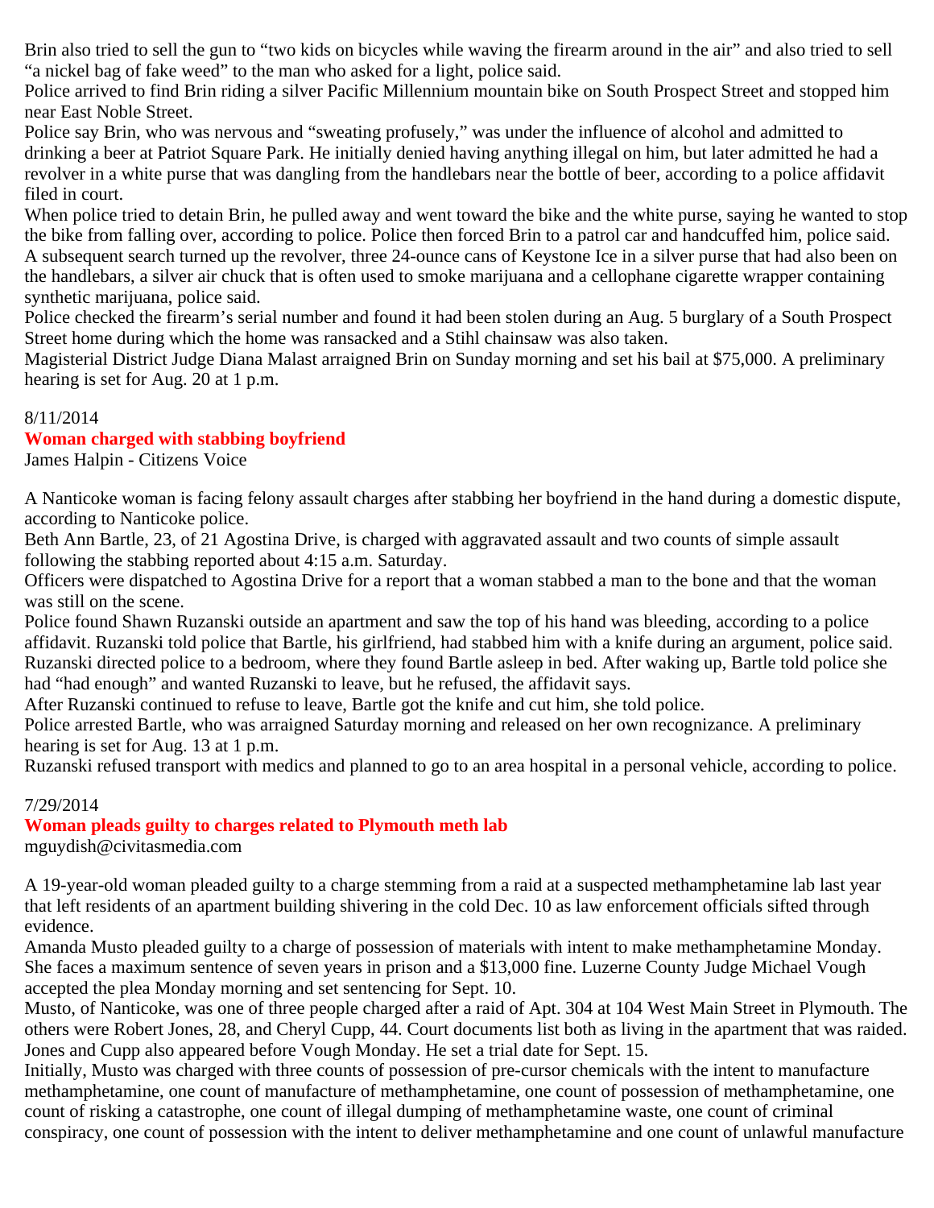Brin also tried to sell the gun to "two kids on bicycles while waving the firearm around in the air" and also tried to sell "a nickel bag of fake weed" to the man who asked for a light, police said.

Police arrived to find Brin riding a silver Pacific Millennium mountain bike on South Prospect Street and stopped him near East Noble Street.

Police say Brin, who was nervous and "sweating profusely," was under the influence of alcohol and admitted to drinking a beer at Patriot Square Park. He initially denied having anything illegal on him, but later admitted he had a revolver in a white purse that was dangling from the handlebars near the bottle of beer, according to a police affidavit filed in court.

When police tried to detain Brin, he pulled away and went toward the bike and the white purse, saying he wanted to stop the bike from falling over, according to police. Police then forced Brin to a patrol car and handcuffed him, police said.

A subsequent search turned up the revolver, three 24-ounce cans of Keystone Ice in a silver purse that had also been on the handlebars, a silver air chuck that is often used to smoke marijuana and a cellophane cigarette wrapper containing synthetic marijuana, police said.

Police checked the firearm's serial number and found it had been stolen during an Aug. 5 burglary of a South Prospect Street home during which the home was ransacked and a Stihl chainsaw was also taken.

Magisterial District Judge Diana Malast arraigned Brin on Sunday morning and set his bail at $75,000. A preliminary hearing is set for Aug. 20 at 1 p.m.

8/11/2014

## Woman charged with stabbing boyfriend

James Halpin - Citizens Voice

A Nanticoke woman is facing felony assault charges after stabbing her boyfriend in the hand during a domestic dispute, according to Nanticoke police.

Beth Ann Bartle, 23, of 21 Agostina Drive, is charged with aggravated assault and two counts of simple assault following the stabbing reported about 4:15 a.m. Saturday.

Officers were dispatched to Agostina Drive for a report that a woman stabbed a man to the bone and that the woman was still on the scene.

Police found Shawn Ruzanski outside an apartment and saw the top of his hand was bleeding, according to a police affidavit. Ruzanski told police that Bartle, his girlfriend, had stabbed him with a knife during an argument, police said.

Ruzanski directed police to a bedroom, where they found Bartle asleep in bed. After waking up, Bartle told police she had "had enough" and wanted Ruzanski to leave, but he refused, the affidavit says.

After Ruzanski continued to refuse to leave, Bartle got the knife and cut him, she told police.

Police arrested Bartle, who was arraigned Saturday morning and released on her own recognizance. A preliminary hearing is set for Aug. 13 at 1 p.m.

Ruzanski refused transport with medics and planned to go to an area hospital in a personal vehicle, according to police.

7/29/2014

## Woman pleads guilty to charges related to Plymouth meth lab

mguydish@civitasmedia.com

A 19-year-old woman pleaded guilty to a charge stemming from a raid at a suspected methamphetamine lab last year that left residents of an apartment building shivering in the cold Dec. 10 as law enforcement officials sifted through evidence.

Amanda Musto pleaded guilty to a charge of possession of materials with intent to make methamphetamine Monday. She faces a maximum sentence of seven years in prison and a $13,000 fine. Luzerne County Judge Michael Vough accepted the plea Monday morning and set sentencing for Sept. 10.

Musto, of Nanticoke, was one of three people charged after a raid of Apt. 304 at 104 West Main Street in Plymouth. The others were Robert Jones, 28, and Cheryl Cupp, 44. Court documents list both as living in the apartment that was raided. Jones and Cupp also appeared before Vough Monday. He set a trial date for Sept. 15.

Initially, Musto was charged with three counts of possession of pre-cursor chemicals with the intent to manufacture methamphetamine, one count of manufacture of methamphetamine, one count of possession of methamphetamine, one count of risking a catastrophe, one count of illegal dumping of methamphetamine waste, one count of criminal conspiracy, one count of possession with the intent to deliver methamphetamine and one count of unlawful manufacture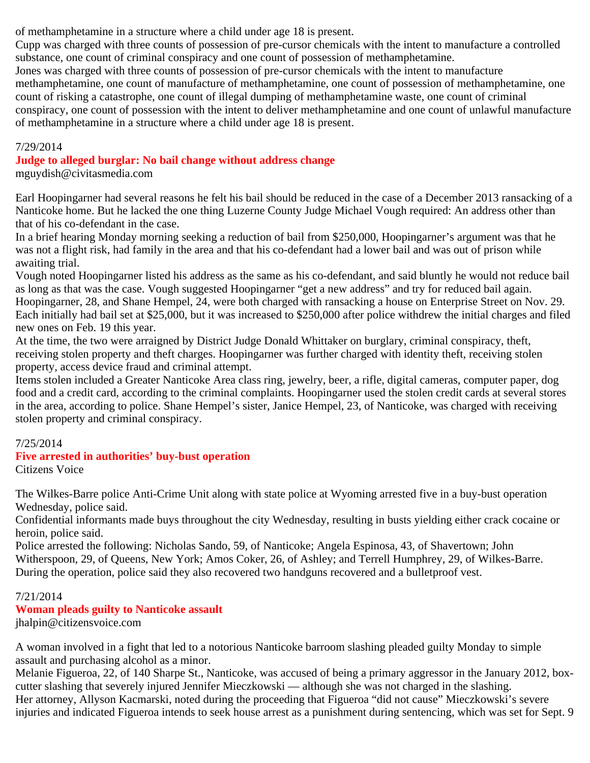of methamphetamine in a structure where a child under age 18 is present.

Cupp was charged with three counts of possession of pre-cursor chemicals with the intent to manufacture a controlled substance, one count of criminal conspiracy and one count of possession of methamphetamine.

Jones was charged with three counts of possession of pre-cursor chemicals with the intent to manufacture methamphetamine, one count of manufacture of methamphetamine, one count of possession of methamphetamine, one count of risking a catastrophe, one count of illegal dumping of methamphetamine waste, one count of criminal conspiracy, one count of possession with the intent to deliver methamphetamine and one count of unlawful manufacture of methamphetamine in a structure where a child under age 18 is present.

7/29/2014

## Judge to alleged burglar: No bail change without address change

mguydish@civitasmedia.com

Earl Hoopingarner had several reasons he felt his bail should be reduced in the case of a December 2013 ransacking of a Nanticoke home. But he lacked the one thing Luzerne County Judge Michael Vough required: An address other than that of his co-defendant in the case.

In a brief hearing Monday morning seeking a reduction of bail from $250,000, Hoopingarner's argument was that he was not a flight risk, had family in the area and that his co-defendant had a lower bail and was out of prison while awaiting trial.

Vough noted Hoopingarner listed his address as the same as his co-defendant, and said bluntly he would not reduce bail as long as that was the case. Vough suggested Hoopingarner "get a new address" and try for reduced bail again.

Hoopingarner, 28, and Shane Hempel, 24, were both charged with ransacking a house on Enterprise Street on Nov. 29. Each initially had bail set at $25,000, but it was increased to $250,000 after police withdrew the initial charges and filed new ones on Feb. 19 this year.

At the time, the two were arraigned by District Judge Donald Whittaker on burglary, criminal conspiracy, theft, receiving stolen property and theft charges. Hoopingarner was further charged with identity theft, receiving stolen property, access device fraud and criminal attempt.

Items stolen included a Greater Nanticoke Area class ring, jewelry, beer, a rifle, digital cameras, computer paper, dog food and a credit card, according to the criminal complaints. Hoopingarner used the stolen credit cards at several stores in the area, according to police. Shane Hempel's sister, Janice Hempel, 23, of Nanticoke, was charged with receiving stolen property and criminal conspiracy.

7/25/2014

## Five arrested in authorities' buy-bust operation

Citizens Voice

The Wilkes-Barre police Anti-Crime Unit along with state police at Wyoming arrested five in a buy-bust operation Wednesday, police said.

Confidential informants made buys throughout the city Wednesday, resulting in busts yielding either crack cocaine or heroin, police said.

Police arrested the following: Nicholas Sando, 59, of Nanticoke; Angela Espinosa, 43, of Shavertown; John Witherspoon, 29, of Queens, New York; Amos Coker, 26, of Ashley; and Terrell Humphrey, 29, of Wilkes-Barre. During the operation, police said they also recovered two handguns recovered and a bulletproof vest.

7/21/2014

## Woman pleads guilty to Nanticoke assault

jhalpin@citizensvoice.com

A woman involved in a fight that led to a notorious Nanticoke barroom slashing pleaded guilty Monday to simple assault and purchasing alcohol as a minor.

Melanie Figueroa, 22, of 140 Sharpe St., Nanticoke, was accused of being a primary aggressor in the January 2012, box-cutter slashing that severely injured Jennifer Mieczkowski — although she was not charged in the slashing.

Her attorney, Allyson Kacmarski, noted during the proceeding that Figueroa "did not cause" Mieczkowski's severe injuries and indicated Figueroa intends to seek house arrest as a punishment during sentencing, which was set for Sept. 9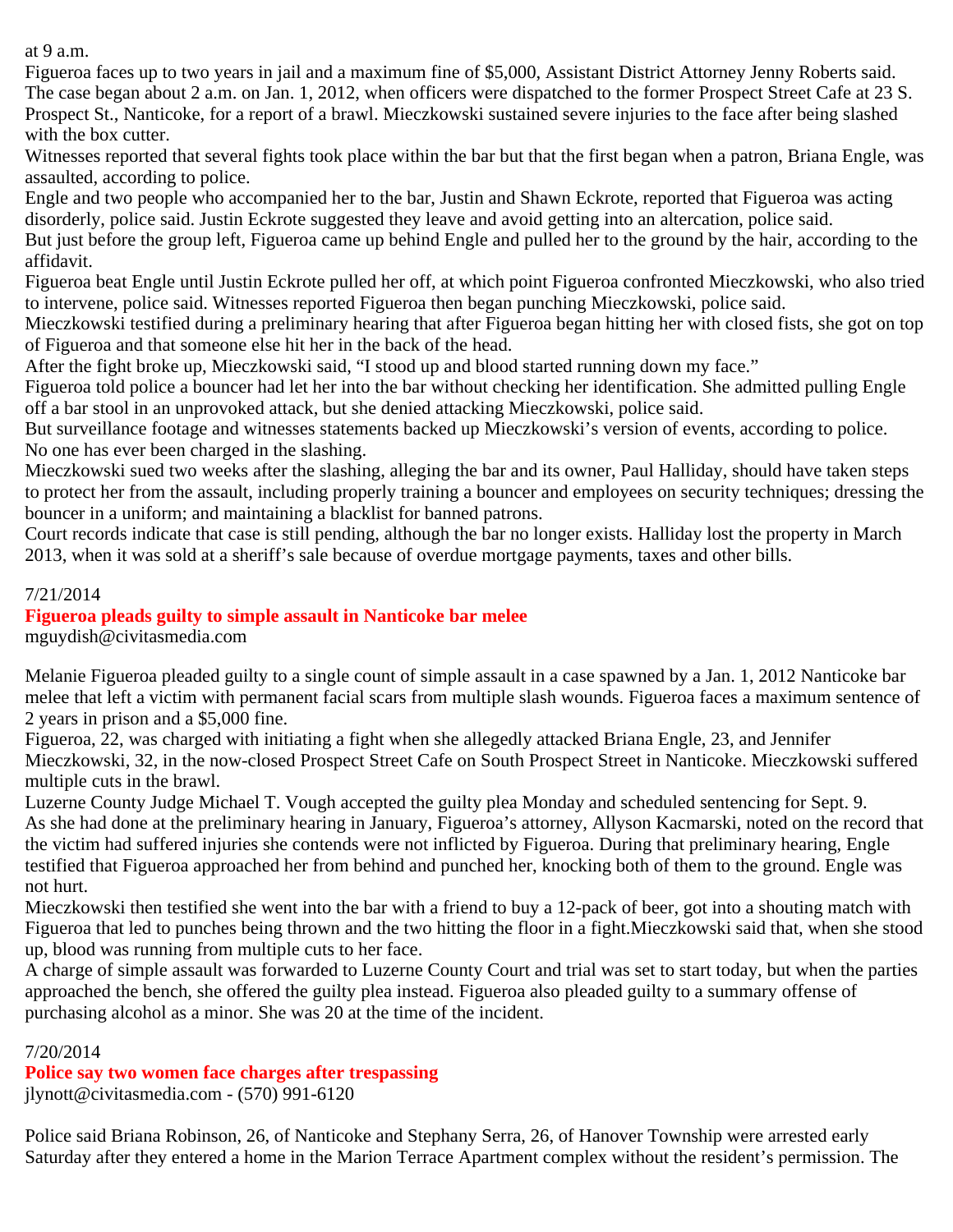at 9 a.m.

Figueroa faces up to two years in jail and a maximum fine of $5,000, Assistant District Attorney Jenny Roberts said.

The case began about 2 a.m. on Jan. 1, 2012, when officers were dispatched to the former Prospect Street Cafe at 23 S. Prospect St., Nanticoke, for a report of a brawl. Mieczkowski sustained severe injuries to the face after being slashed with the box cutter.

Witnesses reported that several fights took place within the bar but that the first began when a patron, Briana Engle, was assaulted, according to police.

Engle and two people who accompanied her to the bar, Justin and Shawn Eckrote, reported that Figueroa was acting disorderly, police said. Justin Eckrote suggested they leave and avoid getting into an altercation, police said.

But just before the group left, Figueroa came up behind Engle and pulled her to the ground by the hair, according to the affidavit.

Figueroa beat Engle until Justin Eckrote pulled her off, at which point Figueroa confronted Mieczkowski, who also tried to intervene, police said. Witnesses reported Figueroa then began punching Mieczkowski, police said.

Mieczkowski testified during a preliminary hearing that after Figueroa began hitting her with closed fists, she got on top of Figueroa and that someone else hit her in the back of the head.

After the fight broke up, Mieczkowski said, "I stood up and blood started running down my face."

Figueroa told police a bouncer had let her into the bar without checking her identification. She admitted pulling Engle off a bar stool in an unprovoked attack, but she denied attacking Mieczkowski, police said.

But surveillance footage and witnesses statements backed up Mieczkowski's version of events, according to police.

No one has ever been charged in the slashing.

Mieczkowski sued two weeks after the slashing, alleging the bar and its owner, Paul Halliday, should have taken steps to protect her from the assault, including properly training a bouncer and employees on security techniques; dressing the bouncer in a uniform; and maintaining a blacklist for banned patrons.

Court records indicate that case is still pending, although the bar no longer exists. Halliday lost the property in March 2013, when it was sold at a sheriff's sale because of overdue mortgage payments, taxes and other bills.

7/21/2014

## Figueroa pleads guilty to simple assault in Nanticoke bar melee

mguydish@civitasmedia.com

Melanie Figueroa pleaded guilty to a single count of simple assault in a case spawned by a Jan. 1, 2012 Nanticoke bar melee that left a victim with permanent facial scars from multiple slash wounds. Figueroa faces a maximum sentence of 2 years in prison and a $5,000 fine.

Figueroa, 22, was charged with initiating a fight when she allegedly attacked Briana Engle, 23, and Jennifer Mieczkowski, 32, in the now-closed Prospect Street Cafe on South Prospect Street in Nanticoke. Mieczkowski suffered multiple cuts in the brawl.

Luzerne County Judge Michael T. Vough accepted the guilty plea Monday and scheduled sentencing for Sept. 9.

As she had done at the preliminary hearing in January, Figueroa's attorney, Allyson Kacmarski, noted on the record that the victim had suffered injuries she contends were not inflicted by Figueroa. During that preliminary hearing, Engle testified that Figueroa approached her from behind and punched her, knocking both of them to the ground. Engle was not hurt.

Mieczkowski then testified she went into the bar with a friend to buy a 12-pack of beer, got into a shouting match with Figueroa that led to punches being thrown and the two hitting the floor in a fight.Mieczkowski said that, when she stood up, blood was running from multiple cuts to her face.

A charge of simple assault was forwarded to Luzerne County Court and trial was set to start today, but when the parties approached the bench, she offered the guilty plea instead. Figueroa also pleaded guilty to a summary offense of purchasing alcohol as a minor. She was 20 at the time of the incident.

7/20/2014

## Police say two women face charges after trespassing

jlynott@civitasmedia.com - (570) 991-6120

Police said Briana Robinson, 26, of Nanticoke and Stephany Serra, 26, of Hanover Township were arrested early Saturday after they entered a home in the Marion Terrace Apartment complex without the resident's permission. The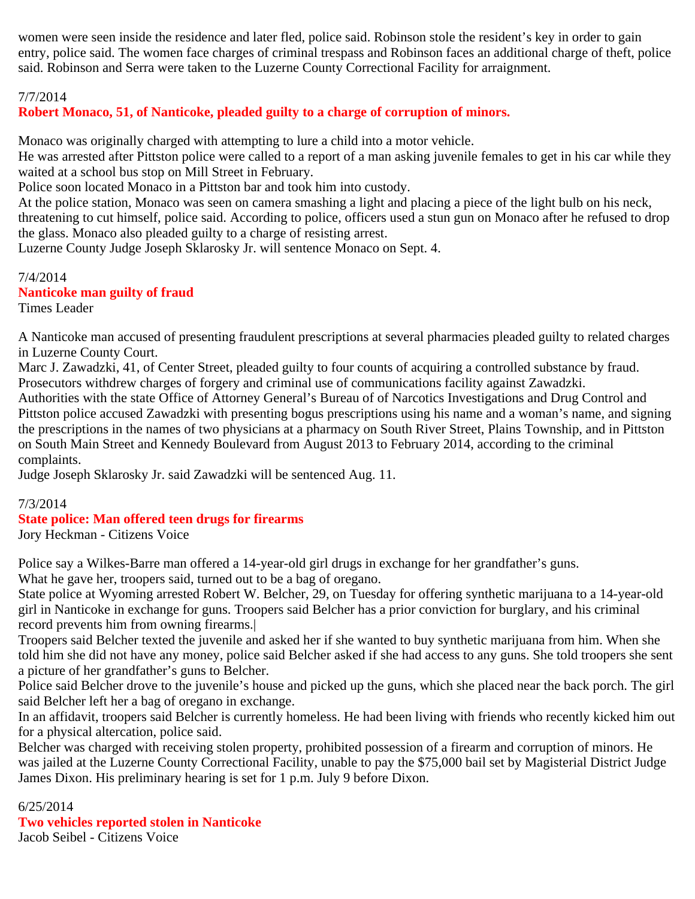women were seen inside the residence and later fled, police said. Robinson stole the resident's key in order to gain entry, police said. The women face charges of criminal trespass and Robinson faces an additional charge of theft, police said. Robinson and Serra were taken to the Luzerne County Correctional Facility for arraignment.

7/7/2014

**Robert Monaco, 51, of Nanticoke, pleaded guilty to a charge of corruption of minors.**

Monaco was originally charged with attempting to lure a child into a motor vehicle.
He was arrested after Pittston police were called to a report of a man asking juvenile females to get in his car while they waited at a school bus stop on Mill Street in February.
Police soon located Monaco in a Pittston bar and took him into custody.
At the police station, Monaco was seen on camera smashing a light and placing a piece of the light bulb on his neck, threatening to cut himself, police said. According to police, officers used a stun gun on Monaco after he refused to drop the glass. Monaco also pleaded guilty to a charge of resisting arrest.
Luzerne County Judge Joseph Sklarosky Jr. will sentence Monaco on Sept. 4.

7/4/2014

**Nanticoke man guilty of fraud**

Times Leader

A Nanticoke man accused of presenting fraudulent prescriptions at several pharmacies pleaded guilty to related charges in Luzerne County Court.
Marc J. Zawadzki, 41, of Center Street, pleaded guilty to four counts of acquiring a controlled substance by fraud. Prosecutors withdrew charges of forgery and criminal use of communications facility against Zawadzki.
Authorities with the state Office of Attorney General's Bureau of of Narcotics Investigations and Drug Control and Pittston police accused Zawadzki with presenting bogus prescriptions using his name and a woman's name, and signing the prescriptions in the names of two physicians at a pharmacy on South River Street, Plains Township, and in Pittston on South Main Street and Kennedy Boulevard from August 2013 to February 2014, according to the criminal complaints.
Judge Joseph Sklarosky Jr. said Zawadzki will be sentenced Aug. 11.

7/3/2014

**State police: Man offered teen drugs for firearms**

Jory Heckman - Citizens Voice

Police say a Wilkes-Barre man offered a 14-year-old girl drugs in exchange for her grandfather's guns.
What he gave her, troopers said, turned out to be a bag of oregano.
State police at Wyoming arrested Robert W. Belcher, 29, on Tuesday for offering synthetic marijuana to a 14-year-old girl in Nanticoke in exchange for guns. Troopers said Belcher has a prior conviction for burglary, and his criminal record prevents him from owning firearms.|
Troopers said Belcher texted the juvenile and asked her if she wanted to buy synthetic marijuana from him. When she told him she did not have any money, police said Belcher asked if she had access to any guns. She told troopers she sent a picture of her grandfather's guns to Belcher.
Police said Belcher drove to the juvenile's house and picked up the guns, which she placed near the back porch. The girl said Belcher left her a bag of oregano in exchange.
In an affidavit, troopers said Belcher is currently homeless. He had been living with friends who recently kicked him out for a physical altercation, police said.
Belcher was charged with receiving stolen property, prohibited possession of a firearm and corruption of minors. He was jailed at the Luzerne County Correctional Facility, unable to pay the $75,000 bail set by Magisterial District Judge James Dixon. His preliminary hearing is set for 1 p.m. July 9 before Dixon.

6/25/2014

**Two vehicles reported stolen in Nanticoke**

Jacob Seibel - Citizens Voice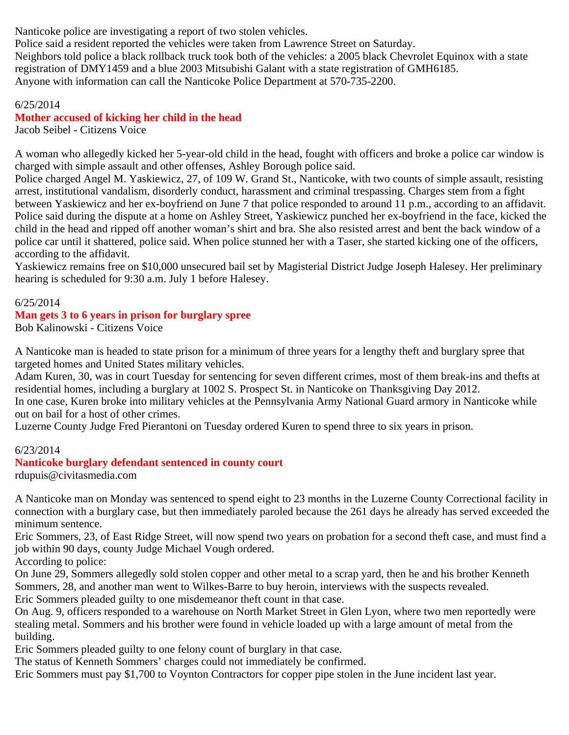Nanticoke police are investigating a report of two stolen vehicles.
Police said a resident reported the vehicles were taken from Lawrence Street on Saturday.
Neighbors told police a black rollback truck took both of the vehicles: a 2005 black Chevrolet Equinox with a state registration of DMY1459 and a blue 2003 Mitsubishi Galant with a state registration of GMH6185.
Anyone with information can call the Nanticoke Police Department at 570-735-2200.

6/25/2014

## Mother accused of kicking her child in the head

Jacob Seibel - Citizens Voice

A woman who allegedly kicked her 5-year-old child in the head, fought with officers and broke a police car window is charged with simple assault and other offenses, Ashley Borough police said.
Police charged Angel M. Yaskiewicz, 27, of 109 W. Grand St., Nanticoke, with two counts of simple assault, resisting arrest, institutional vandalism, disorderly conduct, harassment and criminal trespassing. Charges stem from a fight between Yaskiewicz and her ex-boyfriend on June 7 that police responded to around 11 p.m., according to an affidavit.
Police said during the dispute at a home on Ashley Street, Yaskiewicz punched her ex-boyfriend in the face, kicked the child in the head and ripped off another woman's shirt and bra. She also resisted arrest and bent the back window of a police car until it shattered, police said. When police stunned her with a Taser, she started kicking one of the officers, according to the affidavit.
Yaskiewicz remains free on $10,000 unsecured bail set by Magisterial District Judge Joseph Halesey. Her preliminary hearing is scheduled for 9:30 a.m. July 1 before Halesey.

6/25/2014

## Man gets 3 to 6 years in prison for burglary spree

Bob Kalinowski - Citizens Voice

A Nanticoke man is headed to state prison for a minimum of three years for a lengthy theft and burglary spree that targeted homes and United States military vehicles.
Adam Kuren, 30, was in court Tuesday for sentencing for seven different crimes, most of them break-ins and thefts at residential homes, including a burglary at 1002 S. Prospect St. in Nanticoke on Thanksgiving Day 2012.
In one case, Kuren broke into military vehicles at the Pennsylvania Army National Guard armory in Nanticoke while out on bail for a host of other crimes.
Luzerne County Judge Fred Pierantoni on Tuesday ordered Kuren to spend three to six years in prison.

6/23/2014

## Nanticoke burglary defendant sentenced in county court

rdupuis@civitasmedia.com

A Nanticoke man on Monday was sentenced to spend eight to 23 months in the Luzerne County Correctional facility in connection with a burglary case, but then immediately paroled because the 261 days he already has served exceeded the minimum sentence.
Eric Sommers, 23, of East Ridge Street, will now spend two years on probation for a second theft case, and must find a job within 90 days, county Judge Michael Vough ordered.
According to police:
On June 29, Sommers allegedly sold stolen copper and other metal to a scrap yard, then he and his brother Kenneth Sommers, 28, and another man went to Wilkes-Barre to buy heroin, interviews with the suspects revealed.
Eric Sommers pleaded guilty to one misdemeanor theft count in that case.
On Aug. 9, officers responded to a warehouse on North Market Street in Glen Lyon, where two men reportedly were stealing metal. Sommers and his brother were found in vehicle loaded up with a large amount of metal from the building.
Eric Sommers pleaded guilty to one felony count of burglary in that case.
The status of Kenneth Sommers' charges could not immediately be confirmed.
Eric Sommers must pay $1,700 to Voynton Contractors for copper pipe stolen in the June incident last year.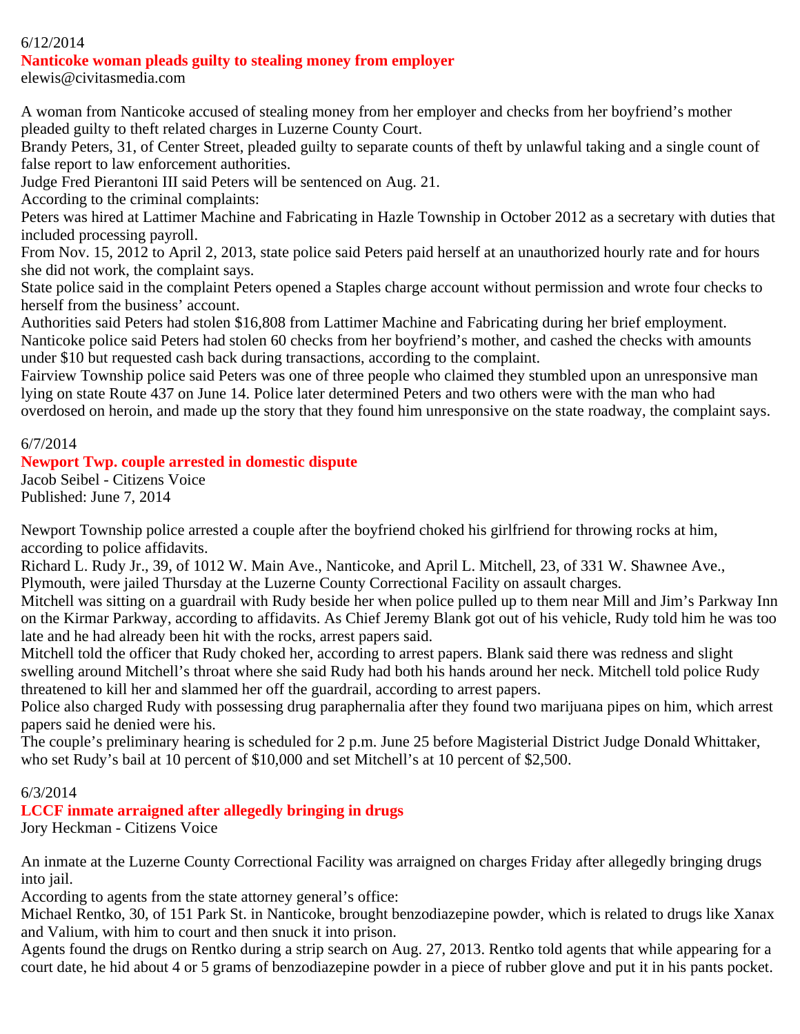6/12/2014

## Nanticoke woman pleads guilty to stealing money from employer

elewis@civitasmedia.com

A woman from Nanticoke accused of stealing money from her employer and checks from her boyfriend's mother pleaded guilty to theft related charges in Luzerne County Court.

Brandy Peters, 31, of Center Street, pleaded guilty to separate counts of theft by unlawful taking and a single count of false report to law enforcement authorities.

Judge Fred Pierantoni III said Peters will be sentenced on Aug. 21.

According to the criminal complaints:

Peters was hired at Lattimer Machine and Fabricating in Hazle Township in October 2012 as a secretary with duties that included processing payroll.

From Nov. 15, 2012 to April 2, 2013, state police said Peters paid herself at an unauthorized hourly rate and for hours she did not work, the complaint says.

State police said in the complaint Peters opened a Staples charge account without permission and wrote four checks to herself from the business' account.

Authorities said Peters had stolen $16,808 from Lattimer Machine and Fabricating during her brief employment.

Nanticoke police said Peters had stolen 60 checks from her boyfriend's mother, and cashed the checks with amounts under $10 but requested cash back during transactions, according to the complaint.

Fairview Township police said Peters was one of three people who claimed they stumbled upon an unresponsive man lying on state Route 437 on June 14. Police later determined Peters and two others were with the man who had overdosed on heroin, and made up the story that they found him unresponsive on the state roadway, the complaint says.

6/7/2014

## Newport Twp. couple arrested in domestic dispute

Jacob Seibel - Citizens Voice

Published: June 7, 2014

Newport Township police arrested a couple after the boyfriend choked his girlfriend for throwing rocks at him, according to police affidavits.

Richard L. Rudy Jr., 39, of 1012 W. Main Ave., Nanticoke, and April L. Mitchell, 23, of 331 W. Shawnee Ave., Plymouth, were jailed Thursday at the Luzerne County Correctional Facility on assault charges.

Mitchell was sitting on a guardrail with Rudy beside her when police pulled up to them near Mill and Jim's Parkway Inn on the Kirmar Parkway, according to affidavits. As Chief Jeremy Blank got out of his vehicle, Rudy told him he was too late and he had already been hit with the rocks, arrest papers said.

Mitchell told the officer that Rudy choked her, according to arrest papers. Blank said there was redness and slight swelling around Mitchell's throat where she said Rudy had both his hands around her neck. Mitchell told police Rudy threatened to kill her and slammed her off the guardrail, according to arrest papers.

Police also charged Rudy with possessing drug paraphernalia after they found two marijuana pipes on him, which arrest papers said he denied were his.

The couple's preliminary hearing is scheduled for 2 p.m. June 25 before Magisterial District Judge Donald Whittaker, who set Rudy's bail at 10 percent of $10,000 and set Mitchell's at 10 percent of $2,500.

6/3/2014

## LCCF inmate arraigned after allegedly bringing in drugs

Jory Heckman - Citizens Voice

An inmate at the Luzerne County Correctional Facility was arraigned on charges Friday after allegedly bringing drugs into jail.

According to agents from the state attorney general's office:

Michael Rentko, 30, of 151 Park St. in Nanticoke, brought benzodiazepine powder, which is related to drugs like Xanax and Valium, with him to court and then snuck it into prison.

Agents found the drugs on Rentko during a strip search on Aug. 27, 2013. Rentko told agents that while appearing for a court date, he hid about 4 or 5 grams of benzodiazepine powder in a piece of rubber glove and put it in his pants pocket.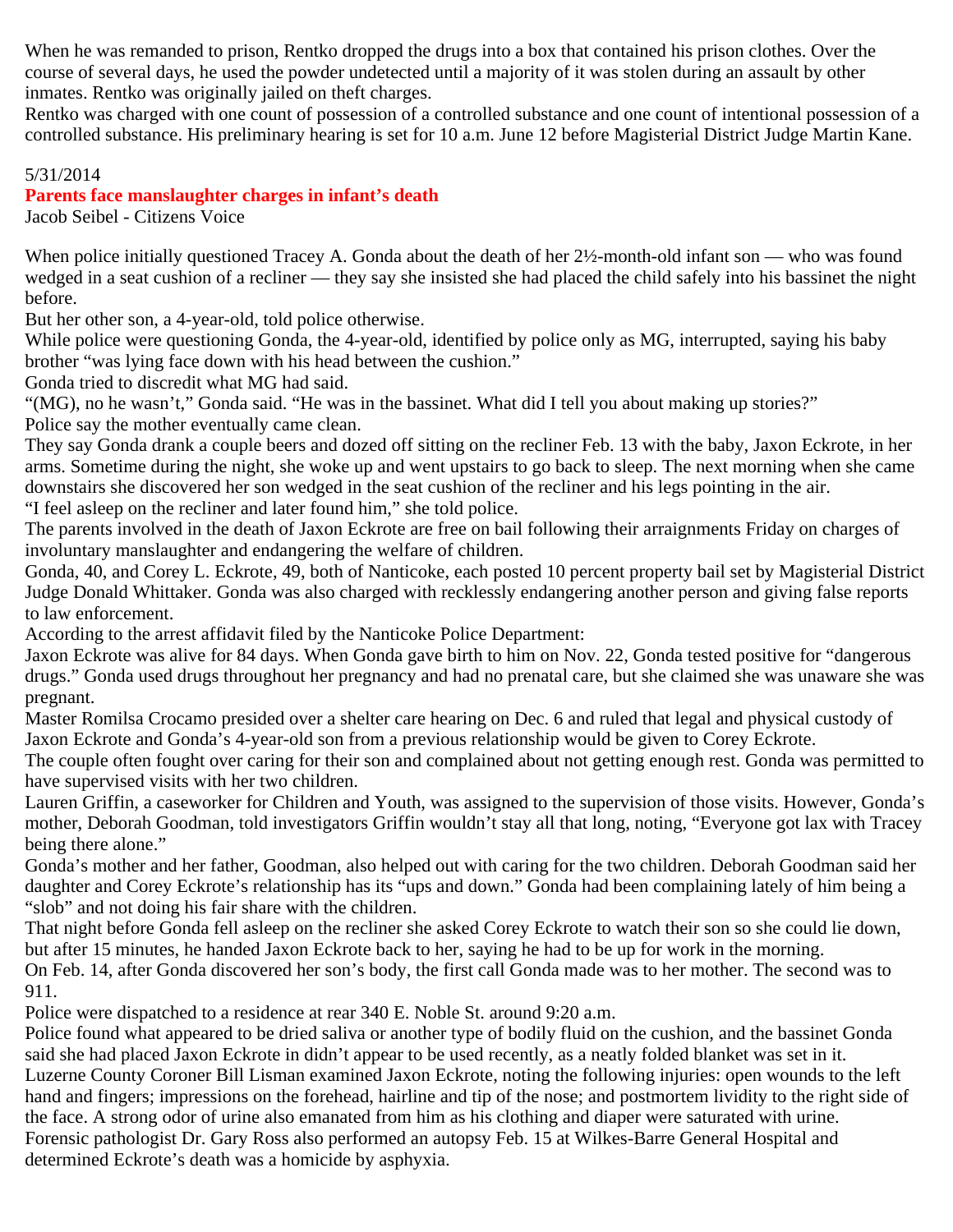When he was remanded to prison, Rentko dropped the drugs into a box that contained his prison clothes. Over the course of several days, he used the powder undetected until a majority of it was stolen during an assault by other inmates. Rentko was originally jailed on theft charges.

Rentko was charged with one count of possession of a controlled substance and one count of intentional possession of a controlled substance. His preliminary hearing is set for 10 a.m. June 12 before Magisterial District Judge Martin Kane.

5/31/2014

**Parents face manslaughter charges in infant's death**

Jacob Seibel - Citizens Voice

When police initially questioned Tracey A. Gonda about the death of her 2½-month-old infant son — who was found wedged in a seat cushion of a recliner — they say she insisted she had placed the child safely into his bassinet the night before.

But her other son, a 4-year-old, told police otherwise.

While police were questioning Gonda, the 4-year-old, identified by police only as MG, interrupted, saying his baby brother "was lying face down with his head between the cushion."

Gonda tried to discredit what MG had said.

"(MG), no he wasn't," Gonda said. "He was in the bassinet. What did I tell you about making up stories?"

Police say the mother eventually came clean.

They say Gonda drank a couple beers and dozed off sitting on the recliner Feb. 13 with the baby, Jaxon Eckrote, in her arms. Sometime during the night, she woke up and went upstairs to go back to sleep. The next morning when she came downstairs she discovered her son wedged in the seat cushion of the recliner and his legs pointing in the air.

"I feel asleep on the recliner and later found him," she told police.

The parents involved in the death of Jaxon Eckrote are free on bail following their arraignments Friday on charges of involuntary manslaughter and endangering the welfare of children.

Gonda, 40, and Corey L. Eckrote, 49, both of Nanticoke, each posted 10 percent property bail set by Magisterial District Judge Donald Whittaker. Gonda was also charged with recklessly endangering another person and giving false reports to law enforcement.

According to the arrest affidavit filed by the Nanticoke Police Department:

Jaxon Eckrote was alive for 84 days. When Gonda gave birth to him on Nov. 22, Gonda tested positive for "dangerous drugs." Gonda used drugs throughout her pregnancy and had no prenatal care, but she claimed she was unaware she was pregnant.

Master Romilsa Crocamo presided over a shelter care hearing on Dec. 6 and ruled that legal and physical custody of Jaxon Eckrote and Gonda's 4-year-old son from a previous relationship would be given to Corey Eckrote.

The couple often fought over caring for their son and complained about not getting enough rest. Gonda was permitted to have supervised visits with her two children.

Lauren Griffin, a caseworker for Children and Youth, was assigned to the supervision of those visits. However, Gonda's mother, Deborah Goodman, told investigators Griffin wouldn't stay all that long, noting, "Everyone got lax with Tracey being there alone."

Gonda's mother and her father, Goodman, also helped out with caring for the two children. Deborah Goodman said her daughter and Corey Eckrote's relationship has its "ups and down." Gonda had been complaining lately of him being a "slob" and not doing his fair share with the children.

That night before Gonda fell asleep on the recliner she asked Corey Eckrote to watch their son so she could lie down, but after 15 minutes, he handed Jaxon Eckrote back to her, saying he had to be up for work in the morning.

On Feb. 14, after Gonda discovered her son's body, the first call Gonda made was to her mother. The second was to 911.

Police were dispatched to a residence at rear 340 E. Noble St. around 9:20 a.m.

Police found what appeared to be dried saliva or another type of bodily fluid on the cushion, and the bassinet Gonda said she had placed Jaxon Eckrote in didn't appear to be used recently, as a neatly folded blanket was set in it.

Luzerne County Coroner Bill Lisman examined Jaxon Eckrote, noting the following injuries: open wounds to the left hand and fingers; impressions on the forehead, hairline and tip of the nose; and postmortem lividity to the right side of the face. A strong odor of urine also emanated from him as his clothing and diaper were saturated with urine.

Forensic pathologist Dr. Gary Ross also performed an autopsy Feb. 15 at Wilkes-Barre General Hospital and determined Eckrote's death was a homicide by asphyxia.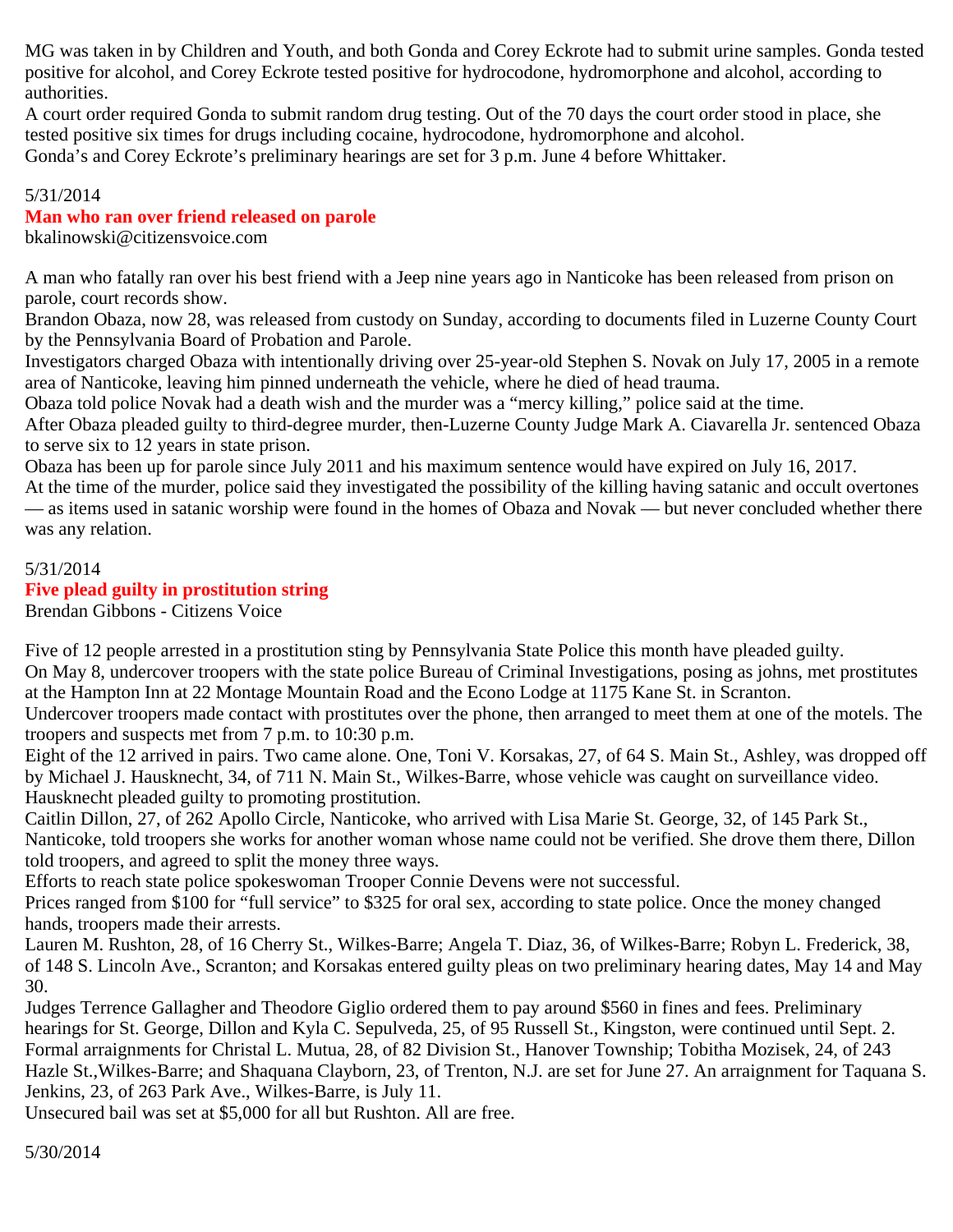MG was taken in by Children and Youth, and both Gonda and Corey Eckrote had to submit urine samples. Gonda tested positive for alcohol, and Corey Eckrote tested positive for hydrocodone, hydromorphone and alcohol, according to authorities.
A court order required Gonda to submit random drug testing. Out of the 70 days the court order stood in place, she tested positive six times for drugs including cocaine, hydrocodone, hydromorphone and alcohol.
Gonda's and Corey Eckrote's preliminary hearings are set for 3 p.m. June 4 before Whittaker.

5/31/2014

**Man who ran over friend released on parole**

bkalinowski@citizensvoice.com

A man who fatally ran over his best friend with a Jeep nine years ago in Nanticoke has been released from prison on parole, court records show.
Brandon Obaza, now 28, was released from custody on Sunday, according to documents filed in Luzerne County Court by the Pennsylvania Board of Probation and Parole.
Investigators charged Obaza with intentionally driving over 25-year-old Stephen S. Novak on July 17, 2005 in a remote area of Nanticoke, leaving him pinned underneath the vehicle, where he died of head trauma.
Obaza told police Novak had a death wish and the murder was a "mercy killing," police said at the time.
After Obaza pleaded guilty to third-degree murder, then-Luzerne County Judge Mark A. Ciavarella Jr. sentenced Obaza to serve six to 12 years in state prison.
Obaza has been up for parole since July 2011 and his maximum sentence would have expired on July 16, 2017.
At the time of the murder, police said they investigated the possibility of the killing having satanic and occult overtones — as items used in satanic worship were found in the homes of Obaza and Novak — but never concluded whether there was any relation.

5/31/2014

**Five plead guilty in prostitution string**

Brendan Gibbons - Citizens Voice

Five of 12 people arrested in a prostitution sting by Pennsylvania State Police this month have pleaded guilty.
On May 8, undercover troopers with the state police Bureau of Criminal Investigations, posing as johns, met prostitutes at the Hampton Inn at 22 Montage Mountain Road and the Econo Lodge at 1175 Kane St. in Scranton.
Undercover troopers made contact with prostitutes over the phone, then arranged to meet them at one of the motels. The troopers and suspects met from 7 p.m. to 10:30 p.m.
Eight of the 12 arrived in pairs. Two came alone. One, Toni V. Korsakas, 27, of 64 S. Main St., Ashley, was dropped off by Michael J. Hausknecht, 34, of 711 N. Main St., Wilkes-Barre, whose vehicle was caught on surveillance video. Hausknecht pleaded guilty to promoting prostitution.
Caitlin Dillon, 27, of 262 Apollo Circle, Nanticoke, who arrived with Lisa Marie St. George, 32, of 145 Park St., Nanticoke, told troopers she works for another woman whose name could not be verified. She drove them there, Dillon told troopers, and agreed to split the money three ways.
Efforts to reach state police spokeswoman Trooper Connie Devens were not successful.
Prices ranged from $100 for "full service" to $325 for oral sex, according to state police. Once the money changed hands, troopers made their arrests.
Lauren M. Rushton, 28, of 16 Cherry St., Wilkes-Barre; Angela T. Diaz, 36, of Wilkes-Barre; Robyn L. Frederick, 38, of 148 S. Lincoln Ave., Scranton; and Korsakas entered guilty pleas on two preliminary hearing dates, May 14 and May 30.
Judges Terrence Gallagher and Theodore Giglio ordered them to pay around $560 in fines and fees. Preliminary hearings for St. George, Dillon and Kyla C. Sepulveda, 25, of 95 Russell St., Kingston, were continued until Sept. 2.
Formal arraignments for Christal L. Mutua, 28, of 82 Division St., Hanover Township; Tobitha Mozisek, 24, of 243 Hazle St.,Wilkes-Barre; and Shaquana Clayborn, 23, of Trenton, N.J. are set for June 27. An arraignment for Taquana S. Jenkins, 23, of 263 Park Ave., Wilkes-Barre, is July 11.
Unsecured bail was set at $5,000 for all but Rushton. All are free.

5/30/2014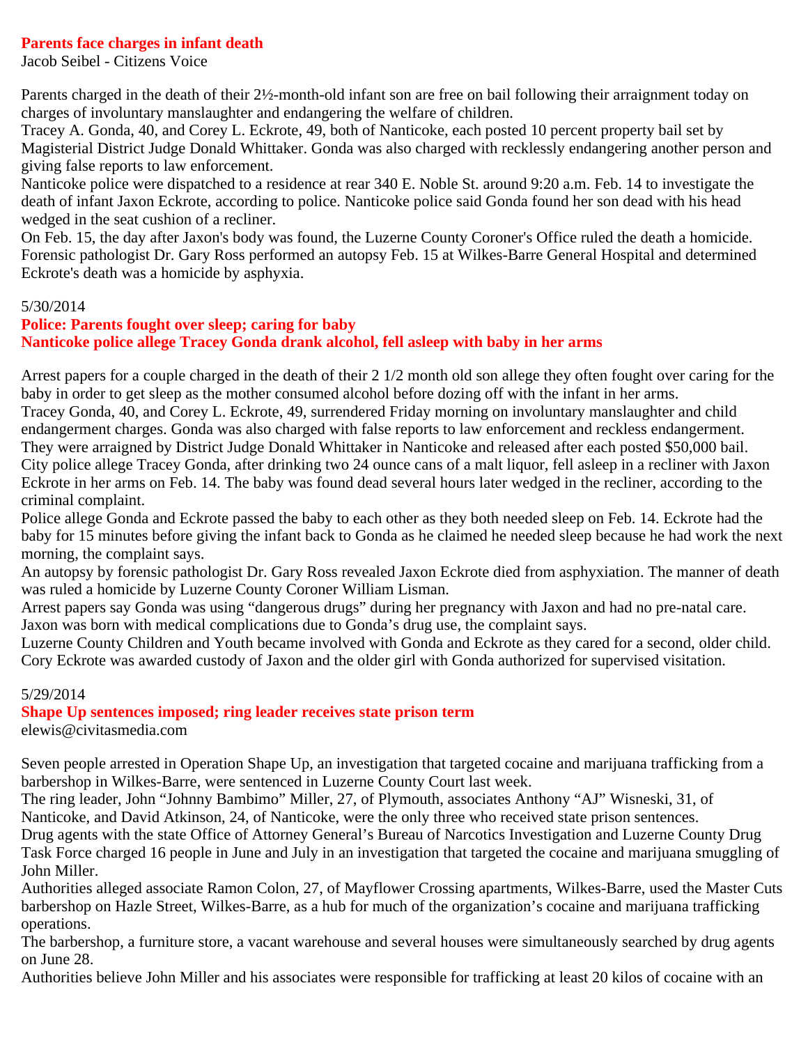## Parents face charges in infant death

Jacob Seibel - Citizens Voice

Parents charged in the death of their 2½-month-old infant son are free on bail following their arraignment today on charges of involuntary manslaughter and endangering the welfare of children.

Tracey A. Gonda, 40, and Corey L. Eckrote, 49, both of Nanticoke, each posted 10 percent property bail set by Magisterial District Judge Donald Whittaker. Gonda was also charged with recklessly endangering another person and giving false reports to law enforcement.

Nanticoke police were dispatched to a residence at rear 340 E. Noble St. around 9:20 a.m. Feb. 14 to investigate the death of infant Jaxon Eckrote, according to police. Nanticoke police said Gonda found her son dead with his head wedged in the seat cushion of a recliner.

On Feb. 15, the day after Jaxon's body was found, the Luzerne County Coroner's Office ruled the death a homicide. Forensic pathologist Dr. Gary Ross performed an autopsy Feb. 15 at Wilkes-Barre General Hospital and determined Eckrote's death was a homicide by asphyxia.

5/30/2014

## Police: Parents fought over sleep; caring for baby
## Nanticoke police allege Tracey Gonda drank alcohol, fell asleep with baby in her arms

Arrest papers for a couple charged in the death of their 2 1/2 month old son allege they often fought over caring for the baby in order to get sleep as the mother consumed alcohol before dozing off with the infant in her arms.

Tracey Gonda, 40, and Corey L. Eckrote, 49, surrendered Friday morning on involuntary manslaughter and child endangerment charges. Gonda was also charged with false reports to law enforcement and reckless endangerment. They were arraigned by District Judge Donald Whittaker in Nanticoke and released after each posted $50,000 bail.

City police allege Tracey Gonda, after drinking two 24 ounce cans of a malt liquor, fell asleep in a recliner with Jaxon Eckrote in her arms on Feb. 14. The baby was found dead several hours later wedged in the recliner, according to the criminal complaint.

Police allege Gonda and Eckrote passed the baby to each other as they both needed sleep on Feb. 14. Eckrote had the baby for 15 minutes before giving the infant back to Gonda as he claimed he needed sleep because he had work the next morning, the complaint says.

An autopsy by forensic pathologist Dr. Gary Ross revealed Jaxon Eckrote died from asphyxiation. The manner of death was ruled a homicide by Luzerne County Coroner William Lisman.

Arrest papers say Gonda was using "dangerous drugs" during her pregnancy with Jaxon and had no pre-natal care. Jaxon was born with medical complications due to Gonda's drug use, the complaint says.

Luzerne County Children and Youth became involved with Gonda and Eckrote as they cared for a second, older child. Cory Eckrote was awarded custody of Jaxon and the older girl with Gonda authorized for supervised visitation.

5/29/2014

## Shape Up sentences imposed; ring leader receives state prison term

elewis@civitasmedia.com

Seven people arrested in Operation Shape Up, an investigation that targeted cocaine and marijuana trafficking from a barbershop in Wilkes-Barre, were sentenced in Luzerne County Court last week.

The ring leader, John "Johnny Bambimo" Miller, 27, of Plymouth, associates Anthony "AJ" Wisneski, 31, of Nanticoke, and David Atkinson, 24, of Nanticoke, were the only three who received state prison sentences.

Drug agents with the state Office of Attorney General's Bureau of Narcotics Investigation and Luzerne County Drug Task Force charged 16 people in June and July in an investigation that targeted the cocaine and marijuana smuggling of John Miller.

Authorities alleged associate Ramon Colon, 27, of Mayflower Crossing apartments, Wilkes-Barre, used the Master Cuts barbershop on Hazle Street, Wilkes-Barre, as a hub for much of the organization's cocaine and marijuana trafficking operations.

The barbershop, a furniture store, a vacant warehouse and several houses were simultaneously searched by drug agents on June 28.

Authorities believe John Miller and his associates were responsible for trafficking at least 20 kilos of cocaine with an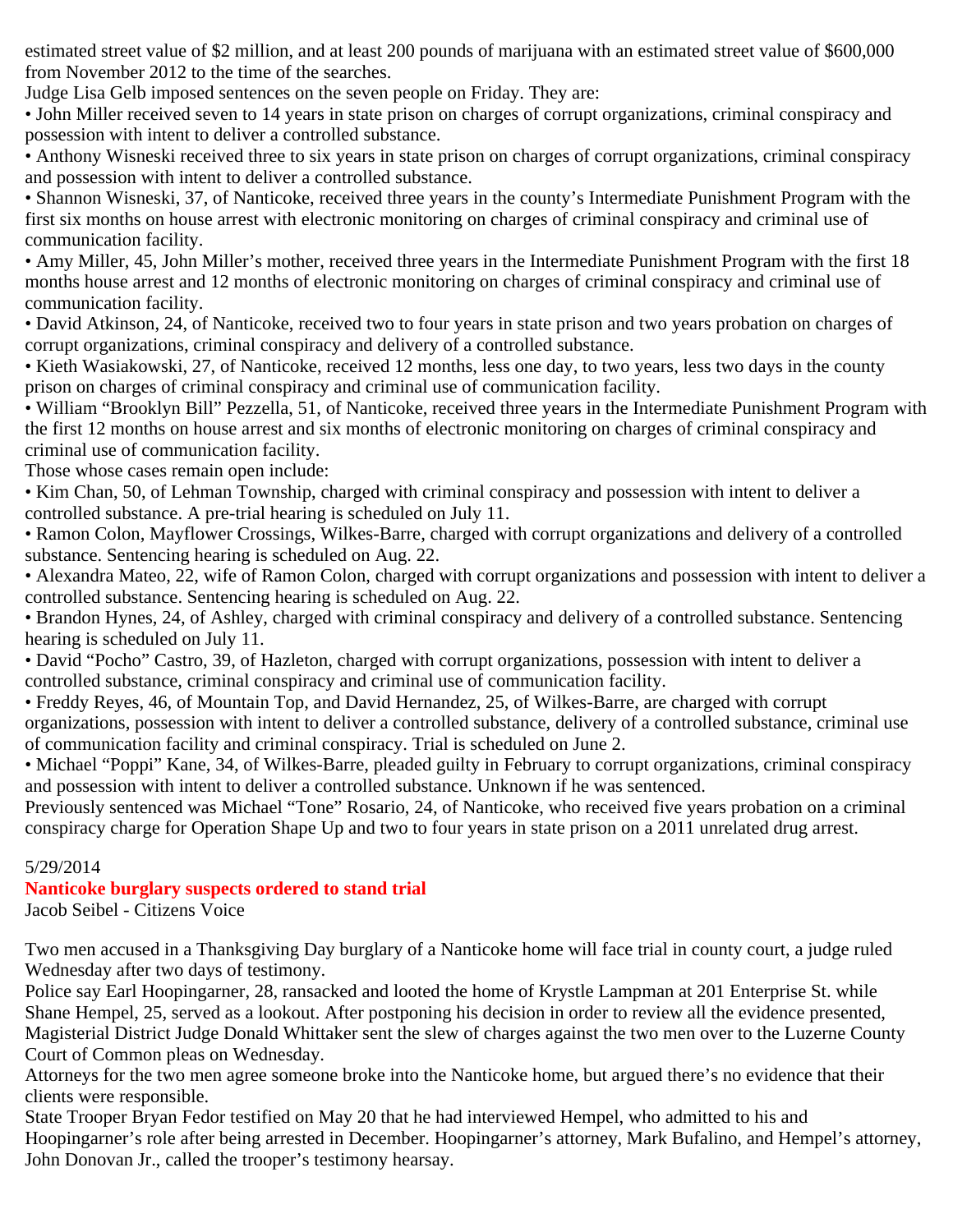estimated street value of $2 million, and at least 200 pounds of marijuana with an estimated street value of $600,000 from November 2012 to the time of the searches.

Judge Lisa Gelb imposed sentences on the seven people on Friday. They are:

• John Miller received seven to 14 years in state prison on charges of corrupt organizations, criminal conspiracy and possession with intent to deliver a controlled substance.

• Anthony Wisneski received three to six years in state prison on charges of corrupt organizations, criminal conspiracy and possession with intent to deliver a controlled substance.

• Shannon Wisneski, 37, of Nanticoke, received three years in the county's Intermediate Punishment Program with the first six months on house arrest with electronic monitoring on charges of criminal conspiracy and criminal use of communication facility.

• Amy Miller, 45, John Miller's mother, received three years in the Intermediate Punishment Program with the first 18 months house arrest and 12 months of electronic monitoring on charges of criminal conspiracy and criminal use of communication facility.

• David Atkinson, 24, of Nanticoke, received two to four years in state prison and two years probation on charges of corrupt organizations, criminal conspiracy and delivery of a controlled substance.

• Kieth Wasiakowski, 27, of Nanticoke, received 12 months, less one day, to two years, less two days in the county prison on charges of criminal conspiracy and criminal use of communication facility.

• William "Brooklyn Bill" Pezzella, 51, of Nanticoke, received three years in the Intermediate Punishment Program with the first 12 months on house arrest and six months of electronic monitoring on charges of criminal conspiracy and criminal use of communication facility.

Those whose cases remain open include:

• Kim Chan, 50, of Lehman Township, charged with criminal conspiracy and possession with intent to deliver a controlled substance. A pre-trial hearing is scheduled on July 11.

• Ramon Colon, Mayflower Crossings, Wilkes-Barre, charged with corrupt organizations and delivery of a controlled substance. Sentencing hearing is scheduled on Aug. 22.

• Alexandra Mateo, 22, wife of Ramon Colon, charged with corrupt organizations and possession with intent to deliver a controlled substance. Sentencing hearing is scheduled on Aug. 22.

• Brandon Hynes, 24, of Ashley, charged with criminal conspiracy and delivery of a controlled substance. Sentencing hearing is scheduled on July 11.

• David "Pocho" Castro, 39, of Hazleton, charged with corrupt organizations, possession with intent to deliver a controlled substance, criminal conspiracy and criminal use of communication facility.

• Freddy Reyes, 46, of Mountain Top, and David Hernandez, 25, of Wilkes-Barre, are charged with corrupt organizations, possession with intent to deliver a controlled substance, delivery of a controlled substance, criminal use of communication facility and criminal conspiracy. Trial is scheduled on June 2.

• Michael "Poppi" Kane, 34, of Wilkes-Barre, pleaded guilty in February to corrupt organizations, criminal conspiracy and possession with intent to deliver a controlled substance. Unknown if he was sentenced.

Previously sentenced was Michael "Tone" Rosario, 24, of Nanticoke, who received five years probation on a criminal conspiracy charge for Operation Shape Up and two to four years in state prison on a 2011 unrelated drug arrest.

5/29/2014

## Nanticoke burglary suspects ordered to stand trial

Jacob Seibel - Citizens Voice

Two men accused in a Thanksgiving Day burglary of a Nanticoke home will face trial in county court, a judge ruled Wednesday after two days of testimony.

Police say Earl Hoopingarner, 28, ransacked and looted the home of Krystle Lampman at 201 Enterprise St. while Shane Hempel, 25, served as a lookout. After postponing his decision in order to review all the evidence presented, Magisterial District Judge Donald Whittaker sent the slew of charges against the two men over to the Luzerne County Court of Common pleas on Wednesday.

Attorneys for the two men agree someone broke into the Nanticoke home, but argued there's no evidence that their clients were responsible.

State Trooper Bryan Fedor testified on May 20 that he had interviewed Hempel, who admitted to his and Hoopingarner's role after being arrested in December. Hoopingarner's attorney, Mark Bufalino, and Hempel's attorney, John Donovan Jr., called the trooper's testimony hearsay.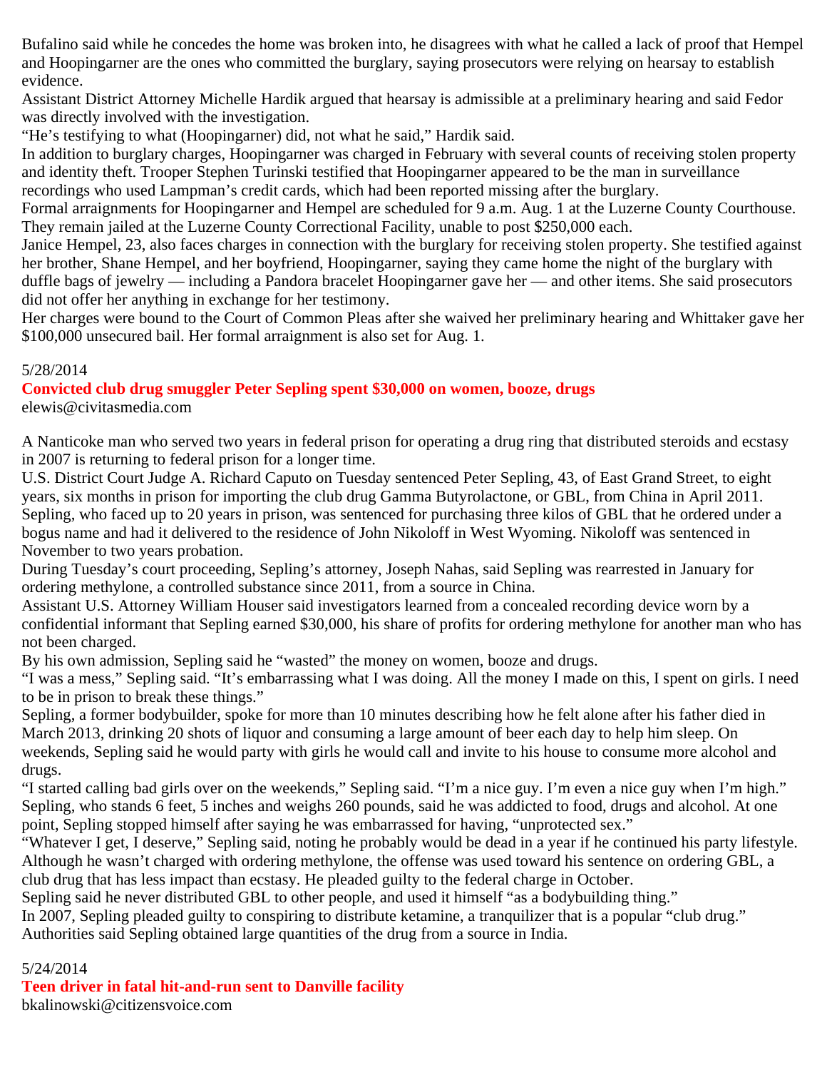Bufalino said while he concedes the home was broken into, he disagrees with what he called a lack of proof that Hempel and Hoopingarner are the ones who committed the burglary, saying prosecutors were relying on hearsay to establish evidence.

Assistant District Attorney Michelle Hardik argued that hearsay is admissible at a preliminary hearing and said Fedor was directly involved with the investigation.

"He's testifying to what (Hoopingarner) did, not what he said," Hardik said.

In addition to burglary charges, Hoopingarner was charged in February with several counts of receiving stolen property and identity theft. Trooper Stephen Turinski testified that Hoopingarner appeared to be the man in surveillance recordings who used Lampman's credit cards, which had been reported missing after the burglary.

Formal arraignments for Hoopingarner and Hempel are scheduled for 9 a.m. Aug. 1 at the Luzerne County Courthouse. They remain jailed at the Luzerne County Correctional Facility, unable to post $250,000 each.

Janice Hempel, 23, also faces charges in connection with the burglary for receiving stolen property. She testified against her brother, Shane Hempel, and her boyfriend, Hoopingarner, saying they came home the night of the burglary with duffle bags of jewelry — including a Pandora bracelet Hoopingarner gave her — and other items. She said prosecutors did not offer her anything in exchange for her testimony.

Her charges were bound to the Court of Common Pleas after she waived her preliminary hearing and Whittaker gave her $100,000 unsecured bail. Her formal arraignment is also set for Aug. 1.

5/28/2014

**Convicted club drug smuggler Peter Sepling spent $30,000 on women, booze, drugs**

elewis@civitasmedia.com

A Nanticoke man who served two years in federal prison for operating a drug ring that distributed steroids and ecstasy in 2007 is returning to federal prison for a longer time.

U.S. District Court Judge A. Richard Caputo on Tuesday sentenced Peter Sepling, 43, of East Grand Street, to eight years, six months in prison for importing the club drug Gamma Butyrolactone, or GBL, from China in April 2011. Sepling, who faced up to 20 years in prison, was sentenced for purchasing three kilos of GBL that he ordered under a bogus name and had it delivered to the residence of John Nikoloff in West Wyoming. Nikoloff was sentenced in November to two years probation.

During Tuesday's court proceeding, Sepling's attorney, Joseph Nahas, said Sepling was rearrested in January for ordering methylone, a controlled substance since 2011, from a source in China.

Assistant U.S. Attorney William Houser said investigators learned from a concealed recording device worn by a confidential informant that Sepling earned $30,000, his share of profits for ordering methylone for another man who has not been charged.

By his own admission, Sepling said he "wasted" the money on women, booze and drugs.

"I was a mess," Sepling said. "It's embarrassing what I was doing. All the money I made on this, I spent on girls. I need to be in prison to break these things."

Sepling, a former bodybuilder, spoke for more than 10 minutes describing how he felt alone after his father died in March 2013, drinking 20 shots of liquor and consuming a large amount of beer each day to help him sleep. On weekends, Sepling said he would party with girls he would call and invite to his house to consume more alcohol and drugs.

"I started calling bad girls over on the weekends," Sepling said. "I'm a nice guy. I'm even a nice guy when I'm high."

Sepling, who stands 6 feet, 5 inches and weighs 260 pounds, said he was addicted to food, drugs and alcohol. At one point, Sepling stopped himself after saying he was embarrassed for having, "unprotected sex."

"Whatever I get, I deserve," Sepling said, noting he probably would be dead in a year if he continued his party lifestyle.

Although he wasn't charged with ordering methylone, the offense was used toward his sentence on ordering GBL, a club drug that has less impact than ecstasy. He pleaded guilty to the federal charge in October.

Sepling said he never distributed GBL to other people, and used it himself "as a bodybuilding thing."

In 2007, Sepling pleaded guilty to conspiring to distribute ketamine, a tranquilizer that is a popular "club drug." Authorities said Sepling obtained large quantities of the drug from a source in India.

5/24/2014

**Teen driver in fatal hit-and-run sent to Danville facility**

bkalinowski@citizensvoice.com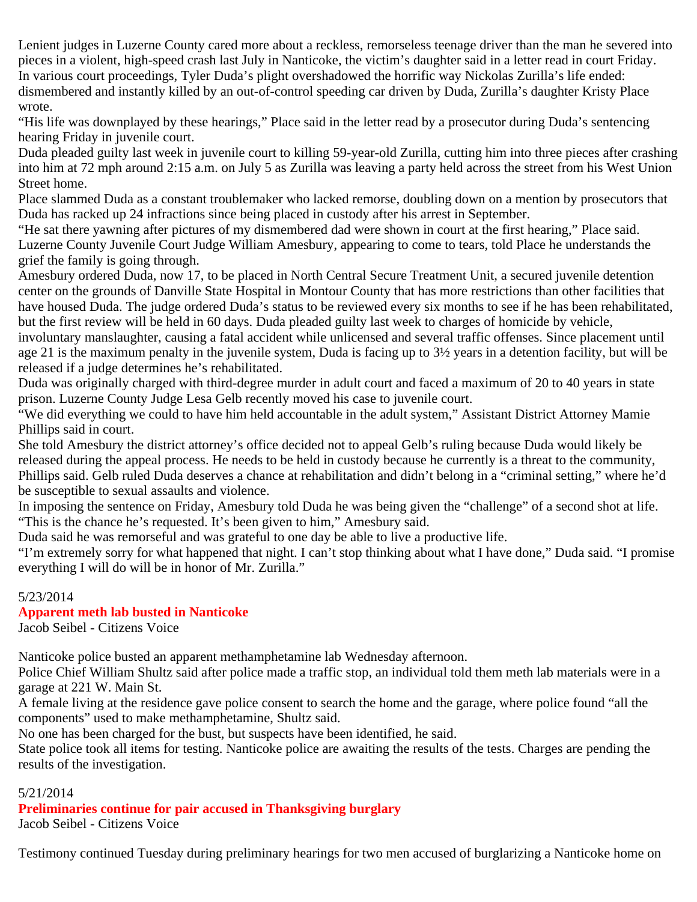Lenient judges in Luzerne County cared more about a reckless, remorseless teenage driver than the man he severed into pieces in a violent, high-speed crash last July in Nanticoke, the victim's daughter said in a letter read in court Friday.

In various court proceedings, Tyler Duda's plight overshadowed the horrific way Nickolas Zurilla's life ended: dismembered and instantly killed by an out-of-control speeding car driven by Duda, Zurilla's daughter Kristy Place wrote.

"His life was downplayed by these hearings," Place said in the letter read by a prosecutor during Duda's sentencing hearing Friday in juvenile court.

Duda pleaded guilty last week in juvenile court to killing 59-year-old Zurilla, cutting him into three pieces after crashing into him at 72 mph around 2:15 a.m. on July 5 as Zurilla was leaving a party held across the street from his West Union Street home.

Place slammed Duda as a constant troublemaker who lacked remorse, doubling down on a mention by prosecutors that Duda has racked up 24 infractions since being placed in custody after his arrest in September.

"He sat there yawning after pictures of my dismembered dad were shown in court at the first hearing," Place said.

Luzerne County Juvenile Court Judge William Amesbury, appearing to come to tears, told Place he understands the grief the family is going through.

Amesbury ordered Duda, now 17, to be placed in North Central Secure Treatment Unit, a secured juvenile detention center on the grounds of Danville State Hospital in Montour County that has more restrictions than other facilities that have housed Duda. The judge ordered Duda's status to be reviewed every six months to see if he has been rehabilitated, but the first review will be held in 60 days. Duda pleaded guilty last week to charges of homicide by vehicle, involuntary manslaughter, causing a fatal accident while unlicensed and several traffic offenses. Since placement until age 21 is the maximum penalty in the juvenile system, Duda is facing up to 3½ years in a detention facility, but will be released if a judge determines he's rehabilitated.

Duda was originally charged with third-degree murder in adult court and faced a maximum of 20 to 40 years in state prison. Luzerne County Judge Lesa Gelb recently moved his case to juvenile court.

"We did everything we could to have him held accountable in the adult system," Assistant District Attorney Mamie Phillips said in court.

She told Amesbury the district attorney's office decided not to appeal Gelb's ruling because Duda would likely be released during the appeal process. He needs to be held in custody because he currently is a threat to the community, Phillips said. Gelb ruled Duda deserves a chance at rehabilitation and didn't belong in a "criminal setting," where he'd be susceptible to sexual assaults and violence.

In imposing the sentence on Friday, Amesbury told Duda he was being given the "challenge" of a second shot at life.

"This is the chance he's requested. It's been given to him," Amesbury said.

Duda said he was remorseful and was grateful to one day be able to live a productive life.

"I'm extremely sorry for what happened that night. I can't stop thinking about what I have done," Duda said. "I promise everything I will do will be in honor of Mr. Zurilla."

5/23/2014

**Apparent meth lab busted in Nanticoke**

Jacob Seibel - Citizens Voice

Nanticoke police busted an apparent methamphetamine lab Wednesday afternoon.

Police Chief William Shultz said after police made a traffic stop, an individual told them meth lab materials were in a garage at 221 W. Main St.

A female living at the residence gave police consent to search the home and the garage, where police found "all the components" used to make methamphetamine, Shultz said.

No one has been charged for the bust, but suspects have been identified, he said.

State police took all items for testing. Nanticoke police are awaiting the results of the tests. Charges are pending the results of the investigation.

5/21/2014

**Preliminaries continue for pair accused in Thanksgiving burglary**

Jacob Seibel - Citizens Voice

Testimony continued Tuesday during preliminary hearings for two men accused of burglarizing a Nanticoke home on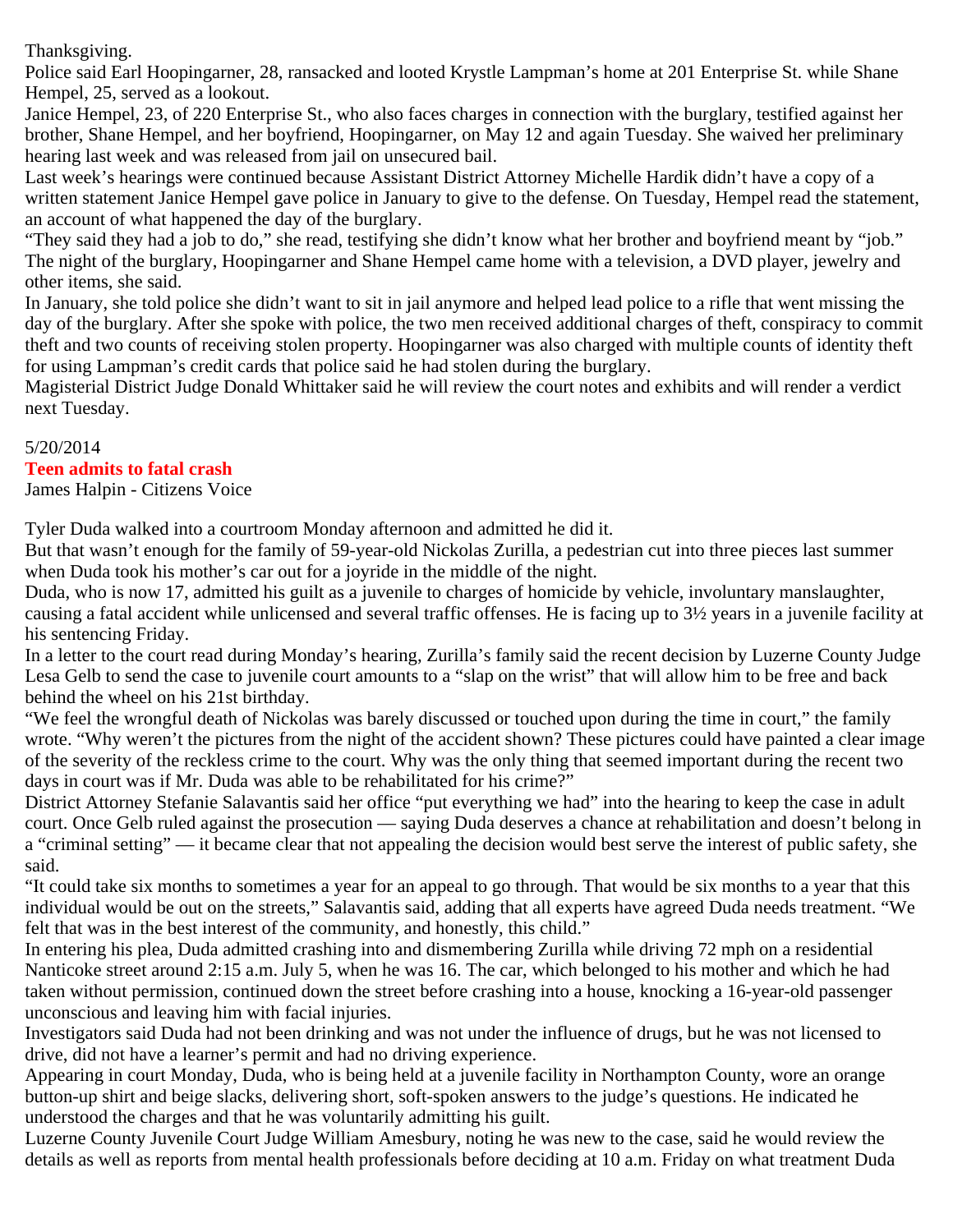Thanksgiving.

Police said Earl Hoopingarner, 28, ransacked and looted Krystle Lampman's home at 201 Enterprise St. while Shane Hempel, 25, served as a lookout.

Janice Hempel, 23, of 220 Enterprise St., who also faces charges in connection with the burglary, testified against her brother, Shane Hempel, and her boyfriend, Hoopingarner, on May 12 and again Tuesday. She waived her preliminary hearing last week and was released from jail on unsecured bail.

Last week's hearings were continued because Assistant District Attorney Michelle Hardik didn't have a copy of a written statement Janice Hempel gave police in January to give to the defense. On Tuesday, Hempel read the statement, an account of what happened the day of the burglary.

"They said they had a job to do," she read, testifying she didn't know what her brother and boyfriend meant by "job." The night of the burglary, Hoopingarner and Shane Hempel came home with a television, a DVD player, jewelry and other items, she said.

In January, she told police she didn't want to sit in jail anymore and helped lead police to a rifle that went missing the day of the burglary. After she spoke with police, the two men received additional charges of theft, conspiracy to commit theft and two counts of receiving stolen property. Hoopingarner was also charged with multiple counts of identity theft for using Lampman's credit cards that police said he had stolen during the burglary.

Magisterial District Judge Donald Whittaker said he will review the court notes and exhibits and will render a verdict next Tuesday.

5/20/2014

## Teen admits to fatal crash

James Halpin - Citizens Voice

Tyler Duda walked into a courtroom Monday afternoon and admitted he did it.

But that wasn't enough for the family of 59-year-old Nickolas Zurilla, a pedestrian cut into three pieces last summer when Duda took his mother's car out for a joyride in the middle of the night.

Duda, who is now 17, admitted his guilt as a juvenile to charges of homicide by vehicle, involuntary manslaughter, causing a fatal accident while unlicensed and several traffic offenses. He is facing up to 3½ years in a juvenile facility at his sentencing Friday.

In a letter to the court read during Monday's hearing, Zurilla's family said the recent decision by Luzerne County Judge Lesa Gelb to send the case to juvenile court amounts to a "slap on the wrist" that will allow him to be free and back behind the wheel on his 21st birthday.

"We feel the wrongful death of Nickolas was barely discussed or touched upon during the time in court," the family wrote. "Why weren't the pictures from the night of the accident shown? These pictures could have painted a clear image of the severity of the reckless crime to the court. Why was the only thing that seemed important during the recent two days in court was if Mr. Duda was able to be rehabilitated for his crime?"

District Attorney Stefanie Salavantis said her office "put everything we had" into the hearing to keep the case in adult court. Once Gelb ruled against the prosecution — saying Duda deserves a chance at rehabilitation and doesn't belong in a "criminal setting" — it became clear that not appealing the decision would best serve the interest of public safety, she said.

"It could take six months to sometimes a year for an appeal to go through. That would be six months to a year that this individual would be out on the streets," Salavantis said, adding that all experts have agreed Duda needs treatment. "We felt that was in the best interest of the community, and honestly, this child."

In entering his plea, Duda admitted crashing into and dismembering Zurilla while driving 72 mph on a residential Nanticoke street around 2:15 a.m. July 5, when he was 16. The car, which belonged to his mother and which he had taken without permission, continued down the street before crashing into a house, knocking a 16-year-old passenger unconscious and leaving him with facial injuries.

Investigators said Duda had not been drinking and was not under the influence of drugs, but he was not licensed to drive, did not have a learner's permit and had no driving experience.

Appearing in court Monday, Duda, who is being held at a juvenile facility in Northampton County, wore an orange button-up shirt and beige slacks, delivering short, soft-spoken answers to the judge's questions. He indicated he understood the charges and that he was voluntarily admitting his guilt.

Luzerne County Juvenile Court Judge William Amesbury, noting he was new to the case, said he would review the details as well as reports from mental health professionals before deciding at 10 a.m. Friday on what treatment Duda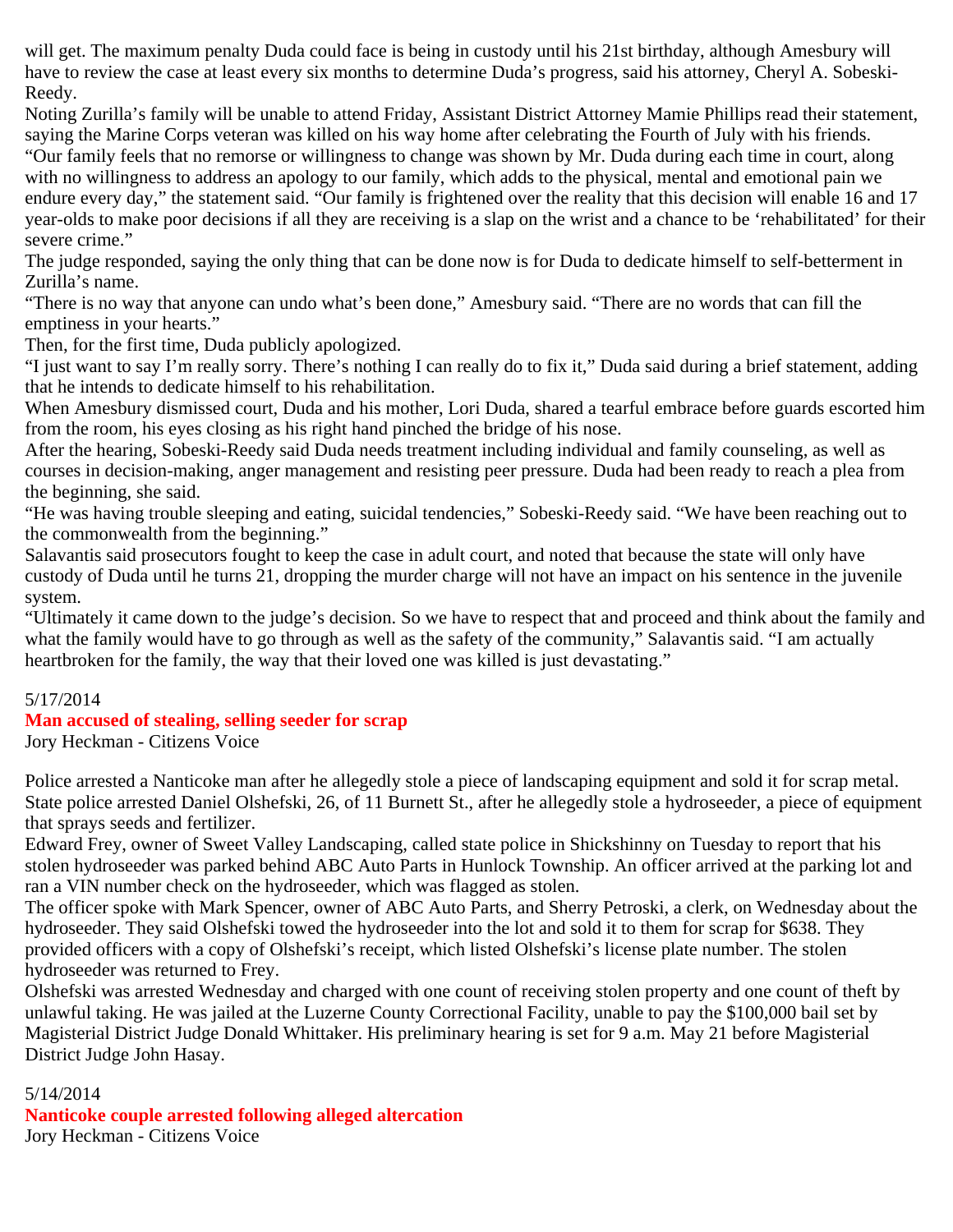will get. The maximum penalty Duda could face is being in custody until his 21st birthday, although Amesbury will have to review the case at least every six months to determine Duda's progress, said his attorney, Cheryl A. Sobeski-Reedy.

Noting Zurilla's family will be unable to attend Friday, Assistant District Attorney Mamie Phillips read their statement, saying the Marine Corps veteran was killed on his way home after celebrating the Fourth of July with his friends.

"Our family feels that no remorse or willingness to change was shown by Mr. Duda during each time in court, along with no willingness to address an apology to our family, which adds to the physical, mental and emotional pain we endure every day," the statement said. "Our family is frightened over the reality that this decision will enable 16 and 17 year-olds to make poor decisions if all they are receiving is a slap on the wrist and a chance to be 'rehabilitated' for their severe crime."

The judge responded, saying the only thing that can be done now is for Duda to dedicate himself to self-betterment in Zurilla's name.

"There is no way that anyone can undo what's been done," Amesbury said. "There are no words that can fill the emptiness in your hearts."

Then, for the first time, Duda publicly apologized.

"I just want to say I'm really sorry. There's nothing I can really do to fix it," Duda said during a brief statement, adding that he intends to dedicate himself to his rehabilitation.

When Amesbury dismissed court, Duda and his mother, Lori Duda, shared a tearful embrace before guards escorted him from the room, his eyes closing as his right hand pinched the bridge of his nose.

After the hearing, Sobeski-Reedy said Duda needs treatment including individual and family counseling, as well as courses in decision-making, anger management and resisting peer pressure. Duda had been ready to reach a plea from the beginning, she said.

"He was having trouble sleeping and eating, suicidal tendencies," Sobeski-Reedy said. "We have been reaching out to the commonwealth from the beginning."

Salavantis said prosecutors fought to keep the case in adult court, and noted that because the state will only have custody of Duda until he turns 21, dropping the murder charge will not have an impact on his sentence in the juvenile system.

"Ultimately it came down to the judge's decision. So we have to respect that and proceed and think about the family and what the family would have to go through as well as the safety of the community," Salavantis said. "I am actually heartbroken for the family, the way that their loved one was killed is just devastating."

5/17/2014

## Man accused of stealing, selling seeder for scrap

Jory Heckman - Citizens Voice

Police arrested a Nanticoke man after he allegedly stole a piece of landscaping equipment and sold it for scrap metal.

State police arrested Daniel Olshefski, 26, of 11 Burnett St., after he allegedly stole a hydroseeder, a piece of equipment that sprays seeds and fertilizer.

Edward Frey, owner of Sweet Valley Landscaping, called state police in Shickshinny on Tuesday to report that his stolen hydroseeder was parked behind ABC Auto Parts in Hunlock Township. An officer arrived at the parking lot and ran a VIN number check on the hydroseeder, which was flagged as stolen.

The officer spoke with Mark Spencer, owner of ABC Auto Parts, and Sherry Petroski, a clerk, on Wednesday about the hydroseeder. They said Olshefski towed the hydroseeder into the lot and sold it to them for scrap for $638. They provided officers with a copy of Olshefski's receipt, which listed Olshefski's license plate number. The stolen hydroseeder was returned to Frey.

Olshefski was arrested Wednesday and charged with one count of receiving stolen property and one count of theft by unlawful taking. He was jailed at the Luzerne County Correctional Facility, unable to pay the $100,000 bail set by Magisterial District Judge Donald Whittaker. His preliminary hearing is set for 9 a.m. May 21 before Magisterial District Judge John Hasay.

5/14/2014

## Nanticoke couple arrested following alleged altercation

Jory Heckman - Citizens Voice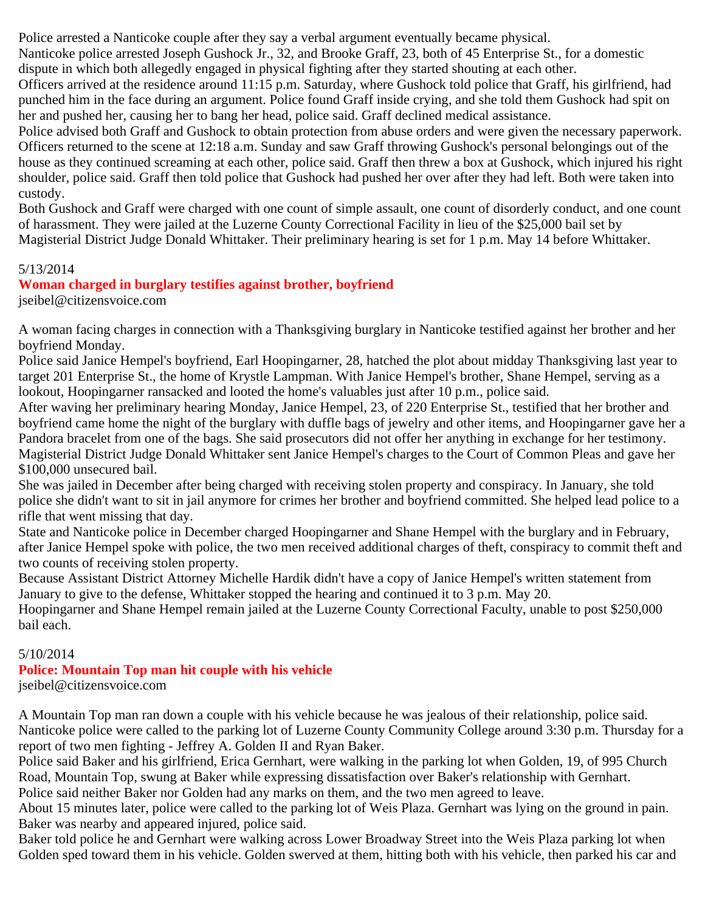Police arrested a Nanticoke couple after they say a verbal argument eventually became physical.

Nanticoke police arrested Joseph Gushock Jr., 32, and Brooke Graff, 23, both of 45 Enterprise St., for a domestic dispute in which both allegedly engaged in physical fighting after they started shouting at each other.

Officers arrived at the residence around 11:15 p.m. Saturday, where Gushock told police that Graff, his girlfriend, had punched him in the face during an argument. Police found Graff inside crying, and she told them Gushock had spit on her and pushed her, causing her to bang her head, police said. Graff declined medical assistance.

Police advised both Graff and Gushock to obtain protection from abuse orders and were given the necessary paperwork. Officers returned to the scene at 12:18 a.m. Sunday and saw Graff throwing Gushock's personal belongings out of the house as they continued screaming at each other, police said. Graff then threw a box at Gushock, which injured his right shoulder, police said. Graff then told police that Gushock had pushed her over after they had left. Both were taken into custody.

Both Gushock and Graff were charged with one count of simple assault, one count of disorderly conduct, and one count of harassment. They were jailed at the Luzerne County Correctional Facility in lieu of the $25,000 bail set by Magisterial District Judge Donald Whittaker. Their preliminary hearing is set for 1 p.m. May 14 before Whittaker.

5/13/2014

## Woman charged in burglary testifies against brother, boyfriend

jseibel@citizensvoice.com

A woman facing charges in connection with a Thanksgiving burglary in Nanticoke testified against her brother and her boyfriend Monday.

Police said Janice Hempel's boyfriend, Earl Hoopingarner, 28, hatched the plot about midday Thanksgiving last year to target 201 Enterprise St., the home of Krystle Lampman. With Janice Hempel's brother, Shane Hempel, serving as a lookout, Hoopingarner ransacked and looted the home's valuables just after 10 p.m., police said.

After waving her preliminary hearing Monday, Janice Hempel, 23, of 220 Enterprise St., testified that her brother and boyfriend came home the night of the burglary with duffle bags of jewelry and other items, and Hoopingarner gave her a Pandora bracelet from one of the bags. She said prosecutors did not offer her anything in exchange for her testimony.

Magisterial District Judge Donald Whittaker sent Janice Hempel's charges to the Court of Common Pleas and gave her $100,000 unsecured bail.

She was jailed in December after being charged with receiving stolen property and conspiracy. In January, she told police she didn't want to sit in jail anymore for crimes her brother and boyfriend committed. She helped lead police to a rifle that went missing that day.

State and Nanticoke police in December charged Hoopingarner and Shane Hempel with the burglary and in February, after Janice Hempel spoke with police, the two men received additional charges of theft, conspiracy to commit theft and two counts of receiving stolen property.

Because Assistant District Attorney Michelle Hardik didn't have a copy of Janice Hempel's written statement from January to give to the defense, Whittaker stopped the hearing and continued it to 3 p.m. May 20.

Hoopingarner and Shane Hempel remain jailed at the Luzerne County Correctional Faculty, unable to post $250,000 bail each.

5/10/2014

## Police: Mountain Top man hit couple with his vehicle

jseibel@citizensvoice.com

A Mountain Top man ran down a couple with his vehicle because he was jealous of their relationship, police said.

Nanticoke police were called to the parking lot of Luzerne County Community College around 3:30 p.m. Thursday for a report of two men fighting - Jeffrey A. Golden II and Ryan Baker.

Police said Baker and his girlfriend, Erica Gernhart, were walking in the parking lot when Golden, 19, of 995 Church Road, Mountain Top, swung at Baker while expressing dissatisfaction over Baker's relationship with Gernhart.

Police said neither Baker nor Golden had any marks on them, and the two men agreed to leave.

About 15 minutes later, police were called to the parking lot of Weis Plaza. Gernhart was lying on the ground in pain. Baker was nearby and appeared injured, police said.

Baker told police he and Gernhart were walking across Lower Broadway Street into the Weis Plaza parking lot when Golden sped toward them in his vehicle. Golden swerved at them, hitting both with his vehicle, then parked his car and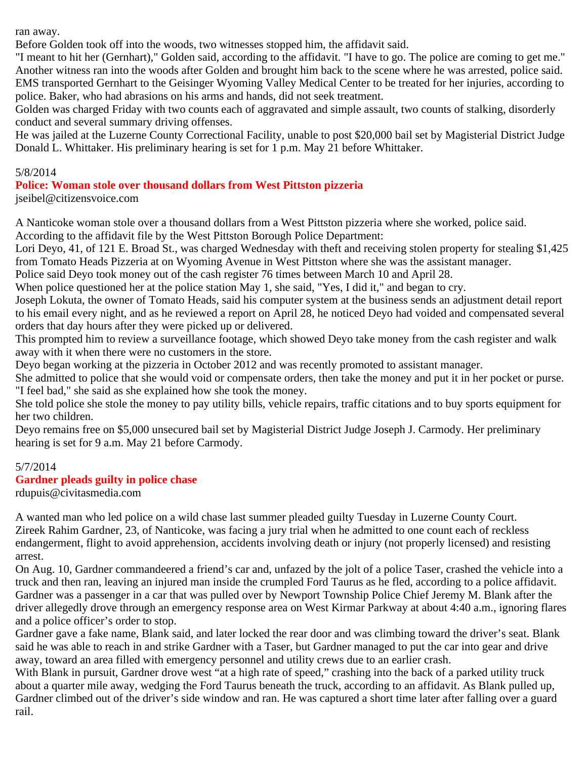ran away.

Before Golden took off into the woods, two witnesses stopped him, the affidavit said.

"I meant to hit her (Gernhart)," Golden said, according to the affidavit. "I have to go. The police are coming to get me."

Another witness ran into the woods after Golden and brought him back to the scene where he was arrested, police said.

EMS transported Gernhart to the Geisinger Wyoming Valley Medical Center to be treated for her injuries, according to police. Baker, who had abrasions on his arms and hands, did not seek treatment.

Golden was charged Friday with two counts each of aggravated and simple assault, two counts of stalking, disorderly conduct and several summary driving offenses.

He was jailed at the Luzerne County Correctional Facility, unable to post $20,000 bail set by Magisterial District Judge Donald L. Whittaker. His preliminary hearing is set for 1 p.m. May 21 before Whittaker.

5/8/2014

## Police: Woman stole over thousand dollars from West Pittston pizzeria

jseibel@citizensvoice.com

A Nanticoke woman stole over a thousand dollars from a West Pittston pizzeria where she worked, police said.

According to the affidavit file by the West Pittston Borough Police Department:

Lori Deyo, 41, of 121 E. Broad St., was charged Wednesday with theft and receiving stolen property for stealing $1,425 from Tomato Heads Pizzeria at on Wyoming Avenue in West Pittston where she was the assistant manager.

Police said Deyo took money out of the cash register 76 times between March 10 and April 28.

When police questioned her at the police station May 1, she said, "Yes, I did it," and began to cry.

Joseph Lokuta, the owner of Tomato Heads, said his computer system at the business sends an adjustment detail report to his email every night, and as he reviewed a report on April 28, he noticed Deyo had voided and compensated several orders that day hours after they were picked up or delivered.

This prompted him to review a surveillance footage, which showed Deyo take money from the cash register and walk away with it when there were no customers in the store.

Deyo began working at the pizzeria in October 2012 and was recently promoted to assistant manager.

She admitted to police that she would void or compensate orders, then take the money and put it in her pocket or purse. "I feel bad," she said as she explained how she took the money.

She told police she stole the money to pay utility bills, vehicle repairs, traffic citations and to buy sports equipment for her two children.

Deyo remains free on $5,000 unsecured bail set by Magisterial District Judge Joseph J. Carmody. Her preliminary hearing is set for 9 a.m. May 21 before Carmody.

5/7/2014

## Gardner pleads guilty in police chase

rdupuis@civitasmedia.com

A wanted man who led police on a wild chase last summer pleaded guilty Tuesday in Luzerne County Court.

Zireek Rahim Gardner, 23, of Nanticoke, was facing a jury trial when he admitted to one count each of reckless endangerment, flight to avoid apprehension, accidents involving death or injury (not properly licensed) and resisting arrest.

On Aug. 10, Gardner commandeered a friend's car and, unfazed by the jolt of a police Taser, crashed the vehicle into a truck and then ran, leaving an injured man inside the crumpled Ford Taurus as he fled, according to a police affidavit.

Gardner was a passenger in a car that was pulled over by Newport Township Police Chief Jeremy M. Blank after the driver allegedly drove through an emergency response area on West Kirmar Parkway at about 4:40 a.m., ignoring flares and a police officer's order to stop.

Gardner gave a fake name, Blank said, and later locked the rear door and was climbing toward the driver's seat. Blank said he was able to reach in and strike Gardner with a Taser, but Gardner managed to put the car into gear and drive away, toward an area filled with emergency personnel and utility crews due to an earlier crash.

With Blank in pursuit, Gardner drove west "at a high rate of speed," crashing into the back of a parked utility truck about a quarter mile away, wedging the Ford Taurus beneath the truck, according to an affidavit. As Blank pulled up, Gardner climbed out of the driver's side window and ran. He was captured a short time later after falling over a guard rail.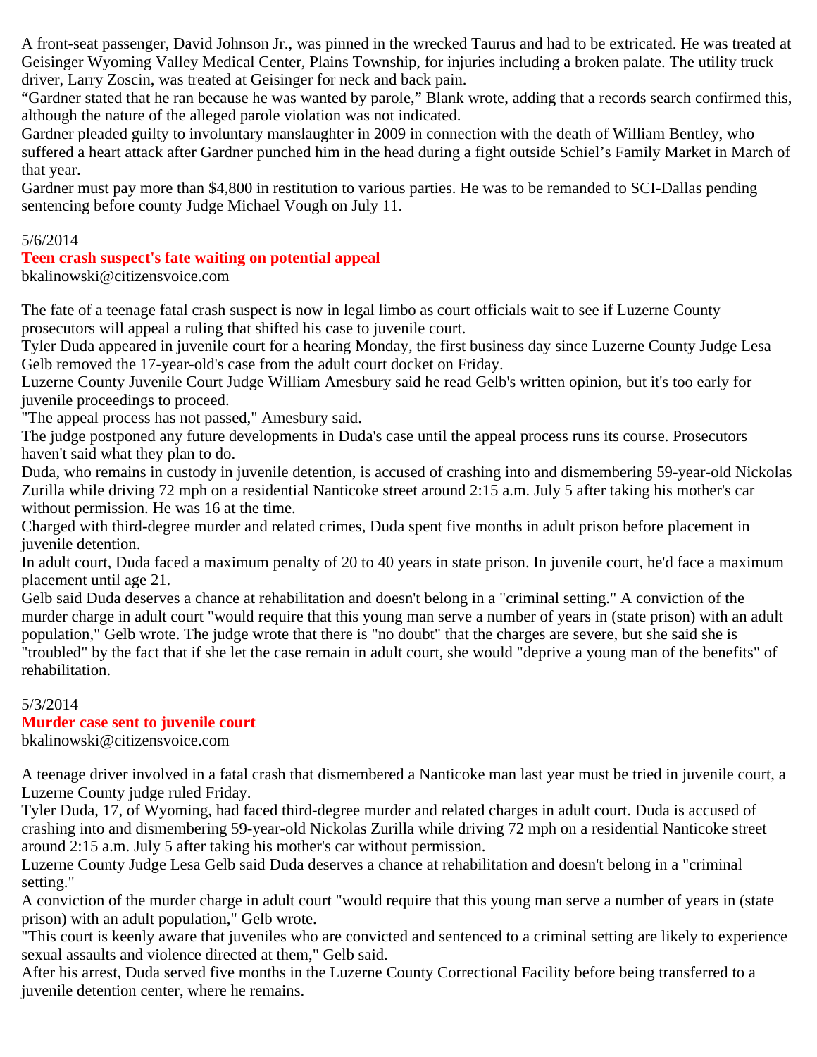A front-seat passenger, David Johnson Jr., was pinned in the wrecked Taurus and had to be extricated. He was treated at Geisinger Wyoming Valley Medical Center, Plains Township, for injuries including a broken palate. The utility truck driver, Larry Zoscin, was treated at Geisinger for neck and back pain.

"Gardner stated that he ran because he was wanted by parole," Blank wrote, adding that a records search confirmed this, although the nature of the alleged parole violation was not indicated.

Gardner pleaded guilty to involuntary manslaughter in 2009 in connection with the death of William Bentley, who suffered a heart attack after Gardner punched him in the head during a fight outside Schiel's Family Market in March of that year.

Gardner must pay more than $4,800 in restitution to various parties. He was to be remanded to SCI-Dallas pending sentencing before county Judge Michael Vough on July 11.

5/6/2014

## Teen crash suspect's fate waiting on potential appeal

bkalinowski@citizensvoice.com

The fate of a teenage fatal crash suspect is now in legal limbo as court officials wait to see if Luzerne County prosecutors will appeal a ruling that shifted his case to juvenile court.

Tyler Duda appeared in juvenile court for a hearing Monday, the first business day since Luzerne County Judge Lesa Gelb removed the 17-year-old's case from the adult court docket on Friday.

Luzerne County Juvenile Court Judge William Amesbury said he read Gelb's written opinion, but it's too early for juvenile proceedings to proceed.

"The appeal process has not passed," Amesbury said.

The judge postponed any future developments in Duda's case until the appeal process runs its course. Prosecutors haven't said what they plan to do.

Duda, who remains in custody in juvenile detention, is accused of crashing into and dismembering 59-year-old Nickolas Zurilla while driving 72 mph on a residential Nanticoke street around 2:15 a.m. July 5 after taking his mother's car without permission. He was 16 at the time.

Charged with third-degree murder and related crimes, Duda spent five months in adult prison before placement in juvenile detention.

In adult court, Duda faced a maximum penalty of 20 to 40 years in state prison. In juvenile court, he'd face a maximum placement until age 21.

Gelb said Duda deserves a chance at rehabilitation and doesn't belong in a "criminal setting." A conviction of the murder charge in adult court "would require that this young man serve a number of years in (state prison) with an adult population," Gelb wrote. The judge wrote that there is "no doubt" that the charges are severe, but she said she is "troubled" by the fact that if she let the case remain in adult court, she would "deprive a young man of the benefits" of rehabilitation.

5/3/2014

## Murder case sent to juvenile court

bkalinowski@citizensvoice.com

A teenage driver involved in a fatal crash that dismembered a Nanticoke man last year must be tried in juvenile court, a Luzerne County judge ruled Friday.

Tyler Duda, 17, of Wyoming, had faced third-degree murder and related charges in adult court. Duda is accused of crashing into and dismembering 59-year-old Nickolas Zurilla while driving 72 mph on a residential Nanticoke street around 2:15 a.m. July 5 after taking his mother's car without permission.

Luzerne County Judge Lesa Gelb said Duda deserves a chance at rehabilitation and doesn't belong in a "criminal setting."

A conviction of the murder charge in adult court "would require that this young man serve a number of years in (state prison) with an adult population," Gelb wrote.

"This court is keenly aware that juveniles who are convicted and sentenced to a criminal setting are likely to experience sexual assaults and violence directed at them," Gelb said.

After his arrest, Duda served five months in the Luzerne County Correctional Facility before being transferred to a juvenile detention center, where he remains.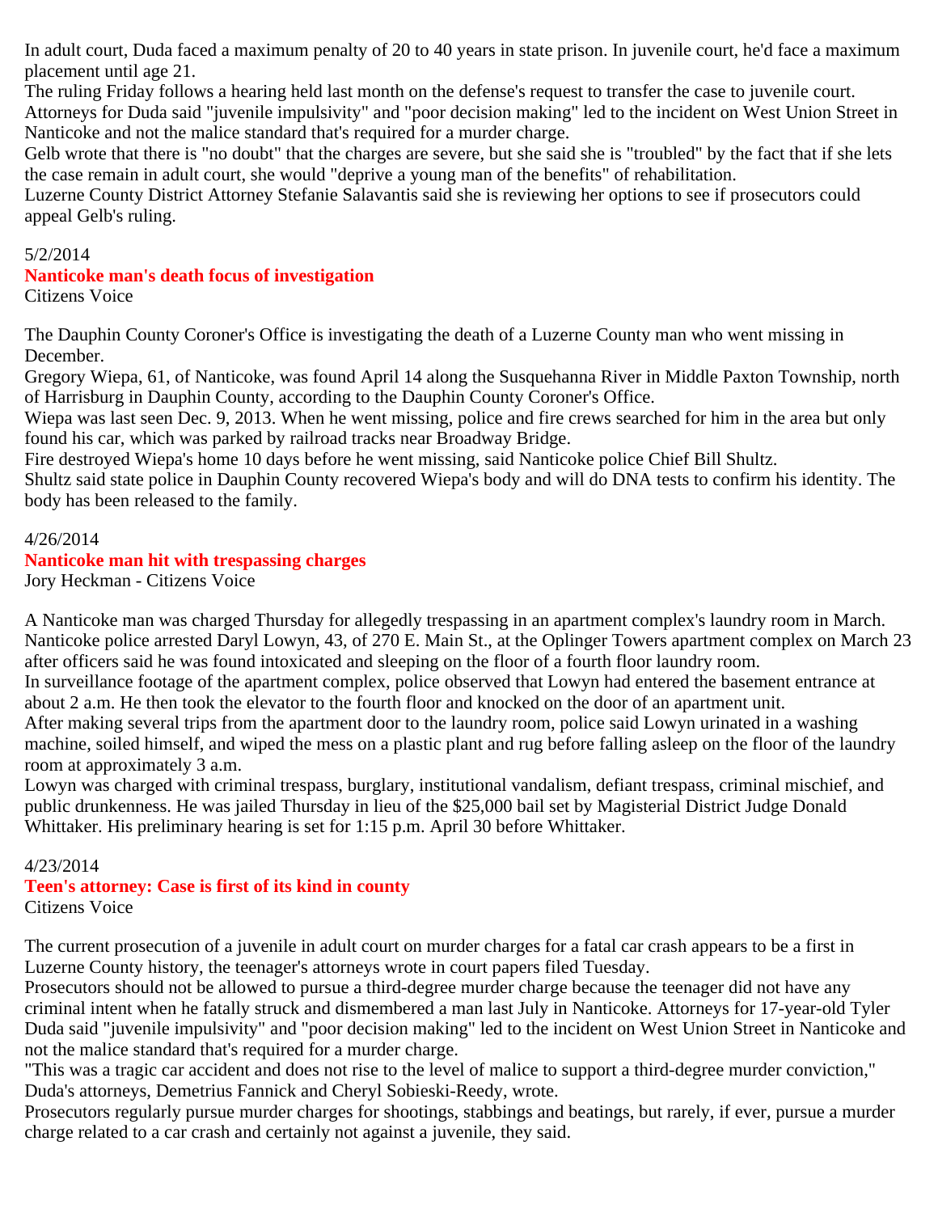In adult court, Duda faced a maximum penalty of 20 to 40 years in state prison. In juvenile court, he'd face a maximum placement until age 21.

The ruling Friday follows a hearing held last month on the defense's request to transfer the case to juvenile court.

Attorneys for Duda said "juvenile impulsivity" and "poor decision making" led to the incident on West Union Street in Nanticoke and not the malice standard that's required for a murder charge.

Gelb wrote that there is "no doubt" that the charges are severe, but she said she is "troubled" by the fact that if she lets the case remain in adult court, she would "deprive a young man of the benefits" of rehabilitation.

Luzerne County District Attorney Stefanie Salavantis said she is reviewing her options to see if prosecutors could appeal Gelb's ruling.

5/2/2014

## Nanticoke man's death focus of investigation

Citizens Voice

The Dauphin County Coroner's Office is investigating the death of a Luzerne County man who went missing in December.

Gregory Wiepa, 61, of Nanticoke, was found April 14 along the Susquehanna River in Middle Paxton Township, north of Harrisburg in Dauphin County, according to the Dauphin County Coroner's Office.

Wiepa was last seen Dec. 9, 2013. When he went missing, police and fire crews searched for him in the area but only found his car, which was parked by railroad tracks near Broadway Bridge.

Fire destroyed Wiepa's home 10 days before he went missing, said Nanticoke police Chief Bill Shultz.

Shultz said state police in Dauphin County recovered Wiepa's body and will do DNA tests to confirm his identity. The body has been released to the family.

4/26/2014

## Nanticoke man hit with trespassing charges

Jory Heckman - Citizens Voice

A Nanticoke man was charged Thursday for allegedly trespassing in an apartment complex's laundry room in March.

Nanticoke police arrested Daryl Lowyn, 43, of 270 E. Main St., at the Oplinger Towers apartment complex on March 23 after officers said he was found intoxicated and sleeping on the floor of a fourth floor laundry room.

In surveillance footage of the apartment complex, police observed that Lowyn had entered the basement entrance at about 2 a.m. He then took the elevator to the fourth floor and knocked on the door of an apartment unit.

After making several trips from the apartment door to the laundry room, police said Lowyn urinated in a washing machine, soiled himself, and wiped the mess on a plastic plant and rug before falling asleep on the floor of the laundry room at approximately 3 a.m.

Lowyn was charged with criminal trespass, burglary, institutional vandalism, defiant trespass, criminal mischief, and public drunkenness. He was jailed Thursday in lieu of the $25,000 bail set by Magisterial District Judge Donald Whittaker. His preliminary hearing is set for 1:15 p.m. April 30 before Whittaker.

4/23/2014

## Teen's attorney: Case is first of its kind in county

Citizens Voice

The current prosecution of a juvenile in adult court on murder charges for a fatal car crash appears to be a first in Luzerne County history, the teenager's attorneys wrote in court papers filed Tuesday.

Prosecutors should not be allowed to pursue a third-degree murder charge because the teenager did not have any criminal intent when he fatally struck and dismembered a man last July in Nanticoke. Attorneys for 17-year-old Tyler Duda said "juvenile impulsivity" and "poor decision making" led to the incident on West Union Street in Nanticoke and not the malice standard that's required for a murder charge.

"This was a tragic car accident and does not rise to the level of malice to support a third-degree murder conviction," Duda's attorneys, Demetrius Fannick and Cheryl Sobieski-Reedy, wrote.

Prosecutors regularly pursue murder charges for shootings, stabbings and beatings, but rarely, if ever, pursue a murder charge related to a car crash and certainly not against a juvenile, they said.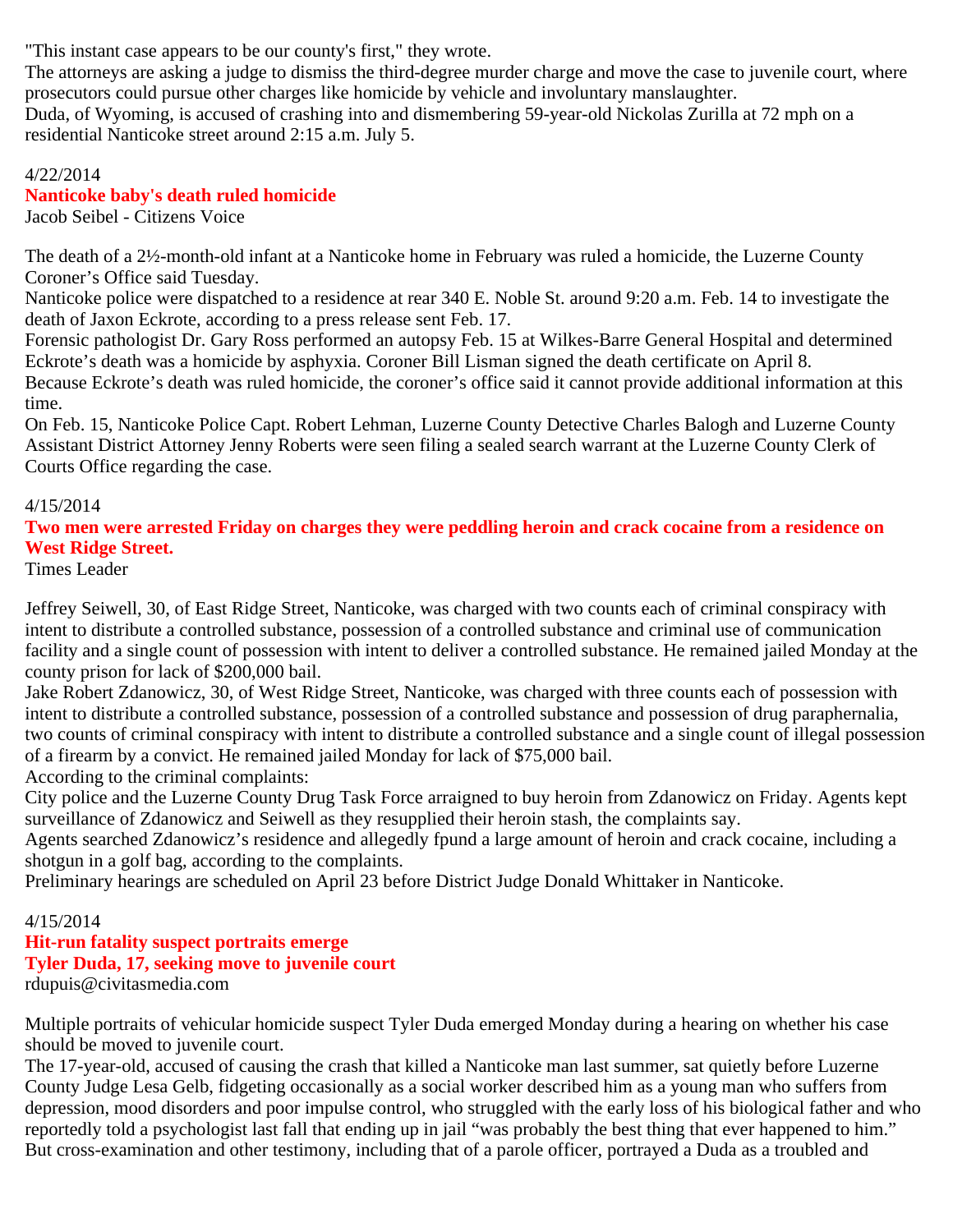"This instant case appears to be our county's first," they wrote.
The attorneys are asking a judge to dismiss the third-degree murder charge and move the case to juvenile court, where prosecutors could pursue other charges like homicide by vehicle and involuntary manslaughter.
Duda, of Wyoming, is accused of crashing into and dismembering 59-year-old Nickolas Zurilla at 72 mph on a residential Nanticoke street around 2:15 a.m. July 5.

4/22/2014

## Nanticoke baby's death ruled homicide

Jacob Seibel - Citizens Voice

The death of a 2½-month-old infant at a Nanticoke home in February was ruled a homicide, the Luzerne County Coroner's Office said Tuesday.
Nanticoke police were dispatched to a residence at rear 340 E. Noble St. around 9:20 a.m. Feb. 14 to investigate the death of Jaxon Eckrote, according to a press release sent Feb. 17.
Forensic pathologist Dr. Gary Ross performed an autopsy Feb. 15 at Wilkes-Barre General Hospital and determined Eckrote's death was a homicide by asphyxia. Coroner Bill Lisman signed the death certificate on April 8.
Because Eckrote's death was ruled homicide, the coroner's office said it cannot provide additional information at this time.
On Feb. 15, Nanticoke Police Capt. Robert Lehman, Luzerne County Detective Charles Balogh and Luzerne County Assistant District Attorney Jenny Roberts were seen filing a sealed search warrant at the Luzerne County Clerk of Courts Office regarding the case.

4/15/2014

## Two men were arrested Friday on charges they were peddling heroin and crack cocaine from a residence on West Ridge Street.

Times Leader

Jeffrey Seiwell, 30, of East Ridge Street, Nanticoke, was charged with two counts each of criminal conspiracy with intent to distribute a controlled substance, possession of a controlled substance and criminal use of communication facility and a single count of possession with intent to deliver a controlled substance. He remained jailed Monday at the county prison for lack of $200,000 bail.
Jake Robert Zdanowicz, 30, of West Ridge Street, Nanticoke, was charged with three counts each of possession with intent to distribute a controlled substance, possession of a controlled substance and possession of drug paraphernalia, two counts of criminal conspiracy with intent to distribute a controlled substance and a single count of illegal possession of a firearm by a convict. He remained jailed Monday for lack of $75,000 bail.
According to the criminal complaints:
City police and the Luzerne County Drug Task Force arraigned to buy heroin from Zdanowicz on Friday. Agents kept surveillance of Zdanowicz and Seiwell as they resupplied their heroin stash, the complaints say.
Agents searched Zdanowicz's residence and allegedly fpund a large amount of heroin and crack cocaine, including a shotgun in a golf bag, according to the complaints.
Preliminary hearings are scheduled on April 23 before District Judge Donald Whittaker in Nanticoke.

4/15/2014

## Hit-run fatality suspect portraits emerge
## Tyler Duda, 17, seeking move to juvenile court

rdupuis@civitasmedia.com

Multiple portraits of vehicular homicide suspect Tyler Duda emerged Monday during a hearing on whether his case should be moved to juvenile court.
The 17-year-old, accused of causing the crash that killed a Nanticoke man last summer, sat quietly before Luzerne County Judge Lesa Gelb, fidgeting occasionally as a social worker described him as a young man who suffers from depression, mood disorders and poor impulse control, who struggled with the early loss of his biological father and who reportedly told a psychologist last fall that ending up in jail "was probably the best thing that ever happened to him."
But cross-examination and other testimony, including that of a parole officer, portrayed a Duda as a troubled and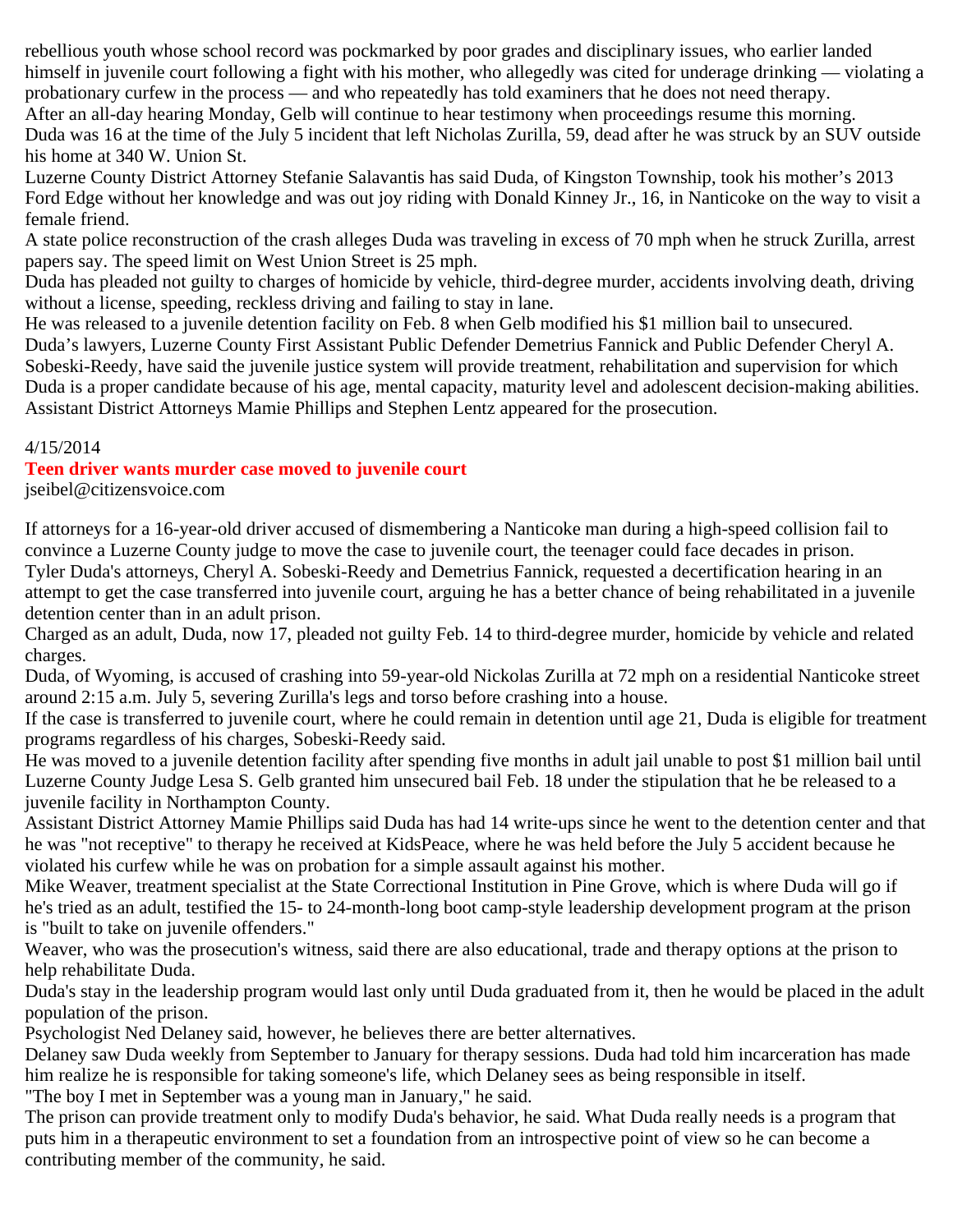rebellious youth whose school record was pockmarked by poor grades and disciplinary issues, who earlier landed himself in juvenile court following a fight with his mother, who allegedly was cited for underage drinking — violating a probationary curfew in the process — and who repeatedly has told examiners that he does not need therapy.

After an all-day hearing Monday, Gelb will continue to hear testimony when proceedings resume this morning.

Duda was 16 at the time of the July 5 incident that left Nicholas Zurilla, 59, dead after he was struck by an SUV outside his home at 340 W. Union St.

Luzerne County District Attorney Stefanie Salavantis has said Duda, of Kingston Township, took his mother's 2013 Ford Edge without her knowledge and was out joy riding with Donald Kinney Jr., 16, in Nanticoke on the way to visit a female friend.

A state police reconstruction of the crash alleges Duda was traveling in excess of 70 mph when he struck Zurilla, arrest papers say. The speed limit on West Union Street is 25 mph.

Duda has pleaded not guilty to charges of homicide by vehicle, third-degree murder, accidents involving death, driving without a license, speeding, reckless driving and failing to stay in lane.

He was released to a juvenile detention facility on Feb. 8 when Gelb modified his $1 million bail to unsecured.

Duda's lawyers, Luzerne County First Assistant Public Defender Demetrius Fannick and Public Defender Cheryl A. Sobeski-Reedy, have said the juvenile justice system will provide treatment, rehabilitation and supervision for which Duda is a proper candidate because of his age, mental capacity, maturity level and adolescent decision-making abilities.

Assistant District Attorneys Mamie Phillips and Stephen Lentz appeared for the prosecution.

4/15/2014

**Teen driver wants murder case moved to juvenile court**

jseibel@citizensvoice.com

If attorneys for a 16-year-old driver accused of dismembering a Nanticoke man during a high-speed collision fail to convince a Luzerne County judge to move the case to juvenile court, the teenager could face decades in prison.

Tyler Duda's attorneys, Cheryl A. Sobeski-Reedy and Demetrius Fannick, requested a decertification hearing in an attempt to get the case transferred into juvenile court, arguing he has a better chance of being rehabilitated in a juvenile detention center than in an adult prison.

Charged as an adult, Duda, now 17, pleaded not guilty Feb. 14 to third-degree murder, homicide by vehicle and related charges.

Duda, of Wyoming, is accused of crashing into 59-year-old Nickolas Zurilla at 72 mph on a residential Nanticoke street around 2:15 a.m. July 5, severing Zurilla's legs and torso before crashing into a house.

If the case is transferred to juvenile court, where he could remain in detention until age 21, Duda is eligible for treatment programs regardless of his charges, Sobeski-Reedy said.

He was moved to a juvenile detention facility after spending five months in adult jail unable to post $1 million bail until Luzerne County Judge Lesa S. Gelb granted him unsecured bail Feb. 18 under the stipulation that he be released to a juvenile facility in Northampton County.

Assistant District Attorney Mamie Phillips said Duda has had 14 write-ups since he went to the detention center and that he was "not receptive" to therapy he received at KidsPeace, where he was held before the July 5 accident because he violated his curfew while he was on probation for a simple assault against his mother.

Mike Weaver, treatment specialist at the State Correctional Institution in Pine Grove, which is where Duda will go if he's tried as an adult, testified the 15- to 24-month-long boot camp-style leadership development program at the prison is "built to take on juvenile offenders."

Weaver, who was the prosecution's witness, said there are also educational, trade and therapy options at the prison to help rehabilitate Duda.

Duda's stay in the leadership program would last only until Duda graduated from it, then he would be placed in the adult population of the prison.

Psychologist Ned Delaney said, however, he believes there are better alternatives.

Delaney saw Duda weekly from September to January for therapy sessions. Duda had told him incarceration has made him realize he is responsible for taking someone's life, which Delaney sees as being responsible in itself.

"The boy I met in September was a young man in January," he said.

The prison can provide treatment only to modify Duda's behavior, he said. What Duda really needs is a program that puts him in a therapeutic environment to set a foundation from an introspective point of view so he can become a contributing member of the community, he said.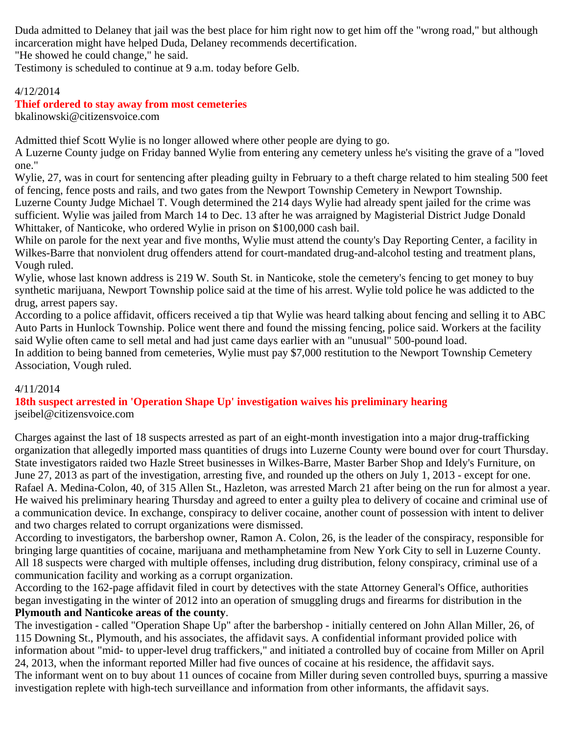Duda admitted to Delaney that jail was the best place for him right now to get him off the "wrong road," but although incarceration might have helped Duda, Delaney recommends decertification.

"He showed he could change," he said.

Testimony is scheduled to continue at 9 a.m. today before Gelb.

4/12/2014

## Thief ordered to stay away from most cemeteries

bkalinowski@citizensvoice.com

Admitted thief Scott Wylie is no longer allowed where other people are dying to go.

A Luzerne County judge on Friday banned Wylie from entering any cemetery unless he's visiting the grave of a "loved one."

Wylie, 27, was in court for sentencing after pleading guilty in February to a theft charge related to him stealing 500 feet of fencing, fence posts and rails, and two gates from the Newport Township Cemetery in Newport Township.

Luzerne County Judge Michael T. Vough determined the 214 days Wylie had already spent jailed for the crime was sufficient. Wylie was jailed from March 14 to Dec. 13 after he was arraigned by Magisterial District Judge Donald Whittaker, of Nanticoke, who ordered Wylie in prison on $100,000 cash bail.

While on parole for the next year and five months, Wylie must attend the county's Day Reporting Center, a facility in Wilkes-Barre that nonviolent drug offenders attend for court-mandated drug-and-alcohol testing and treatment plans, Vough ruled.

Wylie, whose last known address is 219 W. South St. in Nanticoke, stole the cemetery's fencing to get money to buy synthetic marijuana, Newport Township police said at the time of his arrest. Wylie told police he was addicted to the drug, arrest papers say.

According to a police affidavit, officers received a tip that Wylie was heard talking about fencing and selling it to ABC Auto Parts in Hunlock Township. Police went there and found the missing fencing, police said. Workers at the facility said Wylie often came to sell metal and had just came days earlier with an "unusual" 500-pound load.

In addition to being banned from cemeteries, Wylie must pay $7,000 restitution to the Newport Township Cemetery Association, Vough ruled.

4/11/2014

## 18th suspect arrested in 'Operation Shape Up' investigation waives his preliminary hearing

jseibel@citizensvoice.com

Charges against the last of 18 suspects arrested as part of an eight-month investigation into a major drug-trafficking organization that allegedly imported mass quantities of drugs into Luzerne County were bound over for court Thursday.

State investigators raided two Hazle Street businesses in Wilkes-Barre, Master Barber Shop and Idely's Furniture, on June 27, 2013 as part of the investigation, arresting five, and rounded up the others on July 1, 2013 - except for one.

Rafael A. Medina-Colon, 40, of 315 Allen St., Hazleton, was arrested March 21 after being on the run for almost a year. He waived his preliminary hearing Thursday and agreed to enter a guilty plea to delivery of cocaine and criminal use of a communication device. In exchange, conspiracy to deliver cocaine, another count of possession with intent to deliver and two charges related to corrupt organizations were dismissed.

According to investigators, the barbershop owner, Ramon A. Colon, 26, is the leader of the conspiracy, responsible for bringing large quantities of cocaine, marijuana and methamphetamine from New York City to sell in Luzerne County.

All 18 suspects were charged with multiple offenses, including drug distribution, felony conspiracy, criminal use of a communication facility and working as a corrupt organization.

According to the 162-page affidavit filed in court by detectives with the state Attorney General's Office, authorities began investigating in the winter of 2012 into an operation of smuggling drugs and firearms for distribution in the **Plymouth and Nanticoke areas of the county**.

The investigation - called "Operation Shape Up" after the barbershop - initially centered on John Allan Miller, 26, of 115 Downing St., Plymouth, and his associates, the affidavit says. A confidential informant provided police with information about "mid- to upper-level drug traffickers," and initiated a controlled buy of cocaine from Miller on April 24, 2013, when the informant reported Miller had five ounces of cocaine at his residence, the affidavit says.

The informant went on to buy about 11 ounces of cocaine from Miller during seven controlled buys, spurring a massive investigation replete with high-tech surveillance and information from other informants, the affidavit says.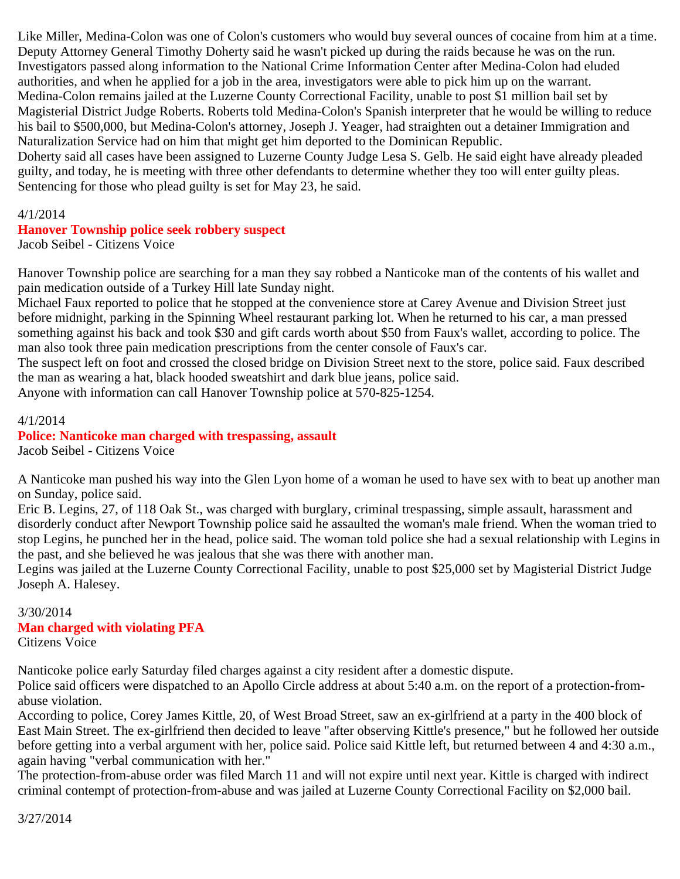Like Miller, Medina-Colon was one of Colon's customers who would buy several ounces of cocaine from him at a time.
Deputy Attorney General Timothy Doherty said he wasn't picked up during the raids because he was on the run.
Investigators passed along information to the National Crime Information Center after Medina-Colon had eluded authorities, and when he applied for a job in the area, investigators were able to pick him up on the warrant.
Medina-Colon remains jailed at the Luzerne County Correctional Facility, unable to post $1 million bail set by Magisterial District Judge Roberts. Roberts told Medina-Colon's Spanish interpreter that he would be willing to reduce his bail to $500,000, but Medina-Colon's attorney, Joseph J. Yeager, had straighten out a detainer Immigration and Naturalization Service had on him that might get him deported to the Dominican Republic.
Doherty said all cases have been assigned to Luzerne County Judge Lesa S. Gelb. He said eight have already pleaded guilty, and today, he is meeting with three other defendants to determine whether they too will enter guilty pleas.
Sentencing for those who plead guilty is set for May 23, he said.

4/1/2014

**Hanover Township police seek robbery suspect**

Jacob Seibel - Citizens Voice

Hanover Township police are searching for a man they say robbed a Nanticoke man of the contents of his wallet and pain medication outside of a Turkey Hill late Sunday night.
Michael Faux reported to police that he stopped at the convenience store at Carey Avenue and Division Street just before midnight, parking in the Spinning Wheel restaurant parking lot. When he returned to his car, a man pressed something against his back and took $30 and gift cards worth about $50 from Faux's wallet, according to police. The man also took three pain medication prescriptions from the center console of Faux's car.
The suspect left on foot and crossed the closed bridge on Division Street next to the store, police said. Faux described the man as wearing a hat, black hooded sweatshirt and dark blue jeans, police said.
Anyone with information can call Hanover Township police at 570-825-1254.

4/1/2014

**Police: Nanticoke man charged with trespassing, assault**

Jacob Seibel - Citizens Voice

A Nanticoke man pushed his way into the Glen Lyon home of a woman he used to have sex with to beat up another man on Sunday, police said.
Eric B. Legins, 27, of 118 Oak St., was charged with burglary, criminal trespassing, simple assault, harassment and disorderly conduct after Newport Township police said he assaulted the woman's male friend. When the woman tried to stop Legins, he punched her in the head, police said. The woman told police she had a sexual relationship with Legins in the past, and she believed he was jealous that she was there with another man.
Legins was jailed at the Luzerne County Correctional Facility, unable to post $25,000 set by Magisterial District Judge Joseph A. Halesey.

3/30/2014

**Man charged with violating PFA**

Citizens Voice

Nanticoke police early Saturday filed charges against a city resident after a domestic dispute.
Police said officers were dispatched to an Apollo Circle address at about 5:40 a.m. on the report of a protection-from-abuse violation.
According to police, Corey James Kittle, 20, of West Broad Street, saw an ex-girlfriend at a party in the 400 block of East Main Street. The ex-girlfriend then decided to leave "after observing Kittle's presence," but he followed her outside before getting into a verbal argument with her, police said. Police said Kittle left, but returned between 4 and 4:30 a.m., again having "verbal communication with her."
The protection-from-abuse order was filed March 11 and will not expire until next year. Kittle is charged with indirect criminal contempt of protection-from-abuse and was jailed at Luzerne County Correctional Facility on $2,000 bail.

3/27/2014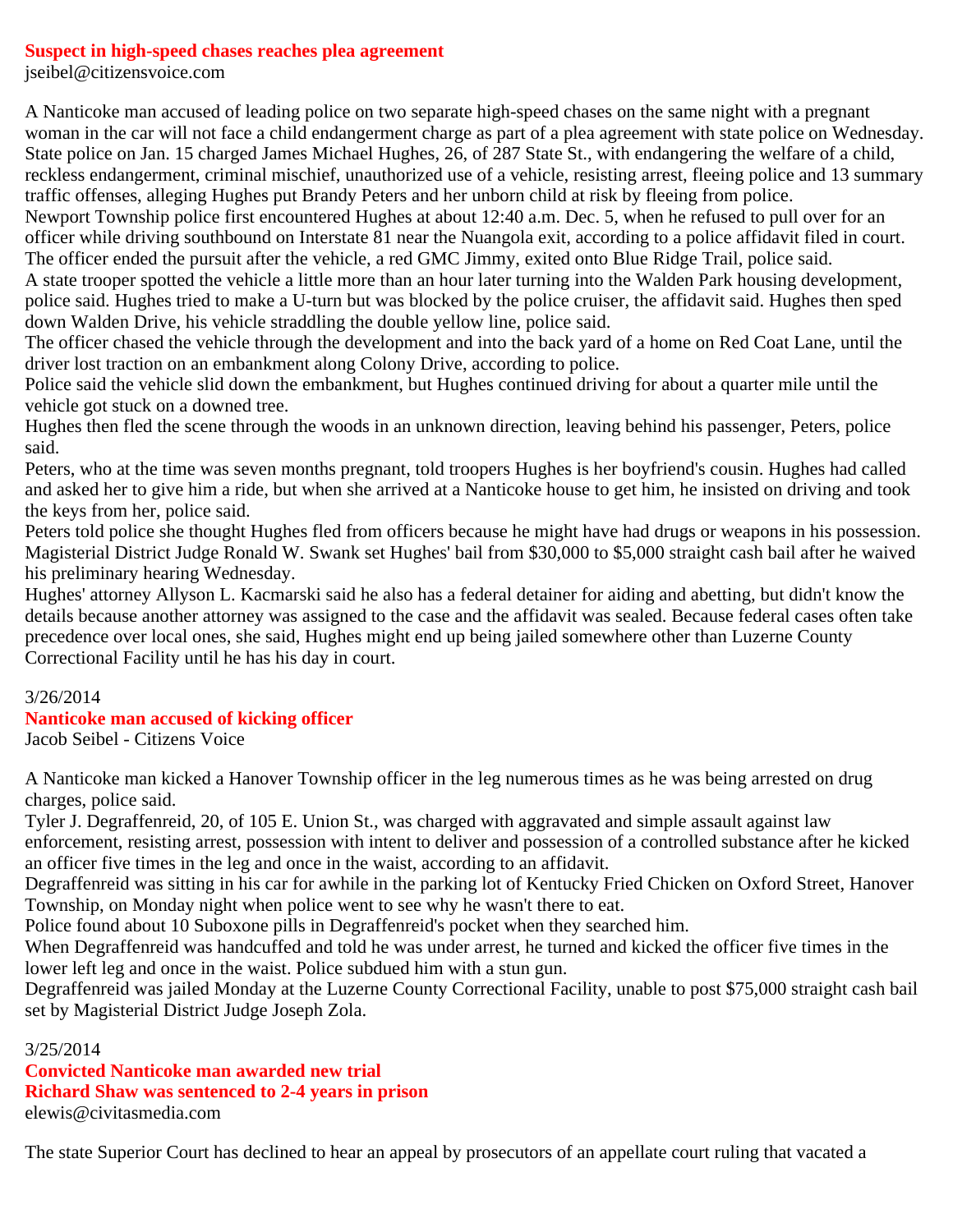## Suspect in high-speed chases reaches plea agreement

jseibel@citizensvoice.com

A Nanticoke man accused of leading police on two separate high-speed chases on the same night with a pregnant woman in the car will not face a child endangerment charge as part of a plea agreement with state police on Wednesday.

State police on Jan. 15 charged James Michael Hughes, 26, of 287 State St., with endangering the welfare of a child, reckless endangerment, criminal mischief, unauthorized use of a vehicle, resisting arrest, fleeing police and 13 summary traffic offenses, alleging Hughes put Brandy Peters and her unborn child at risk by fleeing from police.

Newport Township police first encountered Hughes at about 12:40 a.m. Dec. 5, when he refused to pull over for an officer while driving southbound on Interstate 81 near the Nuangola exit, according to a police affidavit filed in court. The officer ended the pursuit after the vehicle, a red GMC Jimmy, exited onto Blue Ridge Trail, police said.

A state trooper spotted the vehicle a little more than an hour later turning into the Walden Park housing development, police said. Hughes tried to make a U-turn but was blocked by the police cruiser, the affidavit said. Hughes then sped down Walden Drive, his vehicle straddling the double yellow line, police said.

The officer chased the vehicle through the development and into the back yard of a home on Red Coat Lane, until the driver lost traction on an embankment along Colony Drive, according to police.

Police said the vehicle slid down the embankment, but Hughes continued driving for about a quarter mile until the vehicle got stuck on a downed tree.

Hughes then fled the scene through the woods in an unknown direction, leaving behind his passenger, Peters, police said.

Peters, who at the time was seven months pregnant, told troopers Hughes is her boyfriend's cousin. Hughes had called and asked her to give him a ride, but when she arrived at a Nanticoke house to get him, he insisted on driving and took the keys from her, police said.

Peters told police she thought Hughes fled from officers because he might have had drugs or weapons in his possession.

Magisterial District Judge Ronald W. Swank set Hughes' bail from $30,000 to $5,000 straight cash bail after he waived his preliminary hearing Wednesday.

Hughes' attorney Allyson L. Kacmarski said he also has a federal detainer for aiding and abetting, but didn't know the details because another attorney was assigned to the case and the affidavit was sealed. Because federal cases often take precedence over local ones, she said, Hughes might end up being jailed somewhere other than Luzerne County Correctional Facility until he has his day in court.

3/26/2014

## Nanticoke man accused of kicking officer

Jacob Seibel - Citizens Voice

A Nanticoke man kicked a Hanover Township officer in the leg numerous times as he was being arrested on drug charges, police said.

Tyler J. Degraffenreid, 20, of 105 E. Union St., was charged with aggravated and simple assault against law enforcement, resisting arrest, possession with intent to deliver and possession of a controlled substance after he kicked an officer five times in the leg and once in the waist, according to an affidavit.

Degraffenreid was sitting in his car for awhile in the parking lot of Kentucky Fried Chicken on Oxford Street, Hanover Township, on Monday night when police went to see why he wasn't there to eat.

Police found about 10 Suboxone pills in Degraffenreid's pocket when they searched him.

When Degraffenreid was handcuffed and told he was under arrest, he turned and kicked the officer five times in the lower left leg and once in the waist. Police subdued him with a stun gun.

Degraffenreid was jailed Monday at the Luzerne County Correctional Facility, unable to post $75,000 straight cash bail set by Magisterial District Judge Joseph Zola.

3/25/2014

## Convicted Nanticoke man awarded new trial
## Richard Shaw was sentenced to 2-4 years in prison

elewis@civitasmedia.com

The state Superior Court has declined to hear an appeal by prosecutors of an appellate court ruling that vacated a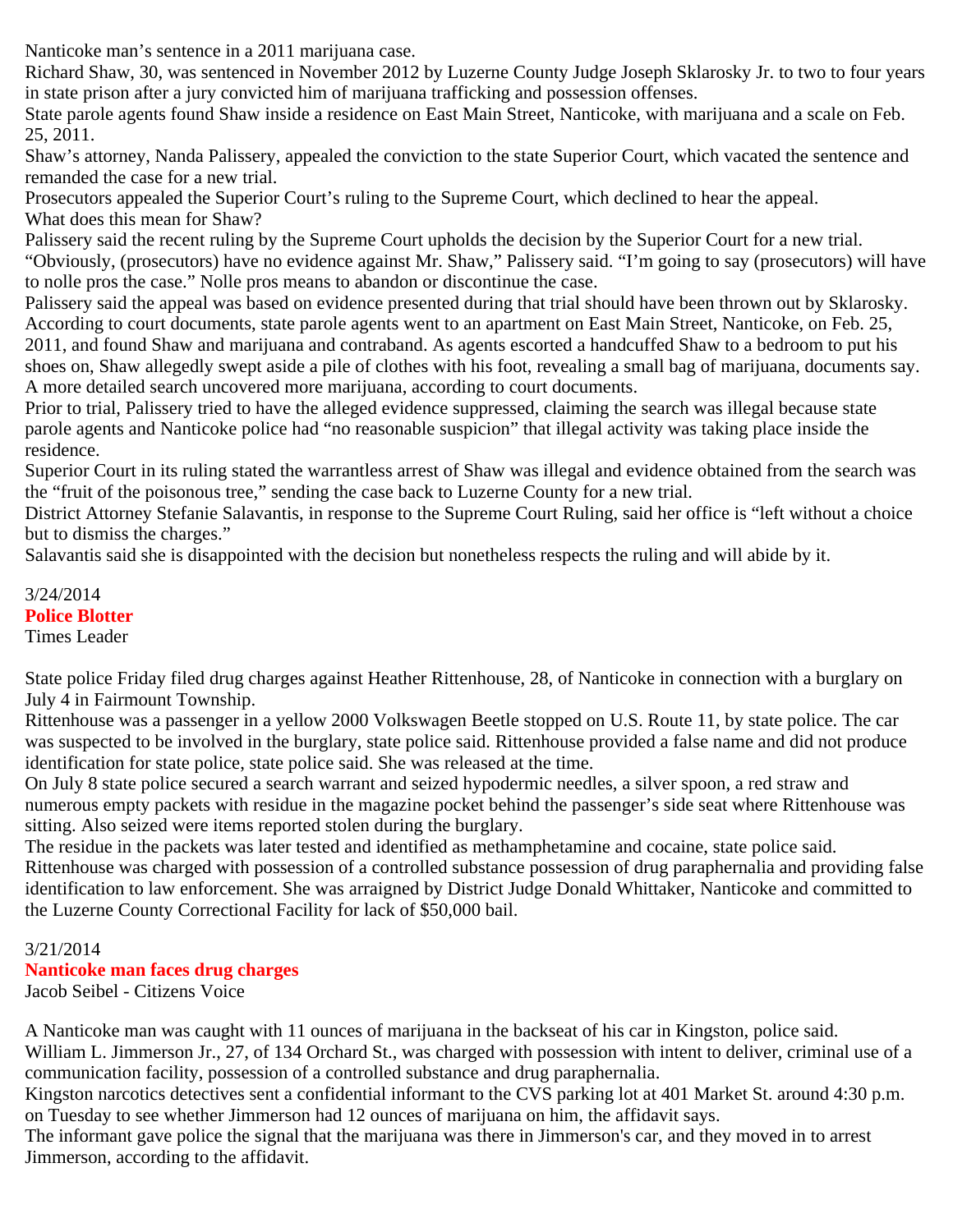Nanticoke man's sentence in a 2011 marijuana case.

Richard Shaw, 30, was sentenced in November 2012 by Luzerne County Judge Joseph Sklarosky Jr. to two to four years in state prison after a jury convicted him of marijuana trafficking and possession offenses.

State parole agents found Shaw inside a residence on East Main Street, Nanticoke, with marijuana and a scale on Feb. 25, 2011.

Shaw's attorney, Nanda Palissery, appealed the conviction to the state Superior Court, which vacated the sentence and remanded the case for a new trial.

Prosecutors appealed the Superior Court's ruling to the Supreme Court, which declined to hear the appeal.

What does this mean for Shaw?

Palissery said the recent ruling by the Supreme Court upholds the decision by the Superior Court for a new trial.

"Obviously, (prosecutors) have no evidence against Mr. Shaw," Palissery said. "I'm going to say (prosecutors) will have to nolle pros the case." Nolle pros means to abandon or discontinue the case.

Palissery said the appeal was based on evidence presented during that trial should have been thrown out by Sklarosky.

According to court documents, state parole agents went to an apartment on East Main Street, Nanticoke, on Feb. 25, 2011, and found Shaw and marijuana and contraband. As agents escorted a handcuffed Shaw to a bedroom to put his shoes on, Shaw allegedly swept aside a pile of clothes with his foot, revealing a small bag of marijuana, documents say.

A more detailed search uncovered more marijuana, according to court documents.

Prior to trial, Palissery tried to have the alleged evidence suppressed, claiming the search was illegal because state parole agents and Nanticoke police had "no reasonable suspicion" that illegal activity was taking place inside the residence.

Superior Court in its ruling stated the warrantless arrest of Shaw was illegal and evidence obtained from the search was the "fruit of the poisonous tree," sending the case back to Luzerne County for a new trial.

District Attorney Stefanie Salavantis, in response to the Supreme Court Ruling, said her office is "left without a choice but to dismiss the charges."

Salavantis said she is disappointed with the decision but nonetheless respects the ruling and will abide by it.

3/24/2014

## Police Blotter

Times Leader

State police Friday filed drug charges against Heather Rittenhouse, 28, of Nanticoke in connection with a burglary on July 4 in Fairmount Township.

Rittenhouse was a passenger in a yellow 2000 Volkswagen Beetle stopped on U.S. Route 11, by state police. The car was suspected to be involved in the burglary, state police said. Rittenhouse provided a false name and did not produce identification for state police, state police said. She was released at the time.

On July 8 state police secured a search warrant and seized hypodermic needles, a silver spoon, a red straw and numerous empty packets with residue in the magazine pocket behind the passenger's side seat where Rittenhouse was sitting. Also seized were items reported stolen during the burglary.

The residue in the packets was later tested and identified as methamphetamine and cocaine, state police said.

Rittenhouse was charged with possession of a controlled substance possession of drug paraphernalia and providing false identification to law enforcement. She was arraigned by District Judge Donald Whittaker, Nanticoke and committed to the Luzerne County Correctional Facility for lack of $50,000 bail.

3/21/2014

## Nanticoke man faces drug charges

Jacob Seibel - Citizens Voice

A Nanticoke man was caught with 11 ounces of marijuana in the backseat of his car in Kingston, police said.

William L. Jimmerson Jr., 27, of 134 Orchard St., was charged with possession with intent to deliver, criminal use of a communication facility, possession of a controlled substance and drug paraphernalia.

Kingston narcotics detectives sent a confidential informant to the CVS parking lot at 401 Market St. around 4:30 p.m. on Tuesday to see whether Jimmerson had 12 ounces of marijuana on him, the affidavit says.

The informant gave police the signal that the marijuana was there in Jimmerson's car, and they moved in to arrest Jimmerson, according to the affidavit.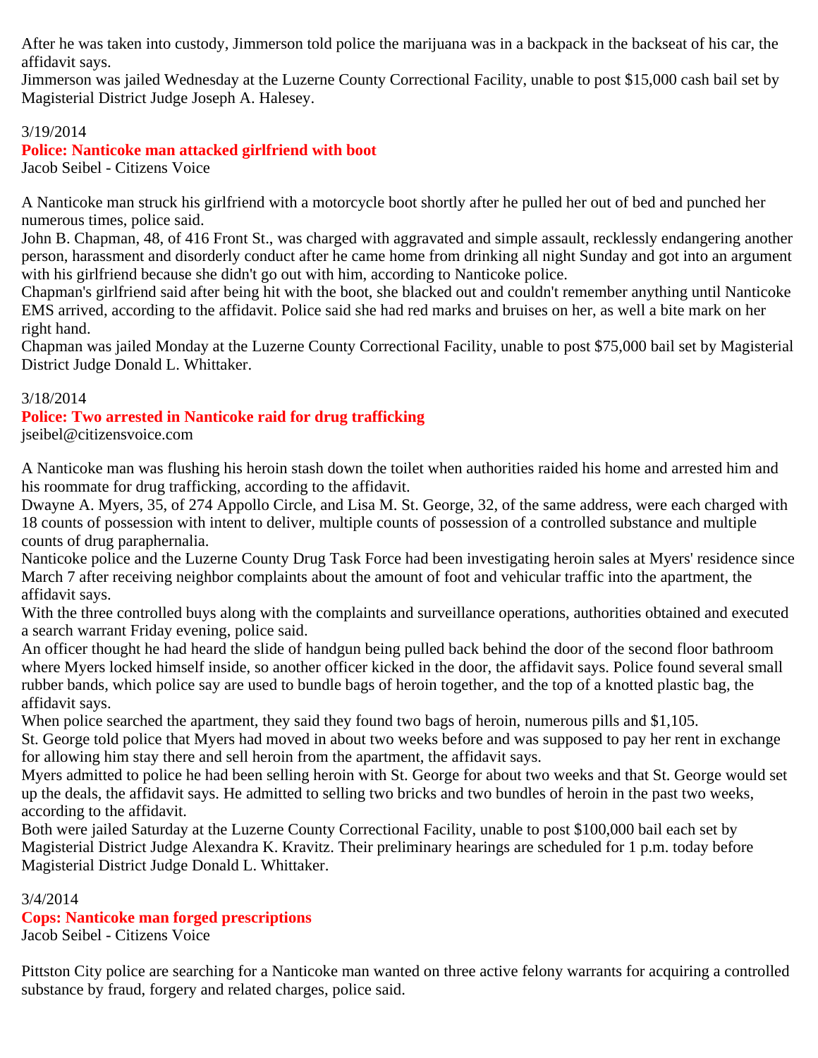After he was taken into custody, Jimmerson told police the marijuana was in a backpack in the backseat of his car, the affidavit says.
Jimmerson was jailed Wednesday at the Luzerne County Correctional Facility, unable to post $15,000 cash bail set by Magisterial District Judge Joseph A. Halesey.

3/19/2014

### Police: Nanticoke man attacked girlfriend with boot

Jacob Seibel - Citizens Voice

A Nanticoke man struck his girlfriend with a motorcycle boot shortly after he pulled her out of bed and punched her numerous times, police said.
John B. Chapman, 48, of 416 Front St., was charged with aggravated and simple assault, recklessly endangering another person, harassment and disorderly conduct after he came home from drinking all night Sunday and got into an argument with his girlfriend because she didn't go out with him, according to Nanticoke police.
Chapman's girlfriend said after being hit with the boot, she blacked out and couldn't remember anything until Nanticoke EMS arrived, according to the affidavit. Police said she had red marks and bruises on her, as well a bite mark on her right hand.
Chapman was jailed Monday at the Luzerne County Correctional Facility, unable to post $75,000 bail set by Magisterial District Judge Donald L. Whittaker.

3/18/2014

### Police: Two arrested in Nanticoke raid for drug trafficking

jseibel@citizensvoice.com

A Nanticoke man was flushing his heroin stash down the toilet when authorities raided his home and arrested him and his roommate for drug trafficking, according to the affidavit.
Dwayne A. Myers, 35, of 274 Appollo Circle, and Lisa M. St. George, 32, of the same address, were each charged with 18 counts of possession with intent to deliver, multiple counts of possession of a controlled substance and multiple counts of drug paraphernalia.
Nanticoke police and the Luzerne County Drug Task Force had been investigating heroin sales at Myers' residence since March 7 after receiving neighbor complaints about the amount of foot and vehicular traffic into the apartment, the affidavit says.
With the three controlled buys along with the complaints and surveillance operations, authorities obtained and executed a search warrant Friday evening, police said.
An officer thought he had heard the slide of handgun being pulled back behind the door of the second floor bathroom where Myers locked himself inside, so another officer kicked in the door, the affidavit says. Police found several small rubber bands, which police say are used to bundle bags of heroin together, and the top of a knotted plastic bag, the affidavit says.
When police searched the apartment, they said they found two bags of heroin, numerous pills and $1,105.
St. George told police that Myers had moved in about two weeks before and was supposed to pay her rent in exchange for allowing him stay there and sell heroin from the apartment, the affidavit says.
Myers admitted to police he had been selling heroin with St. George for about two weeks and that St. George would set up the deals, the affidavit says. He admitted to selling two bricks and two bundles of heroin in the past two weeks, according to the affidavit.
Both were jailed Saturday at the Luzerne County Correctional Facility, unable to post $100,000 bail each set by Magisterial District Judge Alexandra K. Kravitz. Their preliminary hearings are scheduled for 1 p.m. today before Magisterial District Judge Donald L. Whittaker.

3/4/2014

### Cops: Nanticoke man forged prescriptions

Jacob Seibel - Citizens Voice

Pittston City police are searching for a Nanticoke man wanted on three active felony warrants for acquiring a controlled substance by fraud, forgery and related charges, police said.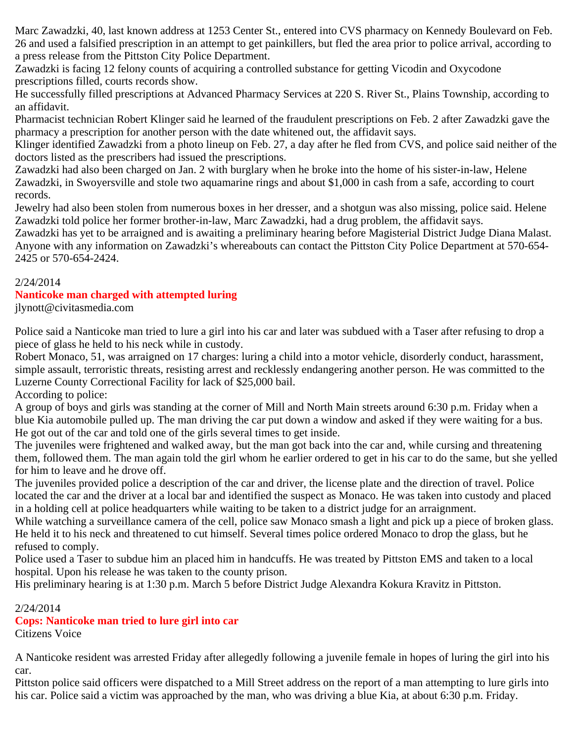Marc Zawadzki, 40, last known address at 1253 Center St., entered into CVS pharmacy on Kennedy Boulevard on Feb. 26 and used a falsified prescription in an attempt to get painkillers, but fled the area prior to police arrival, according to a press release from the Pittston City Police Department.

Zawadzki is facing 12 felony counts of acquiring a controlled substance for getting Vicodin and Oxycodone prescriptions filled, courts records show.

He successfully filled prescriptions at Advanced Pharmacy Services at 220 S. River St., Plains Township, according to an affidavit.

Pharmacist technician Robert Klinger said he learned of the fraudulent prescriptions on Feb. 2 after Zawadzki gave the pharmacy a prescription for another person with the date whitened out, the affidavit says.

Klinger identified Zawadzki from a photo lineup on Feb. 27, a day after he fled from CVS, and police said neither of the doctors listed as the prescribers had issued the prescriptions.

Zawadzki had also been charged on Jan. 2 with burglary when he broke into the home of his sister-in-law, Helene Zawadzki, in Swoyersville and stole two aquamarine rings and about $1,000 in cash from a safe, according to court records.

Jewelry had also been stolen from numerous boxes in her dresser, and a shotgun was also missing, police said. Helene Zawadzki told police her former brother-in-law, Marc Zawadzki, had a drug problem, the affidavit says.

Zawadzki has yet to be arraigned and is awaiting a preliminary hearing before Magisterial District Judge Diana Malast.

Anyone with any information on Zawadzki's whereabouts can contact the Pittston City Police Department at 570-654-2425 or 570-654-2424.

2/24/2014

## Nanticoke man charged with attempted luring

jlynott@civitasmedia.com

Police said a Nanticoke man tried to lure a girl into his car and later was subdued with a Taser after refusing to drop a piece of glass he held to his neck while in custody.

Robert Monaco, 51, was arraigned on 17 charges: luring a child into a motor vehicle, disorderly conduct, harassment, simple assault, terroristic threats, resisting arrest and recklessly endangering another person. He was committed to the Luzerne County Correctional Facility for lack of $25,000 bail.

According to police:

A group of boys and girls was standing at the corner of Mill and North Main streets around 6:30 p.m. Friday when a blue Kia automobile pulled up. The man driving the car put down a window and asked if they were waiting for a bus. He got out of the car and told one of the girls several times to get inside.

The juveniles were frightened and walked away, but the man got back into the car and, while cursing and threatening them, followed them. The man again told the girl whom he earlier ordered to get in his car to do the same, but she yelled for him to leave and he drove off.

The juveniles provided police a description of the car and driver, the license plate and the direction of travel. Police located the car and the driver at a local bar and identified the suspect as Monaco. He was taken into custody and placed in a holding cell at police headquarters while waiting to be taken to a district judge for an arraignment.

While watching a surveillance camera of the cell, police saw Monaco smash a light and pick up a piece of broken glass. He held it to his neck and threatened to cut himself. Several times police ordered Monaco to drop the glass, but he refused to comply.

Police used a Taser to subdue him an placed him in handcuffs. He was treated by Pittston EMS and taken to a local hospital. Upon his release he was taken to the county prison.

His preliminary hearing is at 1:30 p.m. March 5 before District Judge Alexandra Kokura Kravitz in Pittston.

2/24/2014

## Cops: Nanticoke man tried to lure girl into car

Citizens Voice

A Nanticoke resident was arrested Friday after allegedly following a juvenile female in hopes of luring the girl into his car.

Pittston police said officers were dispatched to a Mill Street address on the report of a man attempting to lure girls into his car. Police said a victim was approached by the man, who was driving a blue Kia, at about 6:30 p.m. Friday.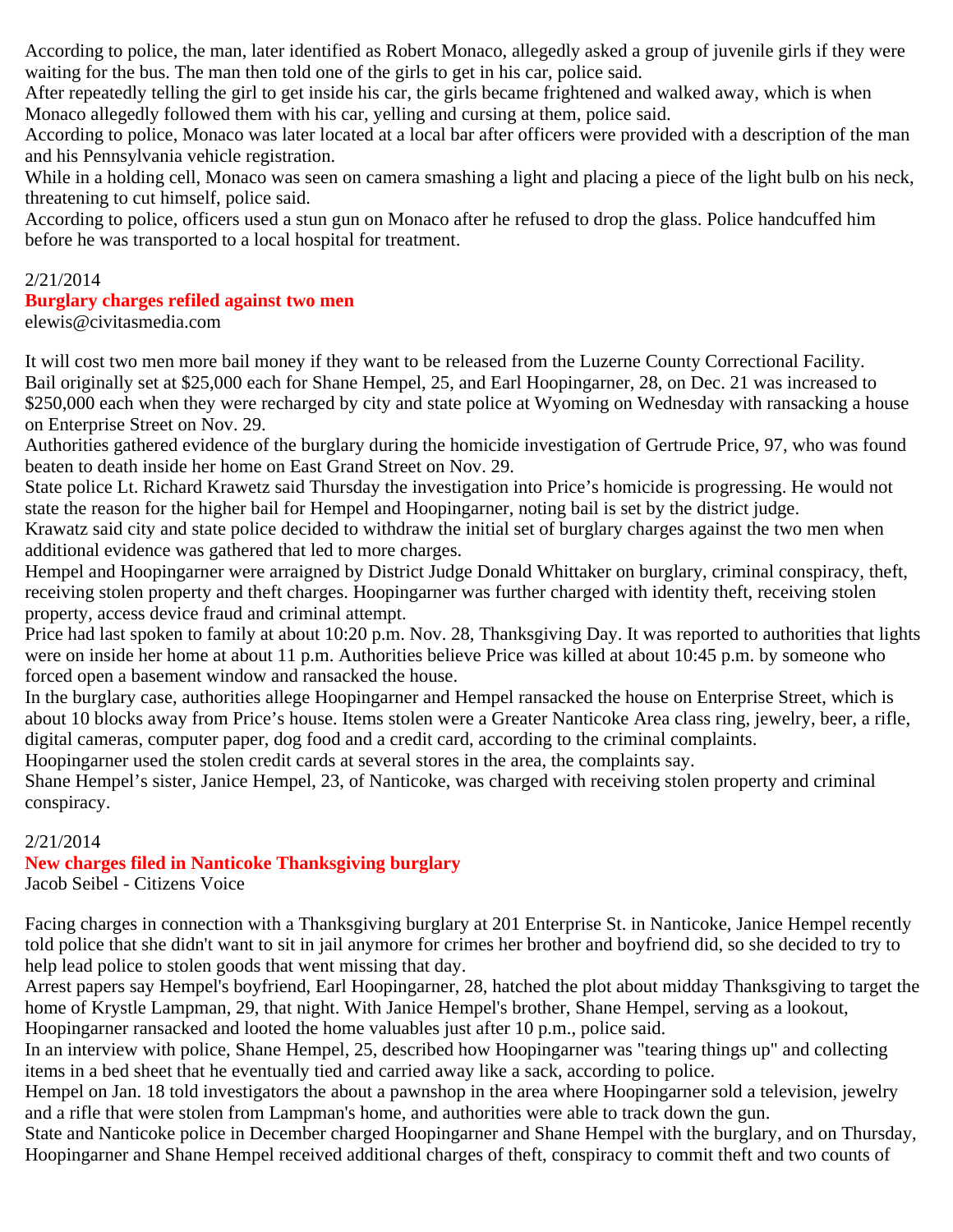According to police, the man, later identified as Robert Monaco, allegedly asked a group of juvenile girls if they were waiting for the bus. The man then told one of the girls to get in his car, police said.
After repeatedly telling the girl to get inside his car, the girls became frightened and walked away, which is when Monaco allegedly followed them with his car, yelling and cursing at them, police said.
According to police, Monaco was later located at a local bar after officers were provided with a description of the man and his Pennsylvania vehicle registration.
While in a holding cell, Monaco was seen on camera smashing a light and placing a piece of the light bulb on his neck, threatening to cut himself, police said.
According to police, officers used a stun gun on Monaco after he refused to drop the glass. Police handcuffed him before he was transported to a local hospital for treatment.

2/21/2014

## Burglary charges refiled against two men

elewis@civitasmedia.com

It will cost two men more bail money if they want to be released from the Luzerne County Correctional Facility.
Bail originally set at $25,000 each for Shane Hempel, 25, and Earl Hoopingarner, 28, on Dec. 21 was increased to $250,000 each when they were recharged by city and state police at Wyoming on Wednesday with ransacking a house on Enterprise Street on Nov. 29.
Authorities gathered evidence of the burglary during the homicide investigation of Gertrude Price, 97, who was found beaten to death inside her home on East Grand Street on Nov. 29.
State police Lt. Richard Krawetz said Thursday the investigation into Price's homicide is progressing. He would not state the reason for the higher bail for Hempel and Hoopingarner, noting bail is set by the district judge.
Krawatz said city and state police decided to withdraw the initial set of burglary charges against the two men when additional evidence was gathered that led to more charges.
Hempel and Hoopingarner were arraigned by District Judge Donald Whittaker on burglary, criminal conspiracy, theft, receiving stolen property and theft charges. Hoopingarner was further charged with identity theft, receiving stolen property, access device fraud and criminal attempt.
Price had last spoken to family at about 10:20 p.m. Nov. 28, Thanksgiving Day. It was reported to authorities that lights were on inside her home at about 11 p.m. Authorities believe Price was killed at about 10:45 p.m. by someone who forced open a basement window and ransacked the house.
In the burglary case, authorities allege Hoopingarner and Hempel ransacked the house on Enterprise Street, which is about 10 blocks away from Price's house. Items stolen were a Greater Nanticoke Area class ring, jewelry, beer, a rifle, digital cameras, computer paper, dog food and a credit card, according to the criminal complaints.
Hoopingarner used the stolen credit cards at several stores in the area, the complaints say.
Shane Hempel's sister, Janice Hempel, 23, of Nanticoke, was charged with receiving stolen property and criminal conspiracy.

2/21/2014

## New charges filed in Nanticoke Thanksgiving burglary

Jacob Seibel - Citizens Voice

Facing charges in connection with a Thanksgiving burglary at 201 Enterprise St. in Nanticoke, Janice Hempel recently told police that she didn't want to sit in jail anymore for crimes her brother and boyfriend did, so she decided to try to help lead police to stolen goods that went missing that day.
Arrest papers say Hempel's boyfriend, Earl Hoopingarner, 28, hatched the plot about midday Thanksgiving to target the home of Krystle Lampman, 29, that night. With Janice Hempel's brother, Shane Hempel, serving as a lookout, Hoopingarner ransacked and looted the home valuables just after 10 p.m., police said.
In an interview with police, Shane Hempel, 25, described how Hoopingarner was "tearing things up" and collecting items in a bed sheet that he eventually tied and carried away like a sack, according to police.
Hempel on Jan. 18 told investigators the about a pawnshop in the area where Hoopingarner sold a television, jewelry and a rifle that were stolen from Lampman's home, and authorities were able to track down the gun.
State and Nanticoke police in December charged Hoopingarner and Shane Hempel with the burglary, and on Thursday, Hoopingarner and Shane Hempel received additional charges of theft, conspiracy to commit theft and two counts of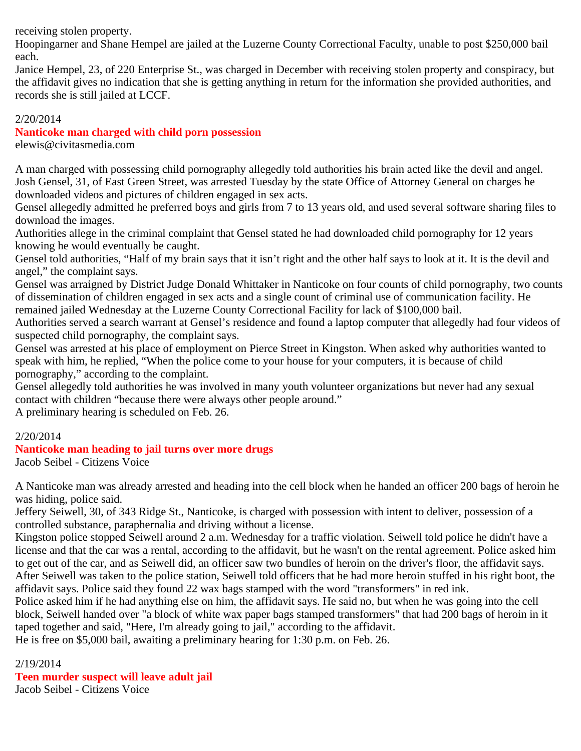receiving stolen property.

Hoopingarner and Shane Hempel are jailed at the Luzerne County Correctional Faculty, unable to post $250,000 bail each.

Janice Hempel, 23, of 220 Enterprise St., was charged in December with receiving stolen property and conspiracy, but the affidavit gives no indication that she is getting anything in return for the information she provided authorities, and records she is still jailed at LCCF.

2/20/2014

## Nanticoke man charged with child porn possession

elewis@civitasmedia.com

A man charged with possessing child pornography allegedly told authorities his brain acted like the devil and angel.

Josh Gensel, 31, of East Green Street, was arrested Tuesday by the state Office of Attorney General on charges he downloaded videos and pictures of children engaged in sex acts.

Gensel allegedly admitted he preferred boys and girls from 7 to 13 years old, and used several software sharing files to download the images.

Authorities allege in the criminal complaint that Gensel stated he had downloaded child pornography for 12 years knowing he would eventually be caught.

Gensel told authorities, "Half of my brain says that it isn't right and the other half says to look at it. It is the devil and angel," the complaint says.

Gensel was arraigned by District Judge Donald Whittaker in Nanticoke on four counts of child pornography, two counts of dissemination of children engaged in sex acts and a single count of criminal use of communication facility. He remained jailed Wednesday at the Luzerne County Correctional Facility for lack of $100,000 bail.

Authorities served a search warrant at Gensel's residence and found a laptop computer that allegedly had four videos of suspected child pornography, the complaint says.

Gensel was arrested at his place of employment on Pierce Street in Kingston. When asked why authorities wanted to speak with him, he replied, "When the police come to your house for your computers, it is because of child pornography," according to the complaint.

Gensel allegedly told authorities he was involved in many youth volunteer organizations but never had any sexual contact with children "because there were always other people around."

A preliminary hearing is scheduled on Feb. 26.

2/20/2014

## Nanticoke man heading to jail turns over more drugs

Jacob Seibel - Citizens Voice

A Nanticoke man was already arrested and heading into the cell block when he handed an officer 200 bags of heroin he was hiding, police said.

Jeffery Seiwell, 30, of 343 Ridge St., Nanticoke, is charged with possession with intent to deliver, possession of a controlled substance, paraphernalia and driving without a license.

Kingston police stopped Seiwell around 2 a.m. Wednesday for a traffic violation. Seiwell told police he didn't have a license and that the car was a rental, according to the affidavit, but he wasn't on the rental agreement. Police asked him to get out of the car, and as Seiwell did, an officer saw two bundles of heroin on the driver's floor, the affidavit says.

After Seiwell was taken to the police station, Seiwell told officers that he had more heroin stuffed in his right boot, the affidavit says. Police said they found 22 wax bags stamped with the word "transformers" in red ink.

Police asked him if he had anything else on him, the affidavit says. He said no, but when he was going into the cell block, Seiwell handed over "a block of white wax paper bags stamped transformers" that had 200 bags of heroin in it taped together and said, "Here, I'm already going to jail," according to the affidavit.

He is free on $5,000 bail, awaiting a preliminary hearing for 1:30 p.m. on Feb. 26.

2/19/2014

## Teen murder suspect will leave adult jail

Jacob Seibel - Citizens Voice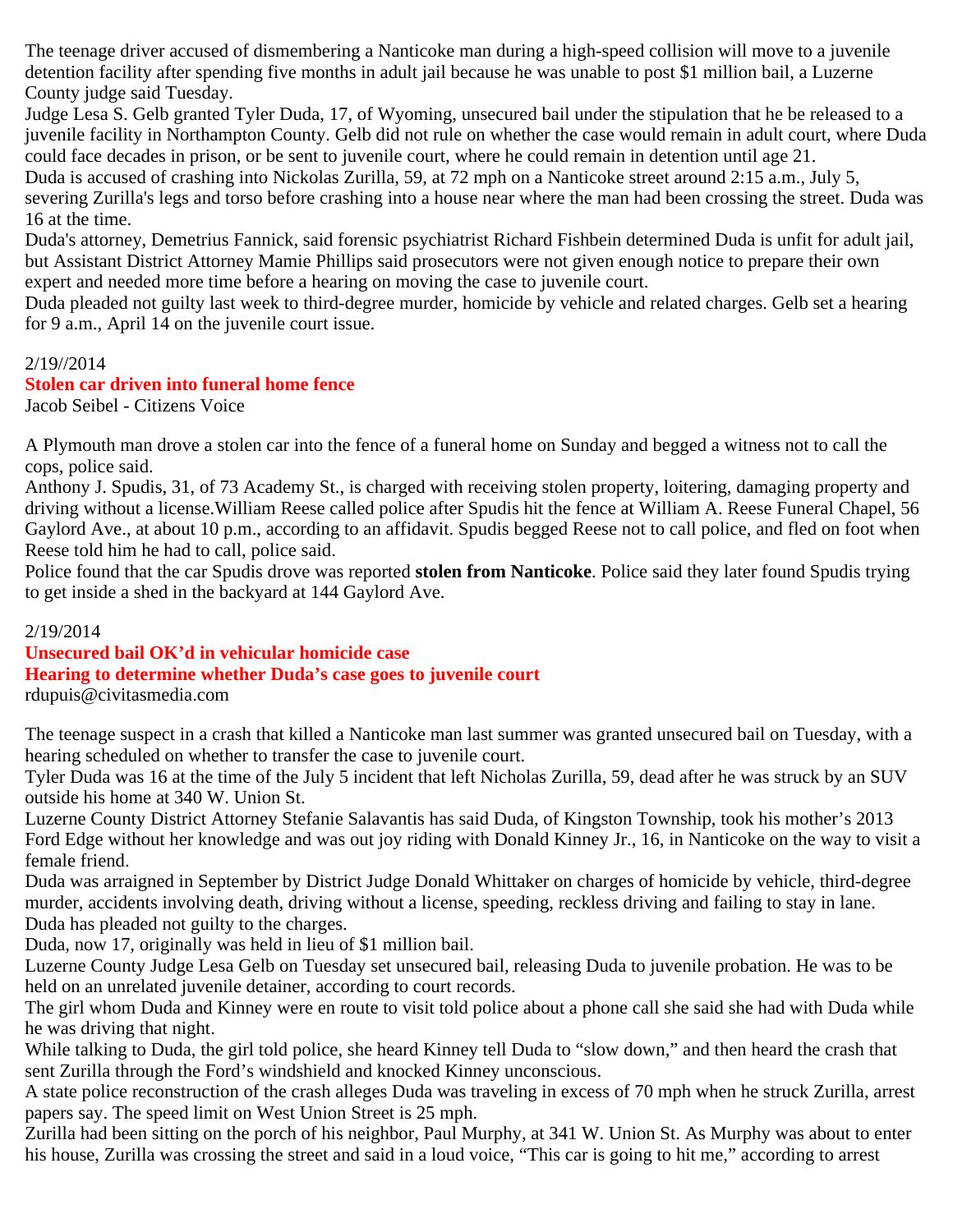The teenage driver accused of dismembering a Nanticoke man during a high-speed collision will move to a juvenile detention facility after spending five months in adult jail because he was unable to post $1 million bail, a Luzerne County judge said Tuesday.

Judge Lesa S. Gelb granted Tyler Duda, 17, of Wyoming, unsecured bail under the stipulation that he be released to a juvenile facility in Northampton County. Gelb did not rule on whether the case would remain in adult court, where Duda could face decades in prison, or be sent to juvenile court, where he could remain in detention until age 21.

Duda is accused of crashing into Nickolas Zurilla, 59, at 72 mph on a Nanticoke street around 2:15 a.m., July 5, severing Zurilla's legs and torso before crashing into a house near where the man had been crossing the street. Duda was 16 at the time.

Duda's attorney, Demetrius Fannick, said forensic psychiatrist Richard Fishbein determined Duda is unfit for adult jail, but Assistant District Attorney Mamie Phillips said prosecutors were not given enough notice to prepare their own expert and needed more time before a hearing on moving the case to juvenile court.

Duda pleaded not guilty last week to third-degree murder, homicide by vehicle and related charges. Gelb set a hearing for 9 a.m., April 14 on the juvenile court issue.

2/19//2014

**Stolen car driven into funeral home fence**

Jacob Seibel - Citizens Voice

A Plymouth man drove a stolen car into the fence of a funeral home on Sunday and begged a witness not to call the cops, police said.

Anthony J. Spudis, 31, of 73 Academy St., is charged with receiving stolen property, loitering, damaging property and driving without a license.William Reese called police after Spudis hit the fence at William A. Reese Funeral Chapel, 56 Gaylord Ave., at about 10 p.m., according to an affidavit. Spudis begged Reese not to call police, and fled on foot when Reese told him he had to call, police said.

Police found that the car Spudis drove was reported **stolen from Nanticoke**. Police said they later found Spudis trying to get inside a shed in the backyard at 144 Gaylord Ave.

2/19/2014

**Unsecured bail OK'd in vehicular homicide case**

**Hearing to determine whether Duda's case goes to juvenile court**

rdupuis@civitasmedia.com

The teenage suspect in a crash that killed a Nanticoke man last summer was granted unsecured bail on Tuesday, with a hearing scheduled on whether to transfer the case to juvenile court.

Tyler Duda was 16 at the time of the July 5 incident that left Nicholas Zurilla, 59, dead after he was struck by an SUV outside his home at 340 W. Union St.

Luzerne County District Attorney Stefanie Salavantis has said Duda, of Kingston Township, took his mother's 2013 Ford Edge without her knowledge and was out joy riding with Donald Kinney Jr., 16, in Nanticoke on the way to visit a female friend.

Duda was arraigned in September by District Judge Donald Whittaker on charges of homicide by vehicle, third-degree murder, accidents involving death, driving without a license, speeding, reckless driving and failing to stay in lane. Duda has pleaded not guilty to the charges.

Duda, now 17, originally was held in lieu of $1 million bail.

Luzerne County Judge Lesa Gelb on Tuesday set unsecured bail, releasing Duda to juvenile probation. He was to be held on an unrelated juvenile detainer, according to court records.

The girl whom Duda and Kinney were en route to visit told police about a phone call she said she had with Duda while he was driving that night.

While talking to Duda, the girl told police, she heard Kinney tell Duda to "slow down," and then heard the crash that sent Zurilla through the Ford's windshield and knocked Kinney unconscious.

A state police reconstruction of the crash alleges Duda was traveling in excess of 70 mph when he struck Zurilla, arrest papers say. The speed limit on West Union Street is 25 mph.

Zurilla had been sitting on the porch of his neighbor, Paul Murphy, at 341 W. Union St. As Murphy was about to enter his house, Zurilla was crossing the street and said in a loud voice, "This car is going to hit me," according to arrest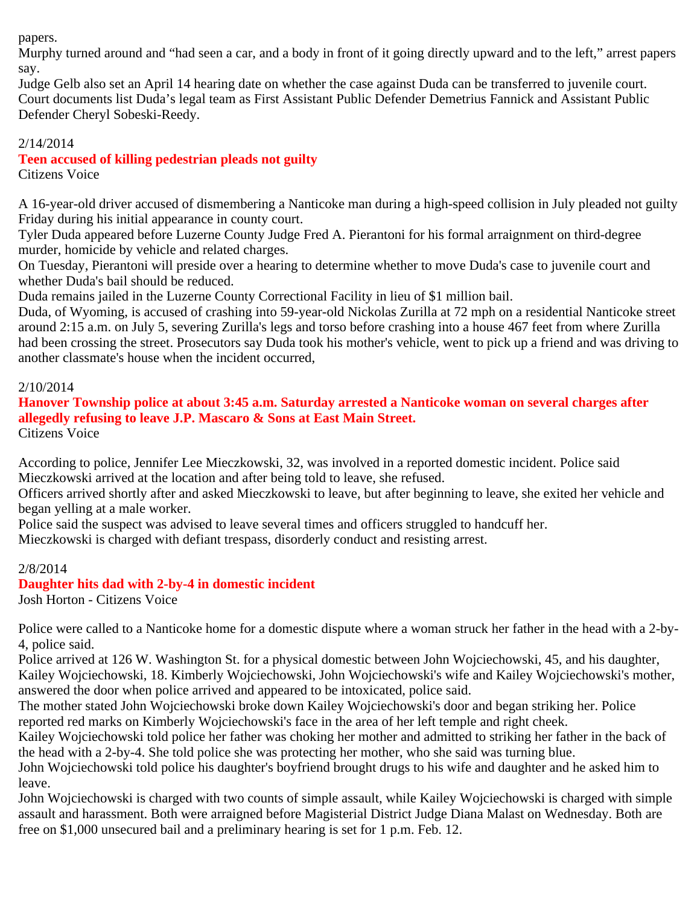papers.

Murphy turned around and “had seen a car, and a body in front of it going directly upward and to the left,” arrest papers say.

Judge Gelb also set an April 14 hearing date on whether the case against Duda can be transferred to juvenile court.

Court documents list Duda’s legal team as First Assistant Public Defender Demetrius Fannick and Assistant Public Defender Cheryl Sobeski-Reedy.

2/14/2014

### Teen accused of killing pedestrian pleads not guilty

Citizens Voice

A 16-year-old driver accused of dismembering a Nanticoke man during a high-speed collision in July pleaded not guilty Friday during his initial appearance in county court.

Tyler Duda appeared before Luzerne County Judge Fred A. Pierantoni for his formal arraignment on third-degree murder, homicide by vehicle and related charges.

On Tuesday, Pierantoni will preside over a hearing to determine whether to move Duda's case to juvenile court and whether Duda's bail should be reduced.

Duda remains jailed in the Luzerne County Correctional Facility in lieu of $1 million bail.

Duda, of Wyoming, is accused of crashing into 59-year-old Nickolas Zurilla at 72 mph on a residential Nanticoke street around 2:15 a.m. on July 5, severing Zurilla's legs and torso before crashing into a house 467 feet from where Zurilla had been crossing the street. Prosecutors say Duda took his mother's vehicle, went to pick up a friend and was driving to another classmate's house when the incident occurred,

2/10/2014

### Hanover Township police at about 3:45 a.m. Saturday arrested a Nanticoke woman on several charges after allegedly refusing to leave J.P. Mascaro & Sons at East Main Street.

Citizens Voice

According to police, Jennifer Lee Mieczkowski, 32, was involved in a reported domestic incident. Police said Mieczkowski arrived at the location and after being told to leave, she refused.

Officers arrived shortly after and asked Mieczkowski to leave, but after beginning to leave, she exited her vehicle and began yelling at a male worker.

Police said the suspect was advised to leave several times and officers struggled to handcuff her.

Mieczkowski is charged with defiant trespass, disorderly conduct and resisting arrest.

2/8/2014

### Daughter hits dad with 2-by-4 in domestic incident

Josh Horton - Citizens Voice

Police were called to a Nanticoke home for a domestic dispute where a woman struck her father in the head with a 2-by-4, police said.

Police arrived at 126 W. Washington St. for a physical domestic between John Wojciechowski, 45, and his daughter, Kailey Wojciechowski, 18. Kimberly Wojciechowski, John Wojciechowski's wife and Kailey Wojciechowski's mother, answered the door when police arrived and appeared to be intoxicated, police said.

The mother stated John Wojciechowski broke down Kailey Wojciechowski's door and began striking her. Police reported red marks on Kimberly Wojciechowski's face in the area of her left temple and right cheek.

Kailey Wojciechowski told police her father was choking her mother and admitted to striking her father in the back of the head with a 2-by-4. She told police she was protecting her mother, who she said was turning blue.

John Wojciechowski told police his daughter's boyfriend brought drugs to his wife and daughter and he asked him to leave.

John Wojciechowski is charged with two counts of simple assault, while Kailey Wojciechowski is charged with simple assault and harassment. Both were arraigned before Magisterial District Judge Diana Malast on Wednesday. Both are free on $1,000 unsecured bail and a preliminary hearing is set for 1 p.m. Feb. 12.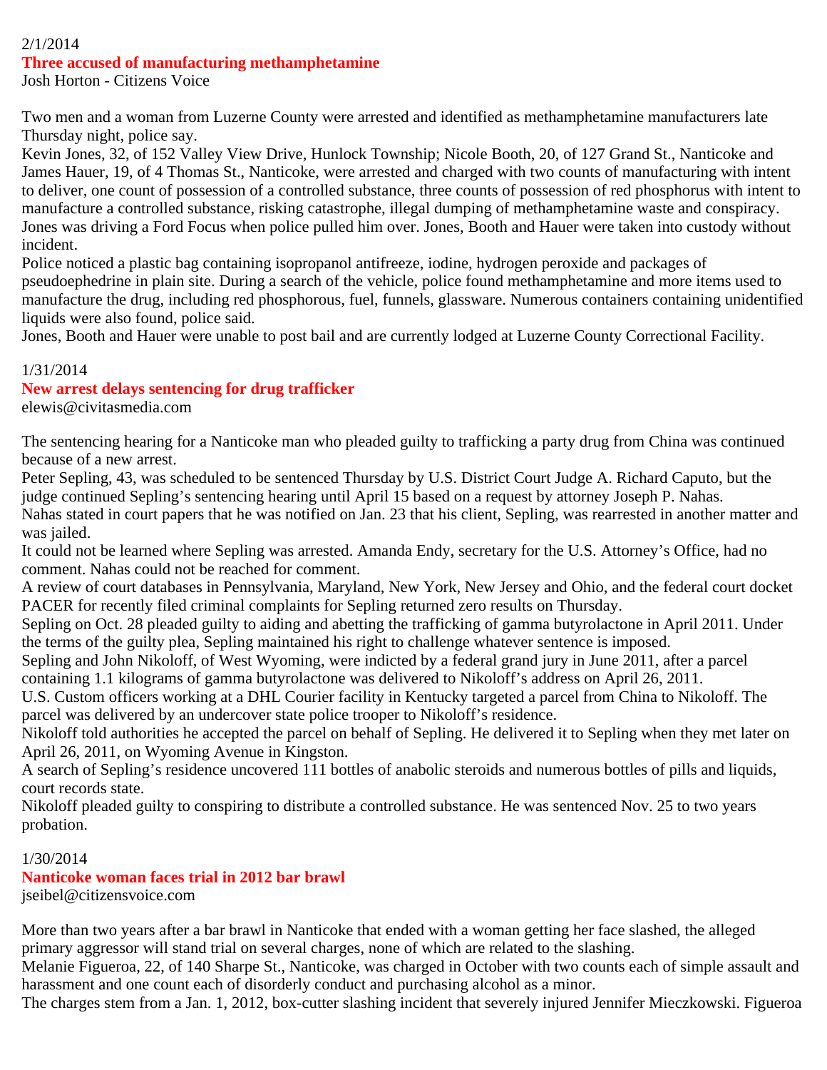2/1/2014

## Three accused of manufacturing methamphetamine

Josh Horton - Citizens Voice

Two men and a woman from Luzerne County were arrested and identified as methamphetamine manufacturers late Thursday night, police say.

Kevin Jones, 32, of 152 Valley View Drive, Hunlock Township; Nicole Booth, 20, of 127 Grand St., Nanticoke and James Hauer, 19, of 4 Thomas St., Nanticoke, were arrested and charged with two counts of manufacturing with intent to deliver, one count of possession of a controlled substance, three counts of possession of red phosphorus with intent to manufacture a controlled substance, risking catastrophe, illegal dumping of methamphetamine waste and conspiracy.

Jones was driving a Ford Focus when police pulled him over. Jones, Booth and Hauer were taken into custody without incident.

Police noticed a plastic bag containing isopropanol antifreeze, iodine, hydrogen peroxide and packages of pseudoephedrine in plain site. During a search of the vehicle, police found methamphetamine and more items used to manufacture the drug, including red phosphorous, fuel, funnels, glassware. Numerous containers containing unidentified liquids were also found, police said.

Jones, Booth and Hauer were unable to post bail and are currently lodged at Luzerne County Correctional Facility.

1/31/2014

## New arrest delays sentencing for drug trafficker

elewis@civitasmedia.com

The sentencing hearing for a Nanticoke man who pleaded guilty to trafficking a party drug from China was continued because of a new arrest.

Peter Sepling, 43, was scheduled to be sentenced Thursday by U.S. District Court Judge A. Richard Caputo, but the judge continued Sepling's sentencing hearing until April 15 based on a request by attorney Joseph P. Nahas.

Nahas stated in court papers that he was notified on Jan. 23 that his client, Sepling, was rearrested in another matter and was jailed.

It could not be learned where Sepling was arrested. Amanda Endy, secretary for the U.S. Attorney's Office, had no comment. Nahas could not be reached for comment.

A review of court databases in Pennsylvania, Maryland, New York, New Jersey and Ohio, and the federal court docket PACER for recently filed criminal complaints for Sepling returned zero results on Thursday.

Sepling on Oct. 28 pleaded guilty to aiding and abetting the trafficking of gamma butyrolactone in April 2011. Under the terms of the guilty plea, Sepling maintained his right to challenge whatever sentence is imposed.

Sepling and John Nikoloff, of West Wyoming, were indicted by a federal grand jury in June 2011, after a parcel containing 1.1 kilograms of gamma butyrolactone was delivered to Nikoloff's address on April 26, 2011.

U.S. Custom officers working at a DHL Courier facility in Kentucky targeted a parcel from China to Nikoloff. The parcel was delivered by an undercover state police trooper to Nikoloff's residence.

Nikoloff told authorities he accepted the parcel on behalf of Sepling. He delivered it to Sepling when they met later on April 26, 2011, on Wyoming Avenue in Kingston.

A search of Sepling's residence uncovered 111 bottles of anabolic steroids and numerous bottles of pills and liquids, court records state.

Nikoloff pleaded guilty to conspiring to distribute a controlled substance. He was sentenced Nov. 25 to two years probation.

1/30/2014

## Nanticoke woman faces trial in 2012 bar brawl

jseibel@citizensvoice.com

More than two years after a bar brawl in Nanticoke that ended with a woman getting her face slashed, the alleged primary aggressor will stand trial on several charges, none of which are related to the slashing.

Melanie Figueroa, 22, of 140 Sharpe St., Nanticoke, was charged in October with two counts each of simple assault and harassment and one count each of disorderly conduct and purchasing alcohol as a minor.

The charges stem from a Jan. 1, 2012, box-cutter slashing incident that severely injured Jennifer Mieczkowski. Figueroa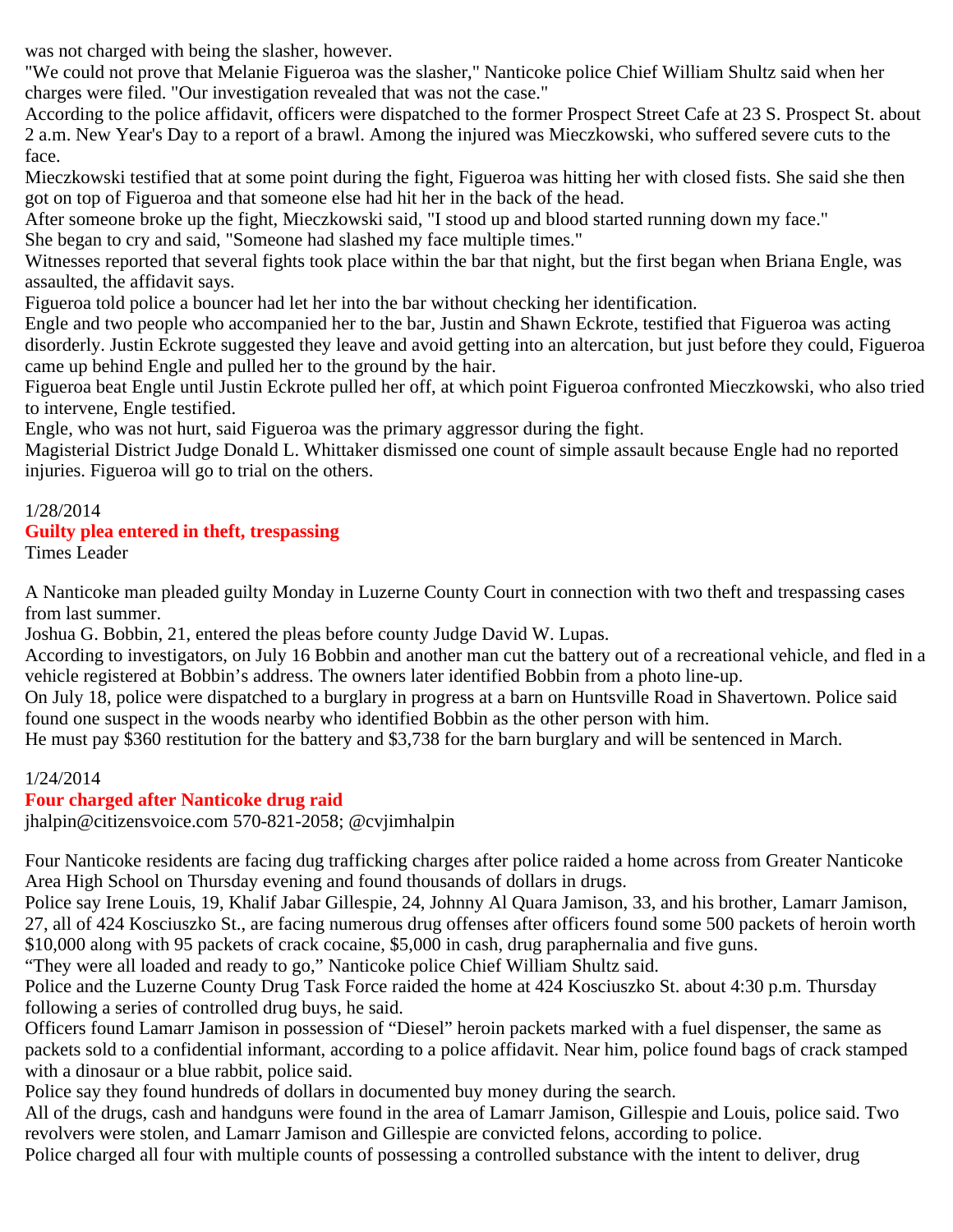was not charged with being the slasher, however.

"We could not prove that Melanie Figueroa was the slasher," Nanticoke police Chief William Shultz said when her charges were filed. "Our investigation revealed that was not the case."

According to the police affidavit, officers were dispatched to the former Prospect Street Cafe at 23 S. Prospect St. about 2 a.m. New Year's Day to a report of a brawl. Among the injured was Mieczkowski, who suffered severe cuts to the face.

Mieczkowski testified that at some point during the fight, Figueroa was hitting her with closed fists. She said she then got on top of Figueroa and that someone else had hit her in the back of the head.

After someone broke up the fight, Mieczkowski said, "I stood up and blood started running down my face."

She began to cry and said, "Someone had slashed my face multiple times."

Witnesses reported that several fights took place within the bar that night, but the first began when Briana Engle, was assaulted, the affidavit says.

Figueroa told police a bouncer had let her into the bar without checking her identification.

Engle and two people who accompanied her to the bar, Justin and Shawn Eckrote, testified that Figueroa was acting disorderly. Justin Eckrote suggested they leave and avoid getting into an altercation, but just before they could, Figueroa came up behind Engle and pulled her to the ground by the hair.

Figueroa beat Engle until Justin Eckrote pulled her off, at which point Figueroa confronted Mieczkowski, who also tried to intervene, Engle testified.

Engle, who was not hurt, said Figueroa was the primary aggressor during the fight.

Magisterial District Judge Donald L. Whittaker dismissed one count of simple assault because Engle had no reported injuries. Figueroa will go to trial on the others.

1/28/2014

## Guilty plea entered in theft, trespassing

Times Leader

A Nanticoke man pleaded guilty Monday in Luzerne County Court in connection with two theft and trespassing cases from last summer.

Joshua G. Bobbin, 21, entered the pleas before county Judge David W. Lupas.

According to investigators, on July 16 Bobbin and another man cut the battery out of a recreational vehicle, and fled in a vehicle registered at Bobbin’s address. The owners later identified Bobbin from a photo line-up.

On July 18, police were dispatched to a burglary in progress at a barn on Huntsville Road in Shavertown. Police said found one suspect in the woods nearby who identified Bobbin as the other person with him.

He must pay $360 restitution for the battery and $3,738 for the barn burglary and will be sentenced in March.

1/24/2014

## Four charged after Nanticoke drug raid

jhalpin@citizensvoice.com 570-821-2058; @cvjimhalpin

Four Nanticoke residents are facing dug trafficking charges after police raided a home across from Greater Nanticoke Area High School on Thursday evening and found thousands of dollars in drugs.

Police say Irene Louis, 19, Khalif Jabar Gillespie, 24, Johnny Al Quara Jamison, 33, and his brother, Lamarr Jamison, 27, all of 424 Kosciuszko St., are facing numerous drug offenses after officers found some 500 packets of heroin worth $10,000 along with 95 packets of crack cocaine, $5,000 in cash, drug paraphernalia and five guns.

“They were all loaded and ready to go,” Nanticoke police Chief William Shultz said.

Police and the Luzerne County Drug Task Force raided the home at 424 Kosciuszko St. about 4:30 p.m. Thursday following a series of controlled drug buys, he said.

Officers found Lamarr Jamison in possession of “Diesel” heroin packets marked with a fuel dispenser, the same as packets sold to a confidential informant, according to a police affidavit. Near him, police found bags of crack stamped with a dinosaur or a blue rabbit, police said.

Police say they found hundreds of dollars in documented buy money during the search.

All of the drugs, cash and handguns were found in the area of Lamarr Jamison, Gillespie and Louis, police said. Two revolvers were stolen, and Lamarr Jamison and Gillespie are convicted felons, according to police.

Police charged all four with multiple counts of possessing a controlled substance with the intent to deliver, drug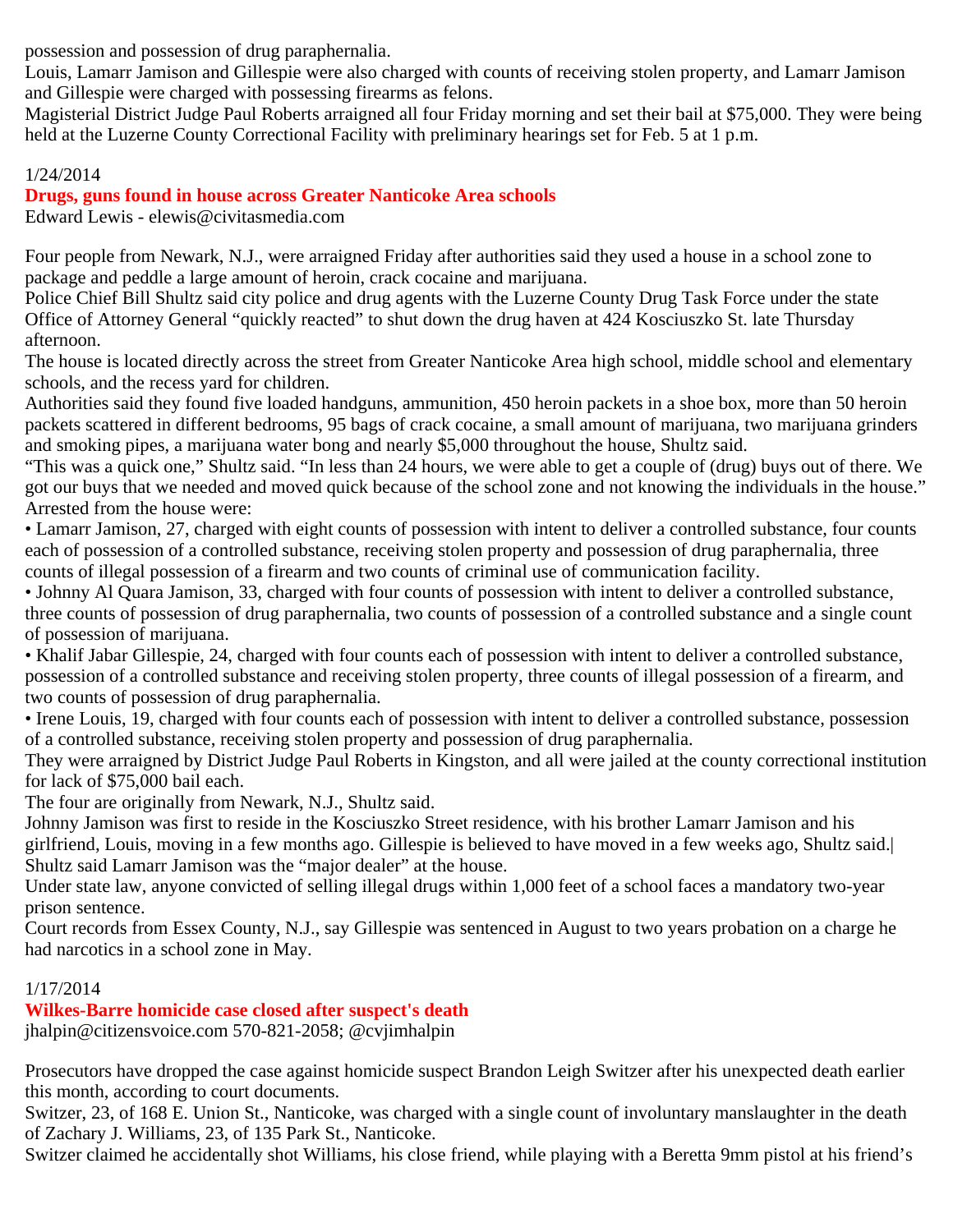possession and possession of drug paraphernalia.

Louis, Lamarr Jamison and Gillespie were also charged with counts of receiving stolen property, and Lamarr Jamison and Gillespie were charged with possessing firearms as felons.

Magisterial District Judge Paul Roberts arraigned all four Friday morning and set their bail at $75,000. They were being held at the Luzerne County Correctional Facility with preliminary hearings set for Feb. 5 at 1 p.m.

1/24/2014

**Drugs, guns found in house across Greater Nanticoke Area schools**

Edward Lewis - elewis@civitasmedia.com

Four people from Newark, N.J., were arraigned Friday after authorities said they used a house in a school zone to package and peddle a large amount of heroin, crack cocaine and marijuana.

Police Chief Bill Shultz said city police and drug agents with the Luzerne County Drug Task Force under the state Office of Attorney General "quickly reacted" to shut down the drug haven at 424 Kosciuszko St. late Thursday afternoon.

The house is located directly across the street from Greater Nanticoke Area high school, middle school and elementary schools, and the recess yard for children.

Authorities said they found five loaded handguns, ammunition, 450 heroin packets in a shoe box, more than 50 heroin packets scattered in different bedrooms, 95 bags of crack cocaine, a small amount of marijuana, two marijuana grinders and smoking pipes, a marijuana water bong and nearly $5,000 throughout the house, Shultz said.

"This was a quick one," Shultz said. "In less than 24 hours, we were able to get a couple of (drug) buys out of there. We got our buys that we needed and moved quick because of the school zone and not knowing the individuals in the house."

Arrested from the house were:

- Lamarr Jamison, 27, charged with eight counts of possession with intent to deliver a controlled substance, four counts each of possession of a controlled substance, receiving stolen property and possession of drug paraphernalia, three counts of illegal possession of a firearm and two counts of criminal use of communication facility.
- Johnny Al Quara Jamison, 33, charged with four counts of possession with intent to deliver a controlled substance, three counts of possession of drug paraphernalia, two counts of possession of a controlled substance and a single count of possession of marijuana.
- Khalif Jabar Gillespie, 24, charged with four counts each of possession with intent to deliver a controlled substance, possession of a controlled substance and receiving stolen property, three counts of illegal possession of a firearm, and two counts of possession of drug paraphernalia.
- Irene Louis, 19, charged with four counts each of possession with intent to deliver a controlled substance, possession of a controlled substance, receiving stolen property and possession of drug paraphernalia.

They were arraigned by District Judge Paul Roberts in Kingston, and all were jailed at the county correctional institution for lack of $75,000 bail each.

The four are originally from Newark, N.J., Shultz said.

Johnny Jamison was first to reside in the Kosciuszko Street residence, with his brother Lamarr Jamison and his girlfriend, Louis, moving in a few months ago. Gillespie is believed to have moved in a few weeks ago, Shultz said.|

Shultz said Lamarr Jamison was the "major dealer" at the house.

Under state law, anyone convicted of selling illegal drugs within 1,000 feet of a school faces a mandatory two-year prison sentence.

Court records from Essex County, N.J., say Gillespie was sentenced in August to two years probation on a charge he had narcotics in a school zone in May.

1/17/2014

**Wilkes-Barre homicide case closed after suspect's death**

jhalpin@citizensvoice.com 570-821-2058; @cvjimhalpin

Prosecutors have dropped the case against homicide suspect Brandon Leigh Switzer after his unexpected death earlier this month, according to court documents.

Switzer, 23, of 168 E. Union St., Nanticoke, was charged with a single count of involuntary manslaughter in the death of Zachary J. Williams, 23, of 135 Park St., Nanticoke.

Switzer claimed he accidentally shot Williams, his close friend, while playing with a Beretta 9mm pistol at his friend's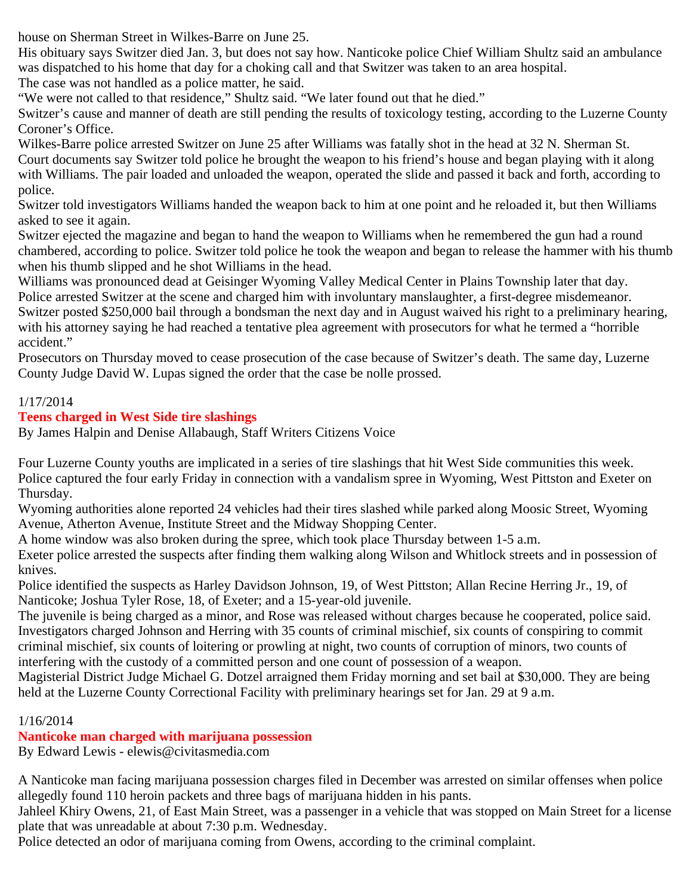house on Sherman Street in Wilkes-Barre on June 25.

His obituary says Switzer died Jan. 3, but does not say how. Nanticoke police Chief William Shultz said an ambulance was dispatched to his home that day for a choking call and that Switzer was taken to an area hospital.

The case was not handled as a police matter, he said.

"We were not called to that residence," Shultz said. "We later found out that he died."

Switzer's cause and manner of death are still pending the results of toxicology testing, according to the Luzerne County Coroner's Office.

Wilkes-Barre police arrested Switzer on June 25 after Williams was fatally shot in the head at 32 N. Sherman St.

Court documents say Switzer told police he brought the weapon to his friend's house and began playing with it along with Williams. The pair loaded and unloaded the weapon, operated the slide and passed it back and forth, according to police.

Switzer told investigators Williams handed the weapon back to him at one point and he reloaded it, but then Williams asked to see it again.

Switzer ejected the magazine and began to hand the weapon to Williams when he remembered the gun had a round chambered, according to police. Switzer told police he took the weapon and began to release the hammer with his thumb when his thumb slipped and he shot Williams in the head.

Williams was pronounced dead at Geisinger Wyoming Valley Medical Center in Plains Township later that day.

Police arrested Switzer at the scene and charged him with involuntary manslaughter, a first-degree misdemeanor.

Switzer posted $250,000 bail through a bondsman the next day and in August waived his right to a preliminary hearing, with his attorney saying he had reached a tentative plea agreement with prosecutors for what he termed a "horrible accident."

Prosecutors on Thursday moved to cease prosecution of the case because of Switzer's death. The same day, Luzerne County Judge David W. Lupas signed the order that the case be nolle prossed.

1/17/2014

## Teens charged in West Side tire slashings

By James Halpin and Denise Allabaugh, Staff Writers Citizens Voice

Four Luzerne County youths are implicated in a series of tire slashings that hit West Side communities this week.

Police captured the four early Friday in connection with a vandalism spree in Wyoming, West Pittston and Exeter on Thursday.

Wyoming authorities alone reported 24 vehicles had their tires slashed while parked along Moosic Street, Wyoming Avenue, Atherton Avenue, Institute Street and the Midway Shopping Center.

A home window was also broken during the spree, which took place Thursday between 1-5 a.m.

Exeter police arrested the suspects after finding them walking along Wilson and Whitlock streets and in possession of knives.

Police identified the suspects as Harley Davidson Johnson, 19, of West Pittston; Allan Recine Herring Jr., 19, of Nanticoke; Joshua Tyler Rose, 18, of Exeter; and a 15-year-old juvenile.

The juvenile is being charged as a minor, and Rose was released without charges because he cooperated, police said.

Investigators charged Johnson and Herring with 35 counts of criminal mischief, six counts of conspiring to commit criminal mischief, six counts of loitering or prowling at night, two counts of corruption of minors, two counts of interfering with the custody of a committed person and one count of possession of a weapon.

Magisterial District Judge Michael G. Dotzel arraigned them Friday morning and set bail at $30,000. They are being held at the Luzerne County Correctional Facility with preliminary hearings set for Jan. 29 at 9 a.m.

1/16/2014

## Nanticoke man charged with marijuana possession

By Edward Lewis - elewis@civitasmedia.com

A Nanticoke man facing marijuana possession charges filed in December was arrested on similar offenses when police allegedly found 110 heroin packets and three bags of marijuana hidden in his pants.

Jahleel Khiry Owens, 21, of East Main Street, was a passenger in a vehicle that was stopped on Main Street for a license plate that was unreadable at about 7:30 p.m. Wednesday.

Police detected an odor of marijuana coming from Owens, according to the criminal complaint.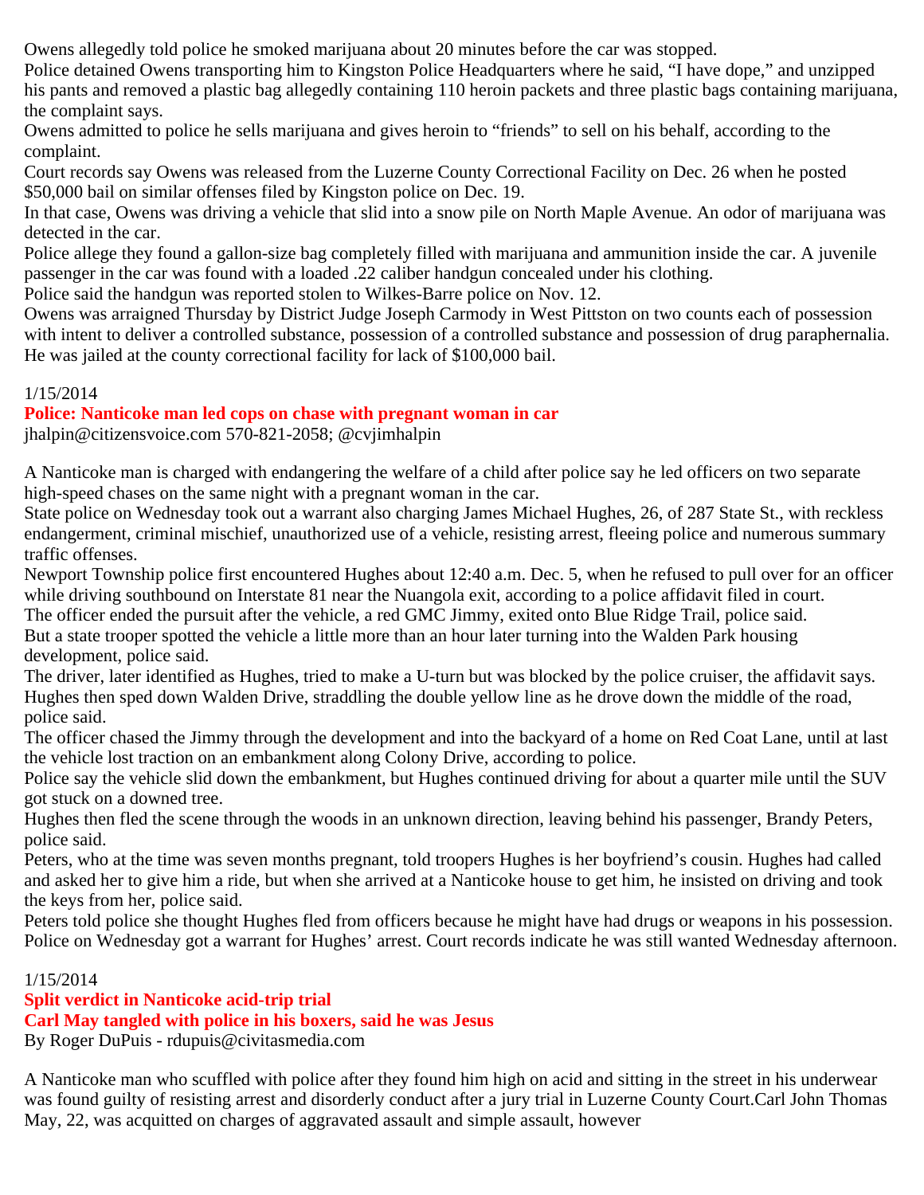Owens allegedly told police he smoked marijuana about 20 minutes before the car was stopped.

Police detained Owens transporting him to Kingston Police Headquarters where he said, “I have dope,” and unzipped his pants and removed a plastic bag allegedly containing 110 heroin packets and three plastic bags containing marijuana, the complaint says.

Owens admitted to police he sells marijuana and gives heroin to “friends” to sell on his behalf, according to the complaint.

Court records say Owens was released from the Luzerne County Correctional Facility on Dec. 26 when he posted $50,000 bail on similar offenses filed by Kingston police on Dec. 19.

In that case, Owens was driving a vehicle that slid into a snow pile on North Maple Avenue. An odor of marijuana was detected in the car.

Police allege they found a gallon-size bag completely filled with marijuana and ammunition inside the car. A juvenile passenger in the car was found with a loaded .22 caliber handgun concealed under his clothing.

Police said the handgun was reported stolen to Wilkes-Barre police on Nov. 12.

Owens was arraigned Thursday by District Judge Joseph Carmody in West Pittston on two counts each of possession with intent to deliver a controlled substance, possession of a controlled substance and possession of drug paraphernalia. He was jailed at the county correctional facility for lack of $100,000 bail.

1/15/2014

**Police: Nanticoke man led cops on chase with pregnant woman in car**

jhalpin@citizensvoice.com 570-821-2058; @cvjimhalpin

A Nanticoke man is charged with endangering the welfare of a child after police say he led officers on two separate high-speed chases on the same night with a pregnant woman in the car.

State police on Wednesday took out a warrant also charging James Michael Hughes, 26, of 287 State St., with reckless endangerment, criminal mischief, unauthorized use of a vehicle, resisting arrest, fleeing police and numerous summary traffic offenses.

Newport Township police first encountered Hughes about 12:40 a.m. Dec. 5, when he refused to pull over for an officer while driving southbound on Interstate 81 near the Nuangola exit, according to a police affidavit filed in court.

The officer ended the pursuit after the vehicle, a red GMC Jimmy, exited onto Blue Ridge Trail, police said.

But a state trooper spotted the vehicle a little more than an hour later turning into the Walden Park housing development, police said.

The driver, later identified as Hughes, tried to make a U-turn but was blocked by the police cruiser, the affidavit says. Hughes then sped down Walden Drive, straddling the double yellow line as he drove down the middle of the road, police said.

The officer chased the Jimmy through the development and into the backyard of a home on Red Coat Lane, until at last the vehicle lost traction on an embankment along Colony Drive, according to police.

Police say the vehicle slid down the embankment, but Hughes continued driving for about a quarter mile until the SUV got stuck on a downed tree.

Hughes then fled the scene through the woods in an unknown direction, leaving behind his passenger, Brandy Peters, police said.

Peters, who at the time was seven months pregnant, told troopers Hughes is her boyfriend’s cousin. Hughes had called and asked her to give him a ride, but when she arrived at a Nanticoke house to get him, he insisted on driving and took the keys from her, police said.

Peters told police she thought Hughes fled from officers because he might have had drugs or weapons in his possession.

Police on Wednesday got a warrant for Hughes’ arrest. Court records indicate he was still wanted Wednesday afternoon.

1/15/2014

**Split verdict in Nanticoke acid-trip trial**

**Carl May tangled with police in his boxers, said he was Jesus**

By Roger DuPuis - rdupuis@civitasmedia.com

A Nanticoke man who scuffled with police after they found him high on acid and sitting in the street in his underwear was found guilty of resisting arrest and disorderly conduct after a jury trial in Luzerne County Court.Carl John Thomas May, 22, was acquitted on charges of aggravated assault and simple assault, however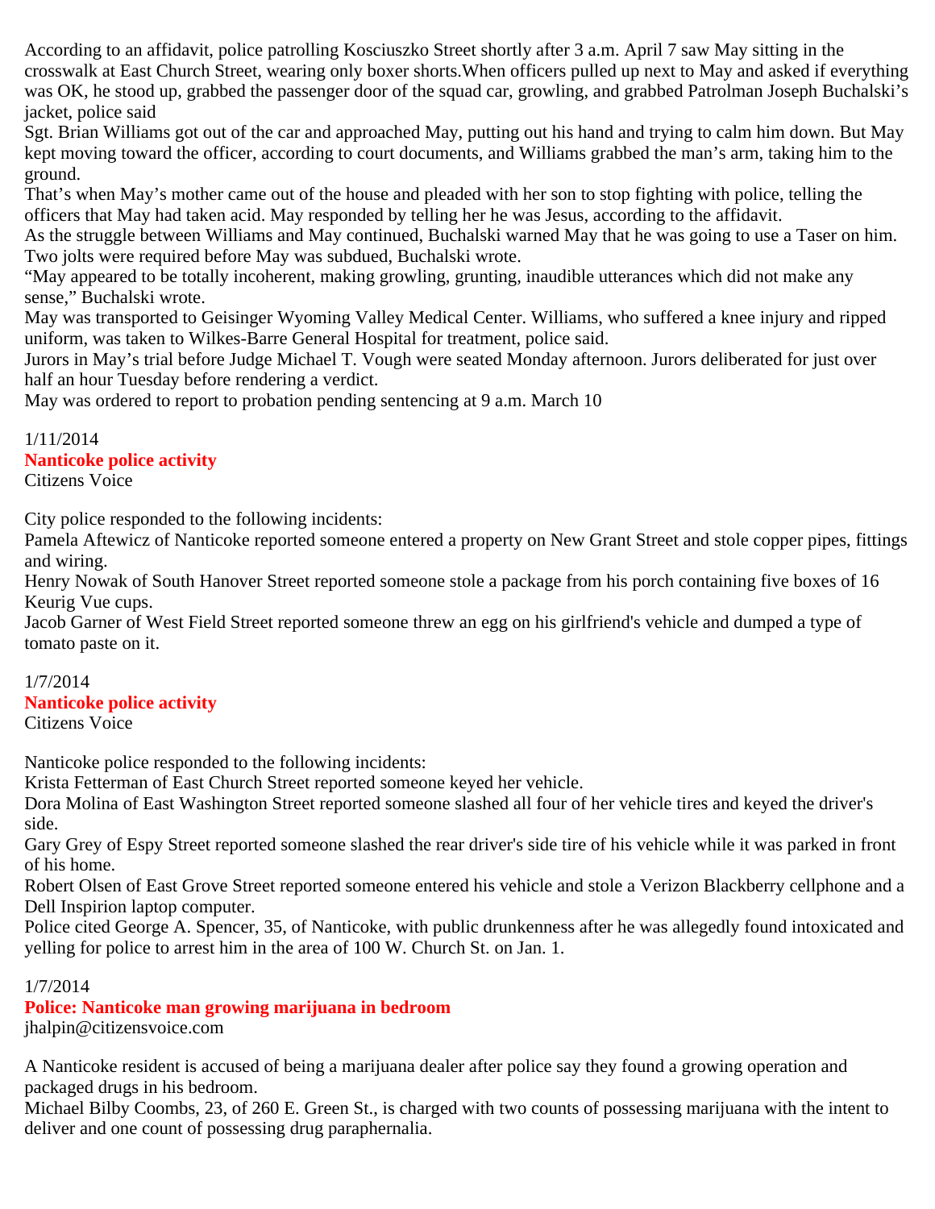According to an affidavit, police patrolling Kosciuszko Street shortly after 3 a.m. April 7 saw May sitting in the crosswalk at East Church Street, wearing only boxer shorts.When officers pulled up next to May and asked if everything was OK, he stood up, grabbed the passenger door of the squad car, growling, and grabbed Patrolman Joseph Buchalski's jacket, police said

Sgt. Brian Williams got out of the car and approached May, putting out his hand and trying to calm him down. But May kept moving toward the officer, according to court documents, and Williams grabbed the man's arm, taking him to the ground.

That's when May's mother came out of the house and pleaded with her son to stop fighting with police, telling the officers that May had taken acid. May responded by telling her he was Jesus, according to the affidavit.

As the struggle between Williams and May continued, Buchalski warned May that he was going to use a Taser on him. Two jolts were required before May was subdued, Buchalski wrote.

"May appeared to be totally incoherent, making growling, grunting, inaudible utterances which did not make any sense," Buchalski wrote.

May was transported to Geisinger Wyoming Valley Medical Center. Williams, who suffered a knee injury and ripped uniform, was taken to Wilkes-Barre General Hospital for treatment, police said.

Jurors in May's trial before Judge Michael T. Vough were seated Monday afternoon. Jurors deliberated for just over half an hour Tuesday before rendering a verdict.

May was ordered to report to probation pending sentencing at 9 a.m. March 10

1/11/2014
**Nanticoke police activity**
Citizens Voice

City police responded to the following incidents:

Pamela Aftewicz of Nanticoke reported someone entered a property on New Grant Street and stole copper pipes, fittings and wiring.

Henry Nowak of South Hanover Street reported someone stole a package from his porch containing five boxes of 16 Keurig Vue cups.

Jacob Garner of West Field Street reported someone threw an egg on his girlfriend's vehicle and dumped a type of tomato paste on it.

1/7/2014
**Nanticoke police activity**
Citizens Voice

Nanticoke police responded to the following incidents:

Krista Fetterman of East Church Street reported someone keyed her vehicle.

Dora Molina of East Washington Street reported someone slashed all four of her vehicle tires and keyed the driver's side.

Gary Grey of Espy Street reported someone slashed the rear driver's side tire of his vehicle while it was parked in front of his home.

Robert Olsen of East Grove Street reported someone entered his vehicle and stole a Verizon Blackberry cellphone and a Dell Inspirion laptop computer.

Police cited George A. Spencer, 35, of Nanticoke, with public drunkenness after he was allegedly found intoxicated and yelling for police to arrest him in the area of 100 W. Church St. on Jan. 1.

1/7/2014
**Police: Nanticoke man growing marijuana in bedroom**
jhalpin@citizensvoice.com

A Nanticoke resident is accused of being a marijuana dealer after police say they found a growing operation and packaged drugs in his bedroom.

Michael Bilby Coombs, 23, of 260 E. Green St., is charged with two counts of possessing marijuana with the intent to deliver and one count of possessing drug paraphernalia.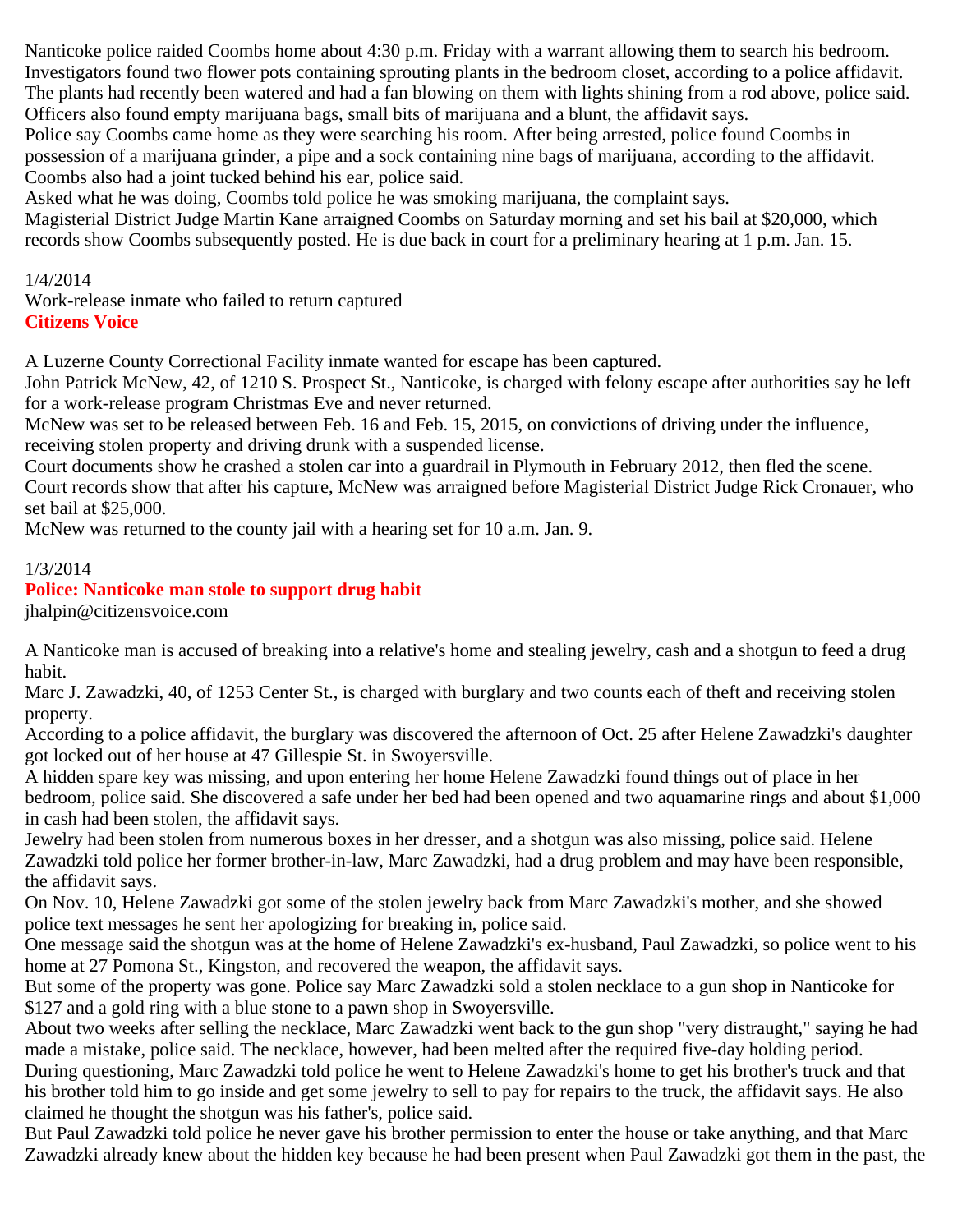Nanticoke police raided Coombs home about 4:30 p.m. Friday with a warrant allowing them to search his bedroom.
Investigators found two flower pots containing sprouting plants in the bedroom closet, according to a police affidavit.
The plants had recently been watered and had a fan blowing on them with lights shining from a rod above, police said.
Officers also found empty marijuana bags, small bits of marijuana and a blunt, the affidavit says.
Police say Coombs came home as they were searching his room. After being arrested, police found Coombs in possession of a marijuana grinder, a pipe and a sock containing nine bags of marijuana, according to the affidavit.
Coombs also had a joint tucked behind his ear, police said.
Asked what he was doing, Coombs told police he was smoking marijuana, the complaint says.
Magisterial District Judge Martin Kane arraigned Coombs on Saturday morning and set his bail at $20,000, which records show Coombs subsequently posted. He is due back in court for a preliminary hearing at 1 p.m. Jan. 15.

1/4/2014
Work-release inmate who failed to return captured
**Citizens Voice**

A Luzerne County Correctional Facility inmate wanted for escape has been captured.
John Patrick McNew, 42, of 1210 S. Prospect St., Nanticoke, is charged with felony escape after authorities say he left for a work-release program Christmas Eve and never returned.
McNew was set to be released between Feb. 16 and Feb. 15, 2015, on convictions of driving under the influence, receiving stolen property and driving drunk with a suspended license.
Court documents show he crashed a stolen car into a guardrail in Plymouth in February 2012, then fled the scene.
Court records show that after his capture, McNew was arraigned before Magisterial District Judge Rick Cronauer, who set bail at $25,000.
McNew was returned to the county jail with a hearing set for 10 a.m. Jan. 9.

1/3/2014
**Police: Nanticoke man stole to support drug habit**
jhalpin@citizensvoice.com

A Nanticoke man is accused of breaking into a relative's home and stealing jewelry, cash and a shotgun to feed a drug habit.
Marc J. Zawadzki, 40, of 1253 Center St., is charged with burglary and two counts each of theft and receiving stolen property.
According to a police affidavit, the burglary was discovered the afternoon of Oct. 25 after Helene Zawadzki's daughter got locked out of her house at 47 Gillespie St. in Swoyersville.
A hidden spare key was missing, and upon entering her home Helene Zawadzki found things out of place in her bedroom, police said. She discovered a safe under her bed had been opened and two aquamarine rings and about $1,000 in cash had been stolen, the affidavit says.
Jewelry had been stolen from numerous boxes in her dresser, and a shotgun was also missing, police said. Helene Zawadzki told police her former brother-in-law, Marc Zawadzki, had a drug problem and may have been responsible, the affidavit says.
On Nov. 10, Helene Zawadzki got some of the stolen jewelry back from Marc Zawadzki's mother, and she showed police text messages he sent her apologizing for breaking in, police said.
One message said the shotgun was at the home of Helene Zawadzki's ex-husband, Paul Zawadzki, so police went to his home at 27 Pomona St., Kingston, and recovered the weapon, the affidavit says.
But some of the property was gone. Police say Marc Zawadzki sold a stolen necklace to a gun shop in Nanticoke for $127 and a gold ring with a blue stone to a pawn shop in Swoyersville.
About two weeks after selling the necklace, Marc Zawadzki went back to the gun shop "very distraught," saying he had made a mistake, police said. The necklace, however, had been melted after the required five-day holding period.
During questioning, Marc Zawadzki told police he went to Helene Zawadzki's home to get his brother's truck and that his brother told him to go inside and get some jewelry to sell to pay for repairs to the truck, the affidavit says. He also claimed he thought the shotgun was his father's, police said.
But Paul Zawadzki told police he never gave his brother permission to enter the house or take anything, and that Marc Zawadzki already knew about the hidden key because he had been present when Paul Zawadzki got them in the past, the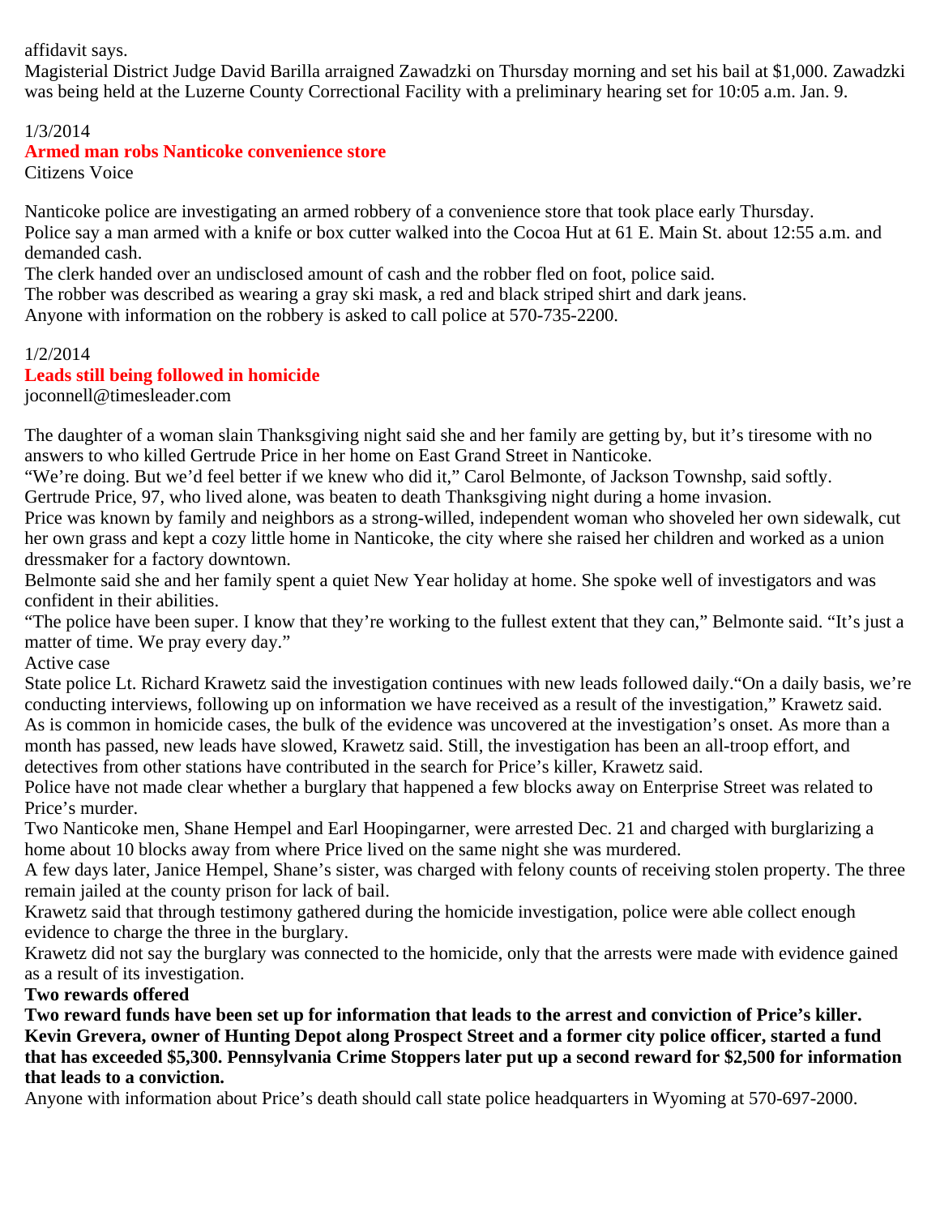affidavit says.

Magisterial District Judge David Barilla arraigned Zawadzki on Thursday morning and set his bail at $1,000. Zawadzki was being held at the Luzerne County Correctional Facility with a preliminary hearing set for 10:05 a.m. Jan. 9.

1/3/2014

## Armed man robs Nanticoke convenience store

Citizens Voice

Nanticoke police are investigating an armed robbery of a convenience store that took place early Thursday.

Police say a man armed with a knife or box cutter walked into the Cocoa Hut at 61 E. Main St. about 12:55 a.m. and demanded cash.

The clerk handed over an undisclosed amount of cash and the robber fled on foot, police said.

The robber was described as wearing a gray ski mask, a red and black striped shirt and dark jeans.

Anyone with information on the robbery is asked to call police at 570-735-2200.

1/2/2014

## Leads still being followed in homicide

joconnell@timesleader.com

The daughter of a woman slain Thanksgiving night said she and her family are getting by, but it's tiresome with no answers to who killed Gertrude Price in her home on East Grand Street in Nanticoke.

"We're doing. But we'd feel better if we knew who did it," Carol Belmonte, of Jackson Townshp, said softly.

Gertrude Price, 97, who lived alone, was beaten to death Thanksgiving night during a home invasion.

Price was known by family and neighbors as a strong-willed, independent woman who shoveled her own sidewalk, cut her own grass and kept a cozy little home in Nanticoke, the city where she raised her children and worked as a union dressmaker for a factory downtown.

Belmonte said she and her family spent a quiet New Year holiday at home. She spoke well of investigators and was confident in their abilities.

"The police have been super. I know that they're working to the fullest extent that they can," Belmonte said. "It's just a matter of time. We pray every day."

Active case

State police Lt. Richard Krawetz said the investigation continues with new leads followed daily."On a daily basis, we're conducting interviews, following up on information we have received as a result of the investigation," Krawetz said.

As is common in homicide cases, the bulk of the evidence was uncovered at the investigation's onset. As more than a month has passed, new leads have slowed, Krawetz said. Still, the investigation has been an all-troop effort, and detectives from other stations have contributed in the search for Price's killer, Krawetz said.

Police have not made clear whether a burglary that happened a few blocks away on Enterprise Street was related to Price's murder.

Two Nanticoke men, Shane Hempel and Earl Hoopingarner, were arrested Dec. 21 and charged with burglarizing a home about 10 blocks away from where Price lived on the same night she was murdered.

A few days later, Janice Hempel, Shane's sister, was charged with felony counts of receiving stolen property. The three remain jailed at the county prison for lack of bail.

Krawetz said that through testimony gathered during the homicide investigation, police were able collect enough evidence to charge the three in the burglary.

Krawetz did not say the burglary was connected to the homicide, only that the arrests were made with evidence gained as a result of its investigation.

**Two rewards offered**

**Two reward funds have been set up for information that leads to the arrest and conviction of Price's killer. Kevin Grevera, owner of Hunting Depot along Prospect Street and a former city police officer, started a fund that has exceeded $5,300. Pennsylvania Crime Stoppers later put up a second reward for $2,500 for information that leads to a conviction.**

Anyone with information about Price's death should call state police headquarters in Wyoming at 570-697-2000.